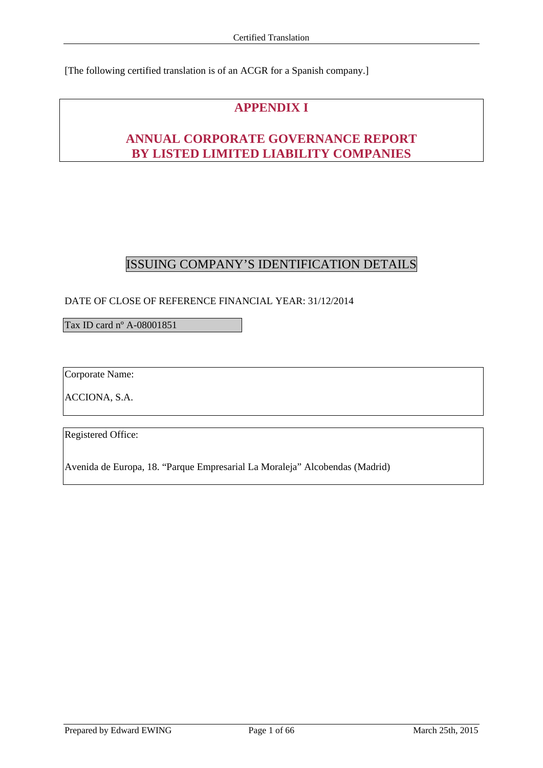[The following certified translation is of an ACGR for a Spanish company.]

# APPENDIX I

# ANNUAL CORPORATE GOVERNANCE REPORT BY LISTED LIMITED LIABILITY COMPANIES

## ISSUING COMPANY'S IDENTIFICATION DETAILS

DATE OF CLOSE OF REFERENCE FINANCIAL YEAR: 31/12/2014

Tax ID card nº A-08001851

Corporate Name:

ACCIONA, S.A.

Registered Office:

Avenida de Europa, 18. "Parque Empresarial La Moraleja" Alcobendas (Madrid)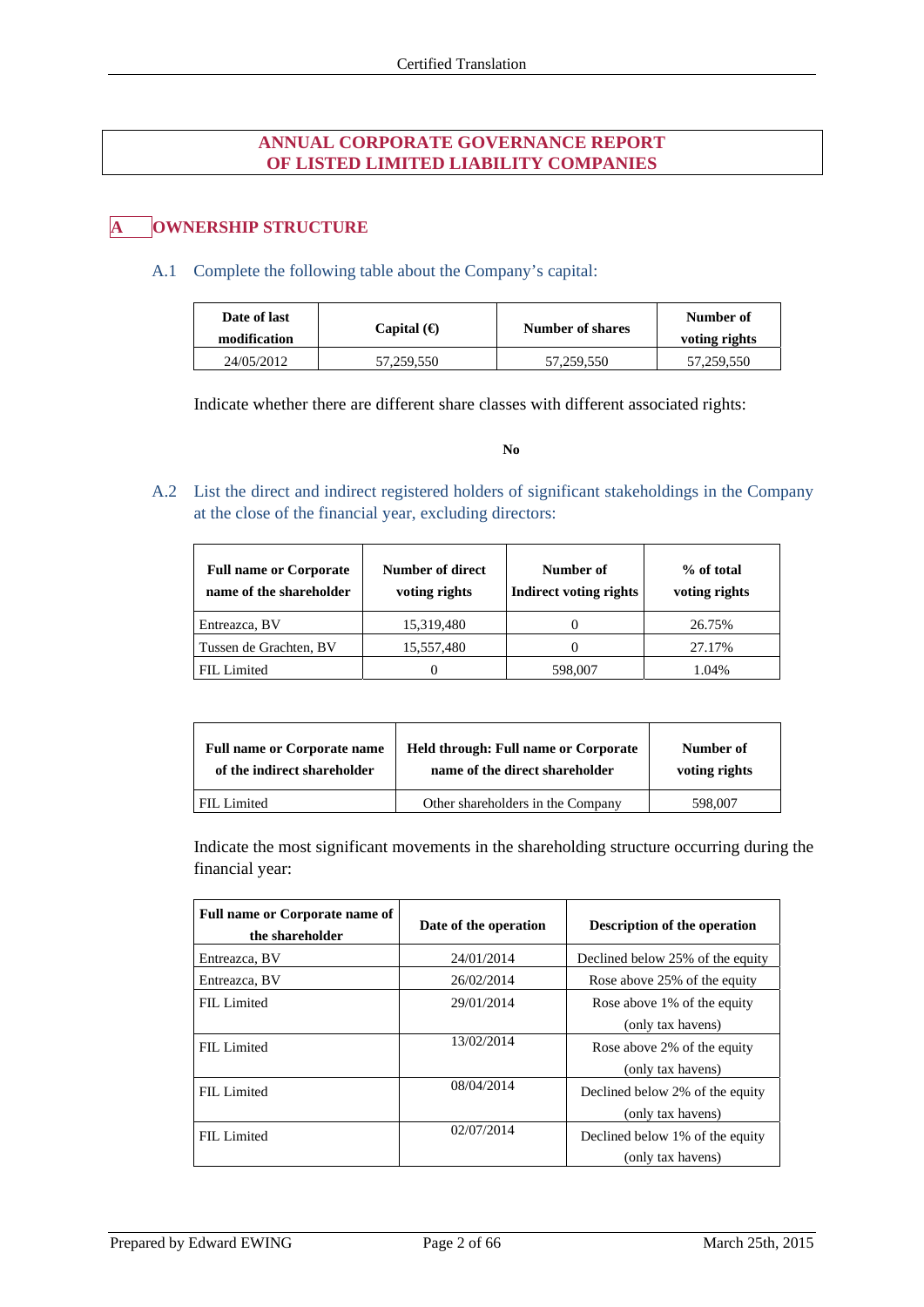# ANNUAL CORPORATE GOVERNANCE REPORT OF LISTED LIMITED LIABILITY COMPANIES

## A OWNERSHIP STRUCTURE

### A.1 Complete the following table about the Company's capital:

| Date of last modification | Capital (€) | Number of shares | Number of voting rights |
|---|---|---|---|
| 24/05/2012 | 57,259,550 | 57,259,550 | 57,259,550 |

Indicate whether there are different share classes with different associated rights:

**No**

### A.2 List the direct and indirect registered holders of significant stakeholdings in the Company at the close of the financial year, excluding directors:

| Full name or Corporate name of the shareholder | Number of direct voting rights | Number of Indirect voting rights | % of total voting rights |
|---|---|---|---|
| Entreazca, BV | 15,319,480 | 0 | 26.75% |
| Tussen de Grachten, BV | 15,557,480 | 0 | 27.17% |
| FIL Limited | 0 | 598,007 | 1.04% |

| Full name or Corporate name of the indirect shareholder | Held through: Full name or Corporate name of the direct shareholder | Number of voting rights |
|---|---|---|
| FIL Limited | Other shareholders in the Company | 598,007 |

Indicate the most significant movements in the shareholding structure occurring during the financial year:

| Full name or Corporate name of the shareholder | Date of the operation | Description of the operation |
|---|---|---|
| Entreazca, BV | 24/01/2014 | Declined below 25% of the equity |
| Entreazca, BV | 26/02/2014 | Rose above 25% of the equity |
| FIL Limited | 29/01/2014 | Rose above 1% of the equity (only tax havens) |
| FIL Limited | 13/02/2014 | Rose above 2% of the equity (only tax havens) |
| FIL Limited | 08/04/2014 | Declined below 2% of the equity (only tax havens) |
| FIL Limited | 02/07/2014 | Declined below 1% of the equity (only tax havens) |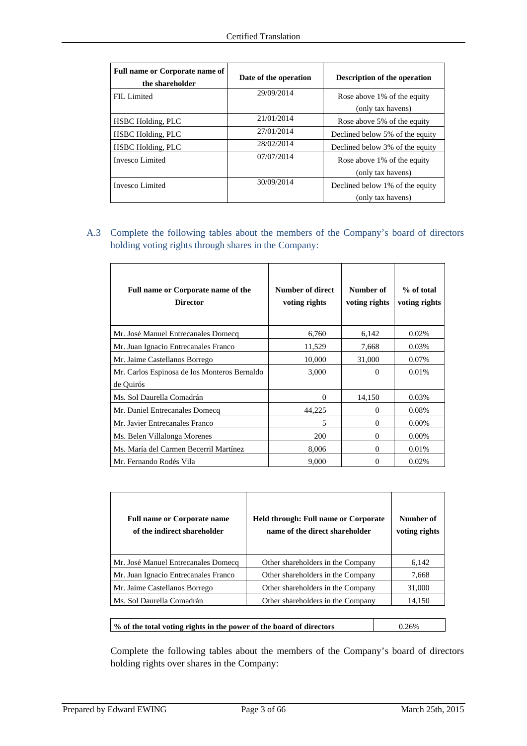| Full name or Corporate name of the shareholder | Date of the operation | Description of the operation |
|---|---|---|
| FIL Limited | 29/09/2014 | Rose above 1% of the equity (only tax havens) |
| HSBC Holding, PLC | 21/01/2014 | Rose above 5% of the equity |
| HSBC Holding, PLC | 27/01/2014 | Declined below 5% of the equity |
| HSBC Holding, PLC | 28/02/2014 | Declined below 3% of the equity |
| Invesco Limited | 07/07/2014 | Rose above 1% of the equity (only tax havens) |
| Invesco Limited | 30/09/2014 | Declined below 1% of the equity (only tax havens) |

## A.3 Complete the following tables about the members of the Company's board of directors holding voting rights through shares in the Company:

| Full name or Corporate name of the Director | Number of direct voting rights | Number of voting rights | % of total voting rights |
|---|---|---|---|
| Mr. José Manuel Entrecanales Domecq | 6,760 | 6,142 | 0.02% |
| Mr. Juan Ignacio Entrecanales Franco | 11,529 | 7,668 | 0.03% |
| Mr. Jaime Castellanos Borrego | 10,000 | 31,000 | 0.07% |
| Mr. Carlos Espinosa de los Monteros Bernaldo de Quirós | 3,000 | 0 | 0.01% |
| Ms. Sol Daurella Comadrán | 0 | 14,150 | 0.03% |
| Mr. Daniel Entrecanales Domecq | 44,225 | 0 | 0.08% |
| Mr. Javier Entrecanales Franco | 5 | 0 | 0.00% |
| Ms. Belen Villalonga Morenes | 200 | 0 | 0.00% |
| Ms. María del Carmen Becerril Martínez | 8,006 | 0 | 0.01% |
| Mr. Fernando Rodés Vila | 9,000 | 0 | 0.02% |

| Full name or Corporate name of the indirect shareholder | Held through: Full name or Corporate name of the direct shareholder | Number of voting rights |
|---|---|---|
| Mr. José Manuel Entrecanales Domecq | Other shareholders in the Company | 6,142 |
| Mr. Juan Ignacio Entrecanales Franco | Other shareholders in the Company | 7,668 |
| Mr. Jaime Castellanos Borrego | Other shareholders in the Company | 31,000 |
| Ms. Sol Daurella Comadrán | Other shareholders in the Company | 14,150 |

| % of the total voting rights in the power of the board of directors | 0.26% |
|---|---|

Complete the following tables about the members of the Company's board of directors holding rights over shares in the Company: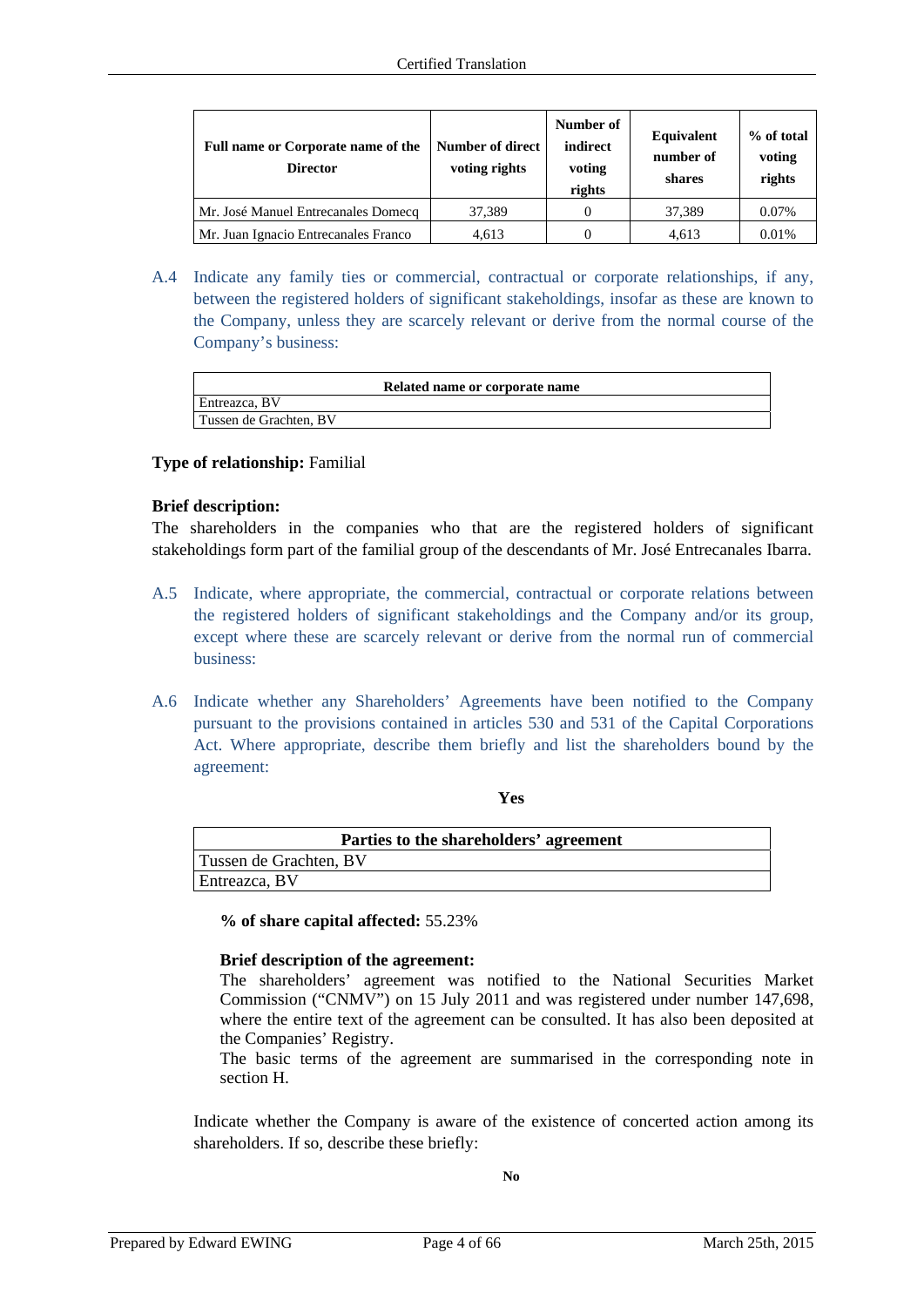| Full name or Corporate name of the Director | Number of direct voting rights | Number of indirect voting rights | Equivalent number of shares | % of total voting rights |
|---|---|---|---|---|
| Mr. José Manuel Entrecanales Domecq | 37,389 | 0 | 37,389 | 0.07% |
| Mr. Juan Ignacio Entrecanales Franco | 4,613 | 0 | 4,613 | 0.01% |

A.4 Indicate any family ties or commercial, contractual or corporate relationships, if any, between the registered holders of significant stakeholdings, insofar as these are known to the Company, unless they are scarcely relevant or derive from the normal course of the Company's business:

| Related name or corporate name |
|---|
| Entreazca, BV |
| Tussen de Grachten, BV |

**Type of relationship:** Familial

**Brief description:**
The shareholders in the companies who that are the registered holders of significant stakeholdings form part of the familial group of the descendants of Mr. José Entrecanales Ibarra.

A.5 Indicate, where appropriate, the commercial, contractual or corporate relations between the registered holders of significant stakeholdings and the Company and/or its group, except where these are scarcely relevant or derive from the normal run of commercial business:

A.6 Indicate whether any Shareholders' Agreements have been notified to the Company pursuant to the provisions contained in articles 530 and 531 of the Capital Corporations Act. Where appropriate, describe them briefly and list the shareholders bound by the agreement:

**Yes**

| Parties to the shareholders' agreement |
|---|
| Tussen de Grachten, BV |
| Entreazca, BV |

**% of share capital affected:** 55.23%

**Brief description of the agreement:**
The shareholders' agreement was notified to the National Securities Market Commission ("CNMV") on 15 July 2011 and was registered under number 147,698, where the entire text of the agreement can be consulted. It has also been deposited at the Companies' Registry.
The basic terms of the agreement are summarised in the corresponding note in section H.

Indicate whether the Company is aware of the existence of concerted action among its shareholders. If so, describe these briefly:

**No**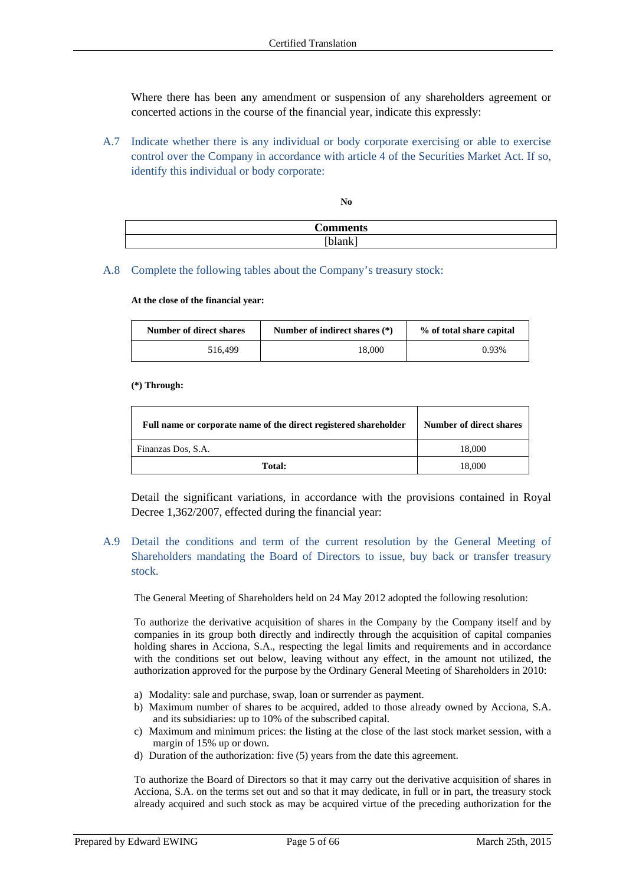Where there has been any amendment or suspension of any shareholders agreement or concerted actions in the course of the financial year, indicate this expressly:

A.7 Indicate whether there is any individual or body corporate exercising or able to exercise control over the Company in accordance with article 4 of the Securities Market Act. If so, identify this individual or body corporate:

**No**

| Comments |
|---|
| [blank] |

A.8 Complete the following tables about the Company's treasury stock:

**At the close of the financial year:**

| Number of direct shares | Number of indirect shares (*) | % of total share capital |
|---|---|---|
| 516,499 | 18,000 | 0.93% |

**(*) Through:**

| Full name or corporate name of the direct registered shareholder | Number of direct shares |
|---|---|
| Finanzas Dos, S.A. | 18,000 |
| **Total:** | 18,000 |

Detail the significant variations, in accordance with the provisions contained in Royal Decree 1,362/2007, effected during the financial year:

A.9 Detail the conditions and term of the current resolution by the General Meeting of Shareholders mandating the Board of Directors to issue, buy back or transfer treasury stock.

The General Meeting of Shareholders held on 24 May 2012 adopted the following resolution:

To authorize the derivative acquisition of shares in the Company by the Company itself and by companies in its group both directly and indirectly through the acquisition of capital companies holding shares in Acciona, S.A., respecting the legal limits and requirements and in accordance with the conditions set out below, leaving without any effect, in the amount not utilized, the authorization approved for the purpose by the Ordinary General Meeting of Shareholders in 2010:

a) Modality: sale and purchase, swap, loan or surrender as payment.
b) Maximum number of shares to be acquired, added to those already owned by Acciona, S.A. and its subsidiaries: up to 10% of the subscribed capital.
c) Maximum and minimum prices: the listing at the close of the last stock market session, with a margin of 15% up or down.
d) Duration of the authorization: five (5) years from the date this agreement.

To authorize the Board of Directors so that it may carry out the derivative acquisition of shares in Acciona, S.A. on the terms set out and so that it may dedicate, in full or in part, the treasury stock already acquired and such stock as may be acquired virtue of the preceding authorization for the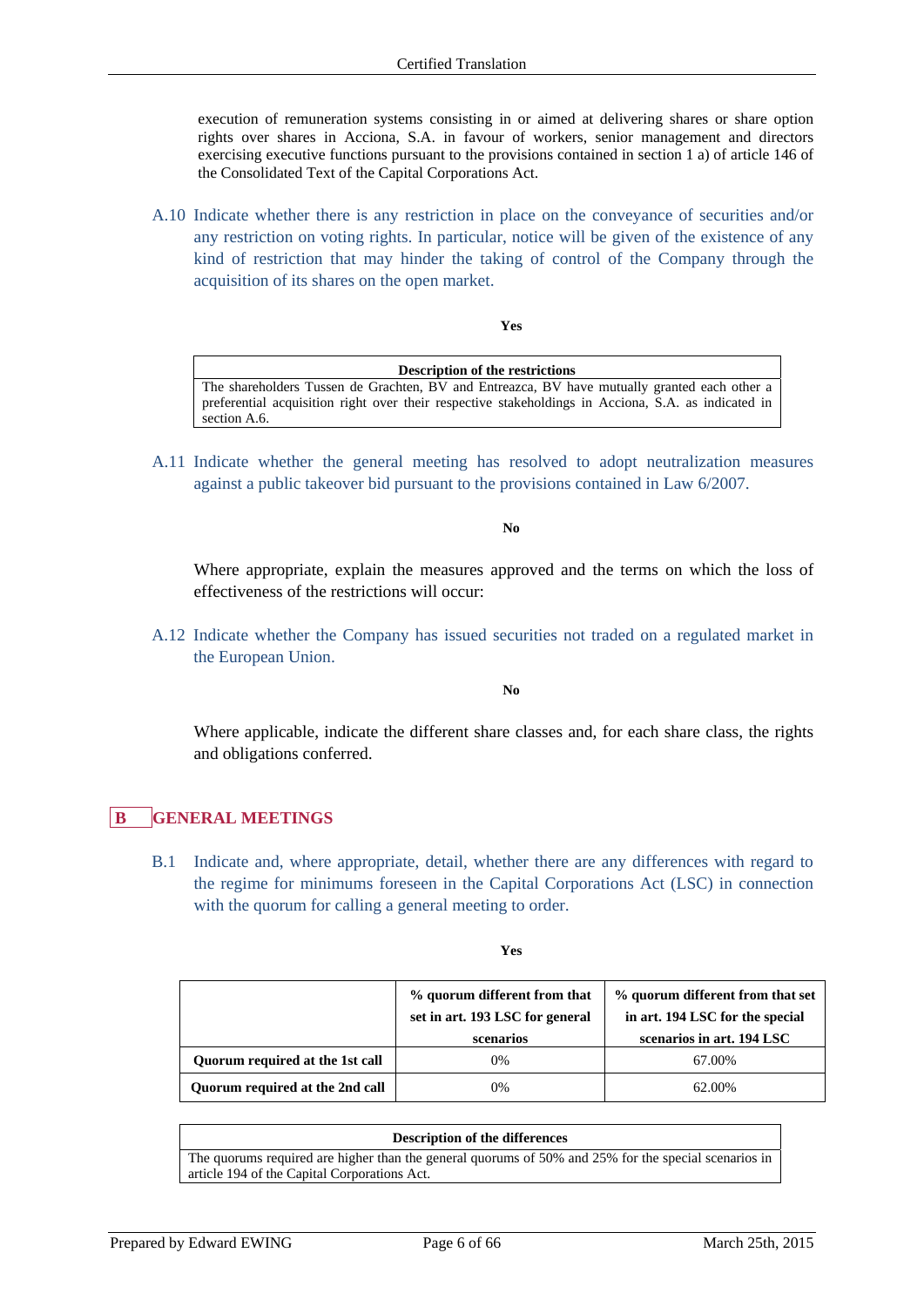execution of remuneration systems consisting in or aimed at delivering shares or share option rights over shares in Acciona, S.A. in favour of workers, senior management and directors exercising executive functions pursuant to the provisions contained in section 1 a) of article 146 of the Consolidated Text of the Capital Corporations Act.

A.10 Indicate whether there is any restriction in place on the conveyance of securities and/or any restriction on voting rights. In particular, notice will be given of the existence of any kind of restriction that may hinder the taking of control of the Company through the acquisition of its shares on the open market.

**Yes**

| Description of the restrictions |
|---|
| The shareholders Tussen de Grachten, BV and Entreazca, BV have mutually granted each other a preferential acquisition right over their respective stakeholdings in Acciona, S.A. as indicated in section A.6. |

A.11 Indicate whether the general meeting has resolved to adopt neutralization measures against a public takeover bid pursuant to the provisions contained in Law 6/2007.

**No**

Where appropriate, explain the measures approved and the terms on which the loss of effectiveness of the restrictions will occur:

A.12 Indicate whether the Company has issued securities not traded on a regulated market in the European Union.

**No**

Where applicable, indicate the different share classes and, for each share class, the rights and obligations conferred.

## B GENERAL MEETINGS

B.1 Indicate and, where appropriate, detail, whether there are any differences with regard to the regime for minimums foreseen in the Capital Corporations Act (LSC) in connection with the quorum for calling a general meeting to order.

**Yes**

| | % quorum different from that set in art. 193 LSC for general scenarios | % quorum different from that set in art. 194 LSC for the special scenarios in art. 194 LSC |
|---|---|---|
| **Quorum required at the 1st call** | 0% | 67.00% |
| **Quorum required at the 2nd call** | 0% | 62.00% |

| Description of the differences |
|---|
| The quorums required are higher than the general quorums of 50% and 25% for the special scenarios in article 194 of the Capital Corporations Act. |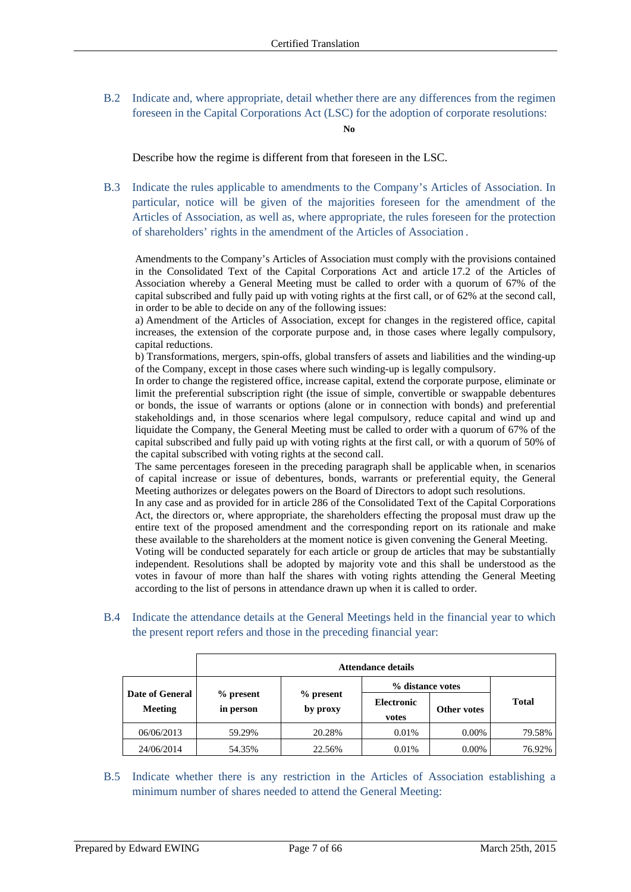B.2 Indicate and, where appropriate, detail whether there are any differences from the regimen foreseen in the Capital Corporations Act (LSC) for the adoption of corporate resolutions:

**No**

Describe how the regime is different from that foreseen in the LSC.

B.3 Indicate the rules applicable to amendments to the Company's Articles of Association. In particular, notice will be given of the majorities foreseen for the amendment of the Articles of Association, as well as, where appropriate, the rules foreseen for the protection of shareholders' rights in the amendment of the Articles of Association.

Amendments to the Company's Articles of Association must comply with the provisions contained in the Consolidated Text of the Capital Corporations Act and article 17.2 of the Articles of Association whereby a General Meeting must be called to order with a quorum of 67% of the capital subscribed and fully paid up with voting rights at the first call, or of 62% at the second call, in order to be able to decide on any of the following issues:

a) Amendment of the Articles of Association, except for changes in the registered office, capital increases, the extension of the corporate purpose and, in those cases where legally compulsory, capital reductions.

b) Transformations, mergers, spin-offs, global transfers of assets and liabilities and the winding-up of the Company, except in those cases where such winding-up is legally compulsory.

In order to change the registered office, increase capital, extend the corporate purpose, eliminate or limit the preferential subscription right (the issue of simple, convertible or swappable debentures or bonds, the issue of warrants or options (alone or in connection with bonds) and preferential stakeholdings and, in those scenarios where legal compulsory, reduce capital and wind up and liquidate the Company, the General Meeting must be called to order with a quorum of 67% of the capital subscribed and fully paid up with voting rights at the first call, or with a quorum of 50% of the capital subscribed with voting rights at the second call.

The same percentages foreseen in the preceding paragraph shall be applicable when, in scenarios of capital increase or issue of debentures, bonds, warrants or preferential equity, the General Meeting authorizes or delegates powers on the Board of Directors to adopt such resolutions.

In any case and as provided for in article 286 of the Consolidated Text of the Capital Corporations Act, the directors or, where appropriate, the shareholders effecting the proposal must draw up the entire text of the proposed amendment and the corresponding report on its rationale and make these available to the shareholders at the moment notice is given convening the General Meeting.

Voting will be conducted separately for each article or group de articles that may be substantially independent. Resolutions shall be adopted by majority vote and this shall be understood as the votes in favour of more than half the shares with voting rights attending the General Meeting according to the list of persons in attendance drawn up when it is called to order.

B.4 Indicate the attendance details at the General Meetings held in the financial year to which the present report refers and those in the preceding financial year:

| | **Attendance details** | | | | |
|---|---|---|---|---|---|
| **Date of General Meeting** | **% present in person** | **% present by proxy** | **% distance votes** | | **Total** |
| | | | **Electronic votes** | **Other votes** | |
| 06/06/2013 | 59.29% | 20.28% | 0.01% | 0.00% | 79.58% |
| 24/06/2014 | 54.35% | 22.56% | 0.01% | 0.00% | 76.92% |

B.5 Indicate whether there is any restriction in the Articles of Association establishing a minimum number of shares needed to attend the General Meeting: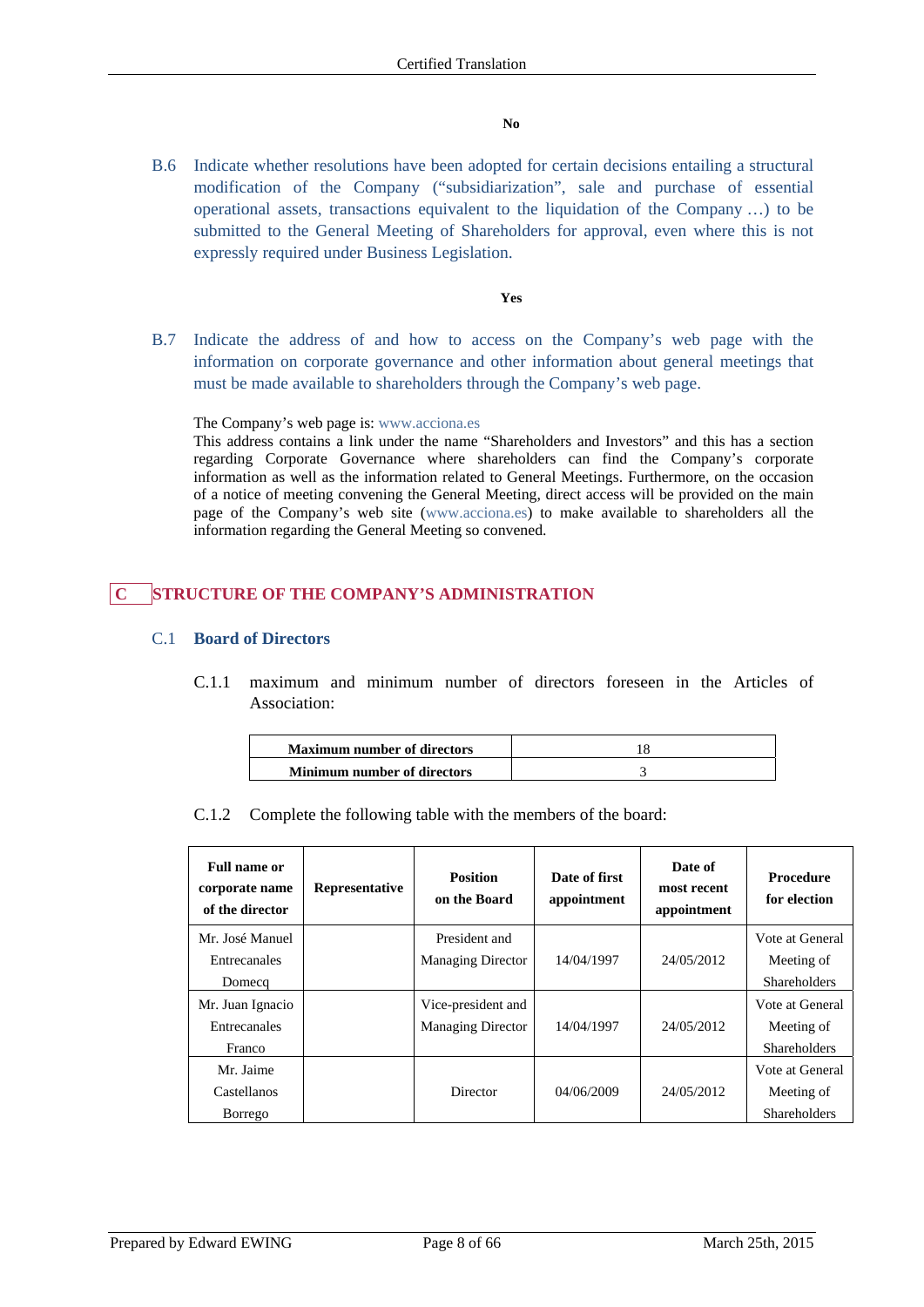**No**

B.6 Indicate whether resolutions have been adopted for certain decisions entailing a structural modification of the Company ("subsidiarization", sale and purchase of essential operational assets, transactions equivalent to the liquidation of the Company …) to be submitted to the General Meeting of Shareholders for approval, even where this is not expressly required under Business Legislation.

**Yes**

B.7 Indicate the address of and how to access on the Company's web page with the information on corporate governance and other information about general meetings that must be made available to shareholders through the Company's web page.

The Company's web page is: www.acciona.es
This address contains a link under the name "Shareholders and Investors" and this has a section regarding Corporate Governance where shareholders can find the Company's corporate information as well as the information related to General Meetings. Furthermore, on the occasion of a notice of meeting convening the General Meeting, direct access will be provided on the main page of the Company's web site (www.acciona.es) to make available to shareholders all the information regarding the General Meeting so convened.

## C STRUCTURE OF THE COMPANY'S ADMINISTRATION

### C.1 Board of Directors

C.1.1 maximum and minimum number of directors foreseen in the Articles of Association:

| **Maximum number of directors** | 18 |
|---|---|
| **Minimum number of directors** | 3 |

C.1.2 Complete the following table with the members of the board:

| Full name or corporate name of the director | Representative | Position on the Board | Date of first appointment | Date of most recent appointment | Procedure for election |
|---|---|---|---|---|---|
| Mr. José Manuel Entrecanales Domecq | | President and Managing Director | 14/04/1997 | 24/05/2012 | Vote at General Meeting of Shareholders |
| Mr. Juan Ignacio Entrecanales Franco | | Vice-president and Managing Director | 14/04/1997 | 24/05/2012 | Vote at General Meeting of Shareholders |
| Mr. Jaime Castellanos Borrego | | Director | 04/06/2009 | 24/05/2012 | Vote at General Meeting of Shareholders |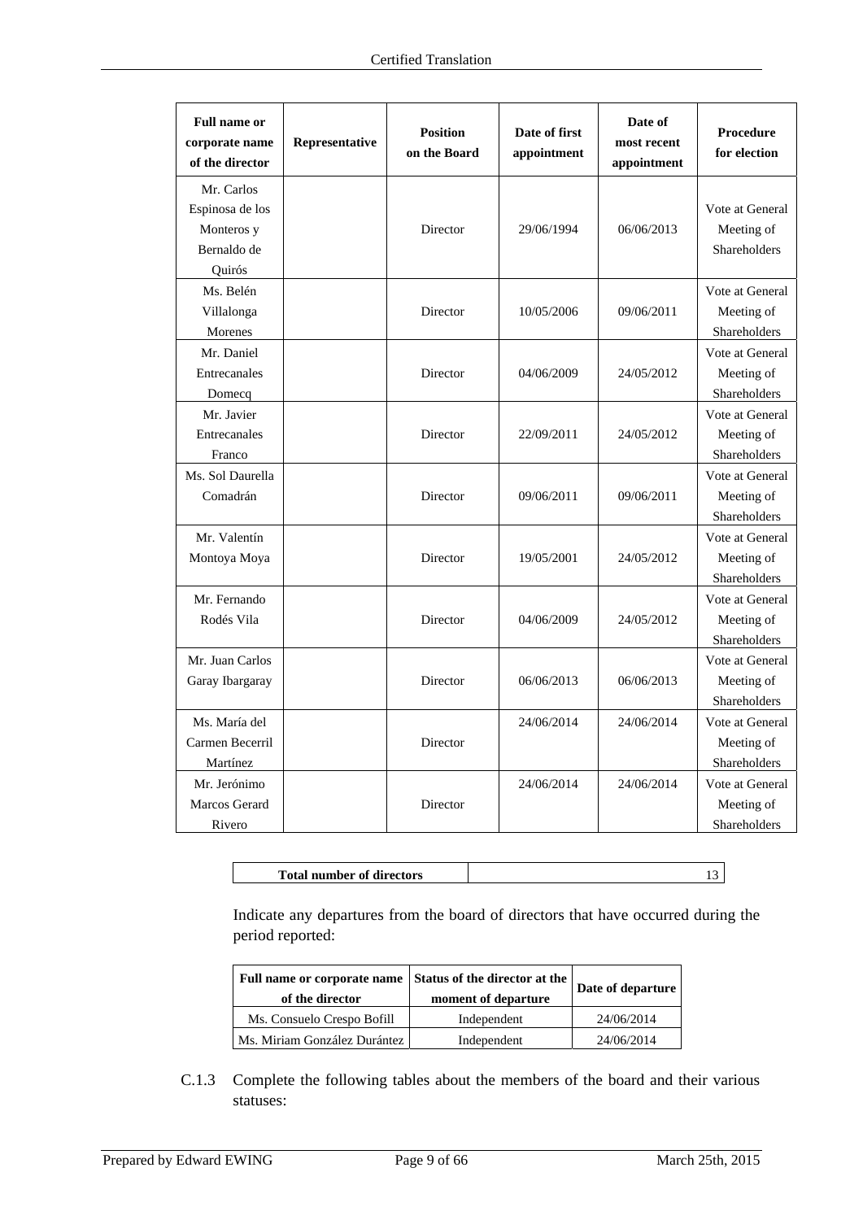| Full name or corporate name of the director | Representative | Position on the Board | Date of first appointment | Date of most recent appointment | Procedure for election |
|---|---|---|---|---|---|
| Mr. Carlos Espinosa de los Monteros y Bernaldo de Quirós | | Director | 29/06/1994 | 06/06/2013 | Vote at General Meeting of Shareholders |
| Ms. Belén Villalonga Morenes | | Director | 10/05/2006 | 09/06/2011 | Vote at General Meeting of Shareholders |
| Mr. Daniel Entrecanales Domecq | | Director | 04/06/2009 | 24/05/2012 | Vote at General Meeting of Shareholders |
| Mr. Javier Entrecanales Franco | | Director | 22/09/2011 | 24/05/2012 | Vote at General Meeting of Shareholders |
| Ms. Sol Daurella Comadrán | | Director | 09/06/2011 | 09/06/2011 | Vote at General Meeting of Shareholders |
| Mr. Valentín Montoya Moya | | Director | 19/05/2001 | 24/05/2012 | Vote at General Meeting of Shareholders |
| Mr. Fernando Rodés Vila | | Director | 04/06/2009 | 24/05/2012 | Vote at General Meeting of Shareholders |
| Mr. Juan Carlos Garay Ibargaray | | Director | 06/06/2013 | 06/06/2013 | Vote at General Meeting of Shareholders |
| Ms. María del Carmen Becerril Martínez | | Director | 24/06/2014 | 24/06/2014 | Vote at General Meeting of Shareholders |
| Mr. Jerónimo Marcos Gerard Rivero | | Director | 24/06/2014 | 24/06/2014 | Vote at General Meeting of Shareholders |

| Total number of directors | 13 |
|---|---|

Indicate any departures from the board of directors that have occurred during the period reported:

| Full name or corporate name of the director | Status of the director at the moment of departure | Date of departure |
|---|---|---|
| Ms. Consuelo Crespo Bofill | Independent | 24/06/2014 |
| Ms. Miriam González Durántez | Independent | 24/06/2014 |

C.1.3 Complete the following tables about the members of the board and their various statuses: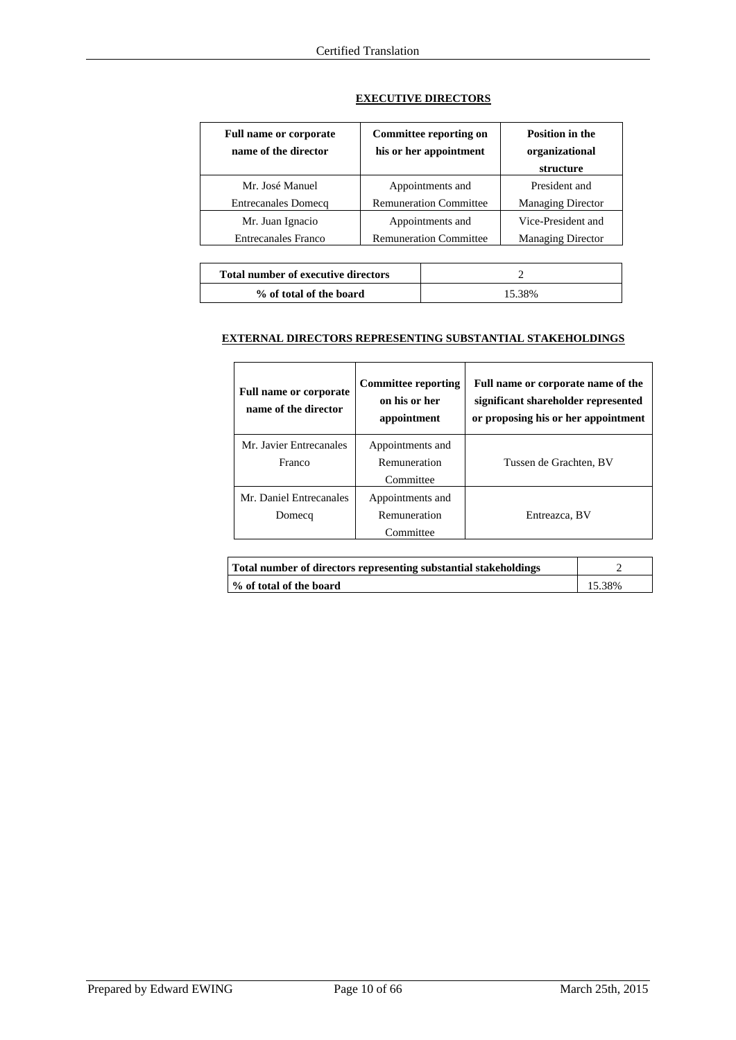**EXECUTIVE DIRECTORS**

| Full name or corporate name of the director | Committee reporting on his or her appointment | Position in the organizational structure |
|---|---|---|
| Mr. José Manuel Entrecanales Domecq | Appointments and Remuneration Committee | President and Managing Director |
| Mr. Juan Ignacio Entrecanales Franco | Appointments and Remuneration Committee | Vice-President and Managing Director |

| Total number of executive directors | 2 |
|---|---|
| % of total of the board | 15.38% |

**EXTERNAL DIRECTORS REPRESENTING SUBSTANTIAL STAKEHOLDINGS**

| Full name or corporate name of the director | Committee reporting on his or her appointment | Full name or corporate name of the significant shareholder represented or proposing his or her appointment |
|---|---|---|
| Mr. Javier Entrecanales Franco | Appointments and Remuneration Committee | Tussen de Grachten, BV |
| Mr. Daniel Entrecanales Domecq | Appointments and Remuneration Committee | Entreazca, BV |

| Total number of directors representing substantial stakeholdings | 2 |
|---|---|
| % of total of the board | 15.38% |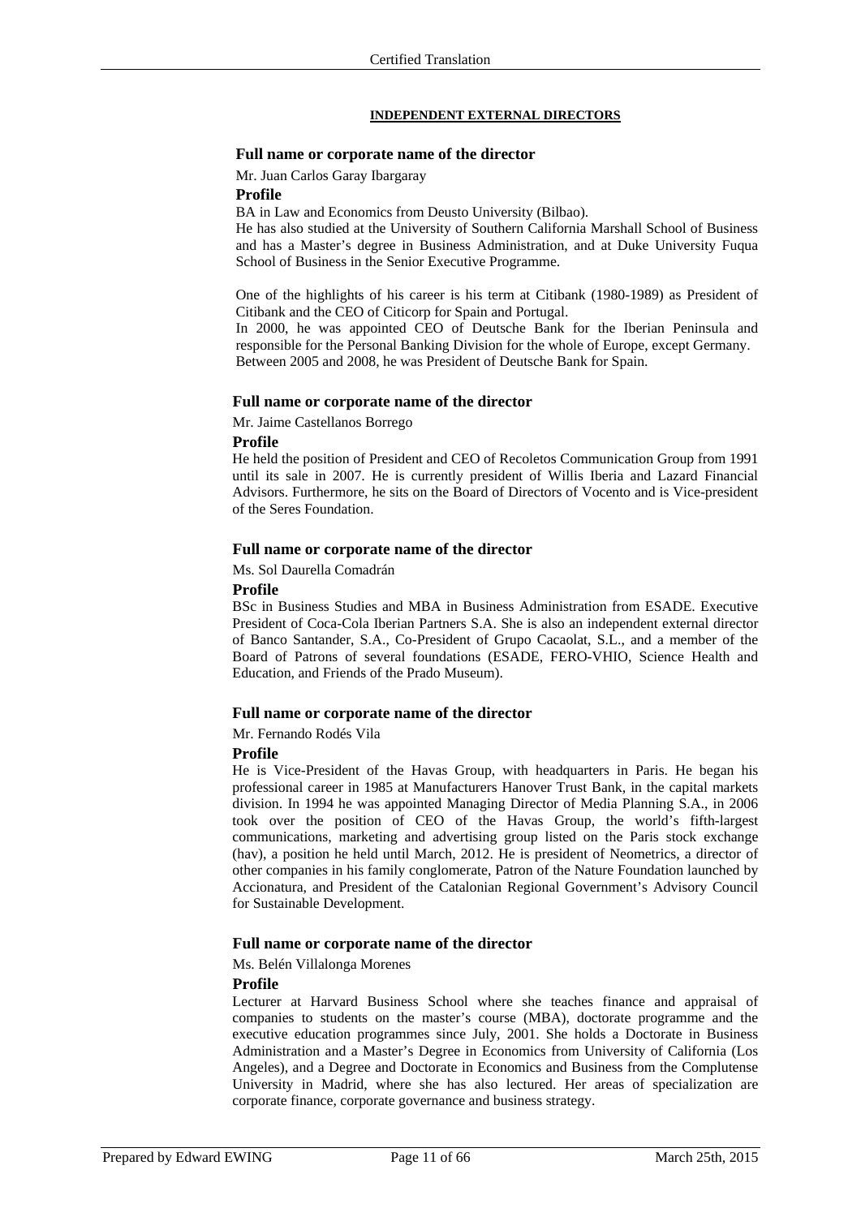## INDEPENDENT EXTERNAL DIRECTORS

### Full name or corporate name of the director

Mr. Juan Carlos Garay Ibargaray

**Profile**

BA in Law and Economics from Deusto University (Bilbao).
He has also studied at the University of Southern California Marshall School of Business and has a Master's degree in Business Administration, and at Duke University Fuqua School of Business in the Senior Executive Programme.

One of the highlights of his career is his term at Citibank (1980-1989) as President of Citibank and the CEO of Citicorp for Spain and Portugal.
In 2000, he was appointed CEO of Deutsche Bank for the Iberian Peninsula and responsible for the Personal Banking Division for the whole of Europe, except Germany.
Between 2005 and 2008, he was President of Deutsche Bank for Spain.

### Full name or corporate name of the director

Mr. Jaime Castellanos Borrego

**Profile**

He held the position of President and CEO of Recoletos Communication Group from 1991 until its sale in 2007. He is currently president of Willis Iberia and Lazard Financial Advisors. Furthermore, he sits on the Board of Directors of Vocento and is Vice-president of the Seres Foundation.

### Full name or corporate name of the director

Ms. Sol Daurella Comadrán

**Profile**

BSc in Business Studies and MBA in Business Administration from ESADE. Executive President of Coca-Cola Iberian Partners S.A. She is also an independent external director of Banco Santander, S.A., Co-President of Grupo Cacaolat, S.L., and a member of the Board of Patrons of several foundations (ESADE, FERO-VHIO, Science Health and Education, and Friends of the Prado Museum).

### Full name or corporate name of the director

Mr. Fernando Rodés Vila

**Profile**

He is Vice-President of the Havas Group, with headquarters in Paris. He began his professional career in 1985 at Manufacturers Hanover Trust Bank, in the capital markets division. In 1994 he was appointed Managing Director of Media Planning S.A., in 2006 took over the position of CEO of the Havas Group, the world's fifth-largest communications, marketing and advertising group listed on the Paris stock exchange (hav), a position he held until March, 2012. He is president of Neometrics, a director of other companies in his family conglomerate, Patron of the Nature Foundation launched by Accionatura, and President of the Catalonian Regional Government's Advisory Council for Sustainable Development.

### Full name or corporate name of the director

Ms. Belén Villalonga Morenes

**Profile**

Lecturer at Harvard Business School where she teaches finance and appraisal of companies to students on the master's course (MBA), doctorate programme and the executive education programmes since July, 2001. She holds a Doctorate in Business Administration and a Master's Degree in Economics from University of California (Los Angeles), and a Degree and Doctorate in Economics and Business from the Complutense University in Madrid, where she has also lectured. Her areas of specialization are corporate finance, corporate governance and business strategy.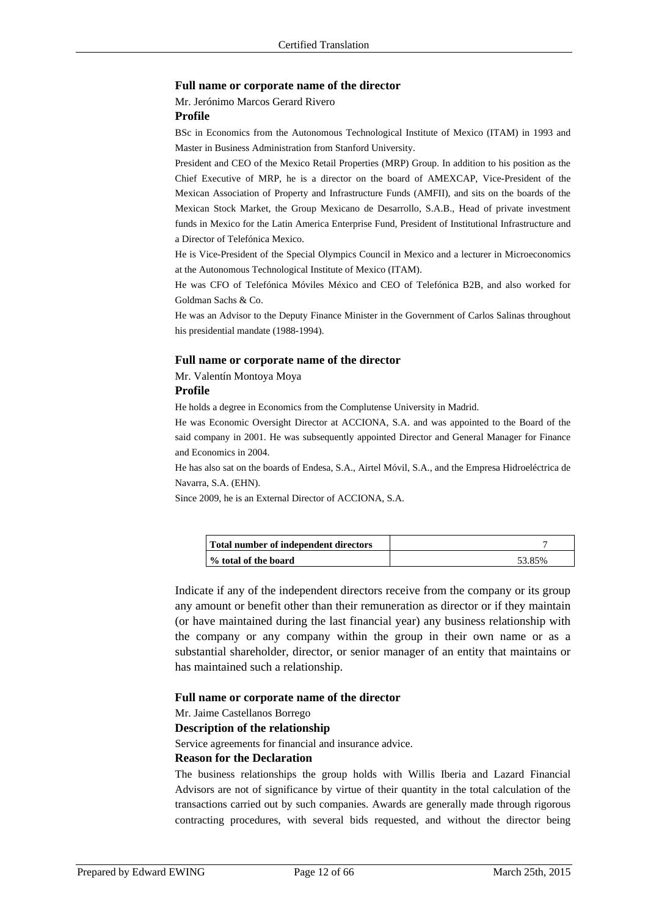**Full name or corporate name of the director**

Mr. Jerónimo Marcos Gerard Rivero

**Profile**

BSc in Economics from the Autonomous Technological Institute of Mexico (ITAM) in 1993 and Master in Business Administration from Stanford University.

President and CEO of the Mexico Retail Properties (MRP) Group. In addition to his position as the Chief Executive of MRP, he is a director on the board of AMEXCAP, Vice-President of the Mexican Association of Property and Infrastructure Funds (AMFII), and sits on the boards of the Mexican Stock Market, the Group Mexicano de Desarrollo, S.A.B., Head of private investment funds in Mexico for the Latin America Enterprise Fund, President of Institutional Infrastructure and a Director of Telefónica Mexico.

He is Vice-President of the Special Olympics Council in Mexico and a lecturer in Microeconomics at the Autonomous Technological Institute of Mexico (ITAM).

He was CFO of Telefónica Móviles México and CEO of Telefónica B2B, and also worked for Goldman Sachs & Co.

He was an Advisor to the Deputy Finance Minister in the Government of Carlos Salinas throughout his presidential mandate (1988-1994).

**Full name or corporate name of the director**

Mr. Valentín Montoya Moya

**Profile**

He holds a degree in Economics from the Complutense University in Madrid.

He was Economic Oversight Director at ACCIONA, S.A. and was appointed to the Board of the said company in 2001. He was subsequently appointed Director and General Manager for Finance and Economics in 2004.

He has also sat on the boards of Endesa, S.A., Airtel Móvil, S.A., and the Empresa Hidroeléctrica de Navarra, S.A. (EHN).

Since 2009, he is an External Director of ACCIONA, S.A.

| **Total number of independent directors** | 7 |
|---|---|
| **% total of the board** | 53.85% |

Indicate if any of the independent directors receive from the company or its group any amount or benefit other than their remuneration as director or if they maintain (or have maintained during the last financial year) any business relationship with the company or any company within the group in their own name or as a substantial shareholder, director, or senior manager of an entity that maintains or has maintained such a relationship.

**Full name or corporate name of the director**

Mr. Jaime Castellanos Borrego

**Description of the relationship**

Service agreements for financial and insurance advice.

**Reason for the Declaration**

The business relationships the group holds with Willis Iberia and Lazard Financial Advisors are not of significance by virtue of their quantity in the total calculation of the transactions carried out by such companies. Awards are generally made through rigorous contracting procedures, with several bids requested, and without the director being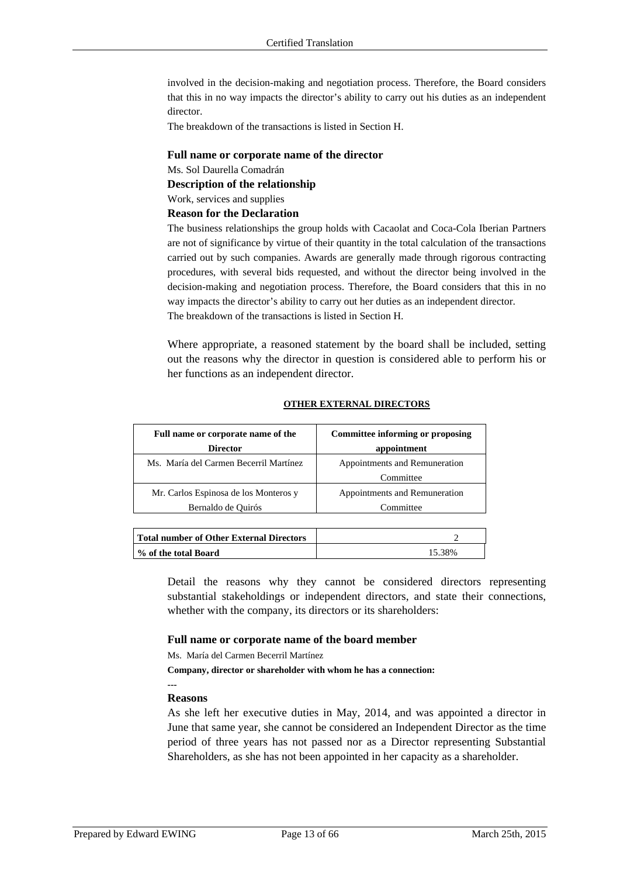involved in the decision-making and negotiation process. Therefore, the Board considers that this in no way impacts the director's ability to carry out his duties as an independent director.

The breakdown of the transactions is listed in Section H.

**Full name or corporate name of the director**

Ms. Sol Daurella Comadrán

**Description of the relationship**

Work, services and supplies

**Reason for the Declaration**

The business relationships the group holds with Cacaolat and Coca-Cola Iberian Partners are not of significance by virtue of their quantity in the total calculation of the transactions carried out by such companies. Awards are generally made through rigorous contracting procedures, with several bids requested, and without the director being involved in the decision-making and negotiation process. Therefore, the Board considers that this in no way impacts the director's ability to carry out her duties as an independent director.

The breakdown of the transactions is listed in Section H.

Where appropriate, a reasoned statement by the board shall be included, setting out the reasons why the director in question is considered able to perform his or her functions as an independent director.

**OTHER EXTERNAL DIRECTORS**

| Full name or corporate name of the Director | Committee informing or proposing appointment |
|---|---|
| Ms. María del Carmen Becerril Martínez | Appointments and Remuneration Committee |
| Mr. Carlos Espinosa de los Monteros y Bernaldo de Quirós | Appointments and Remuneration Committee |

| | |
|---|---|
| **Total number of Other External Directors** | 2 |
| **% of the total Board** | 15.38% |

Detail the reasons why they cannot be considered directors representing substantial stakeholdings or independent directors, and state their connections, whether with the company, its directors or its shareholders:

**Full name or corporate name of the board member**

Ms. María del Carmen Becerril Martínez

**Company, director or shareholder with whom he has a connection:**

---

**Reasons**

As she left her executive duties in May, 2014, and was appointed a director in June that same year, she cannot be considered an Independent Director as the time period of three years has not passed nor as a Director representing Substantial Shareholders, as she has not been appointed in her capacity as a shareholder.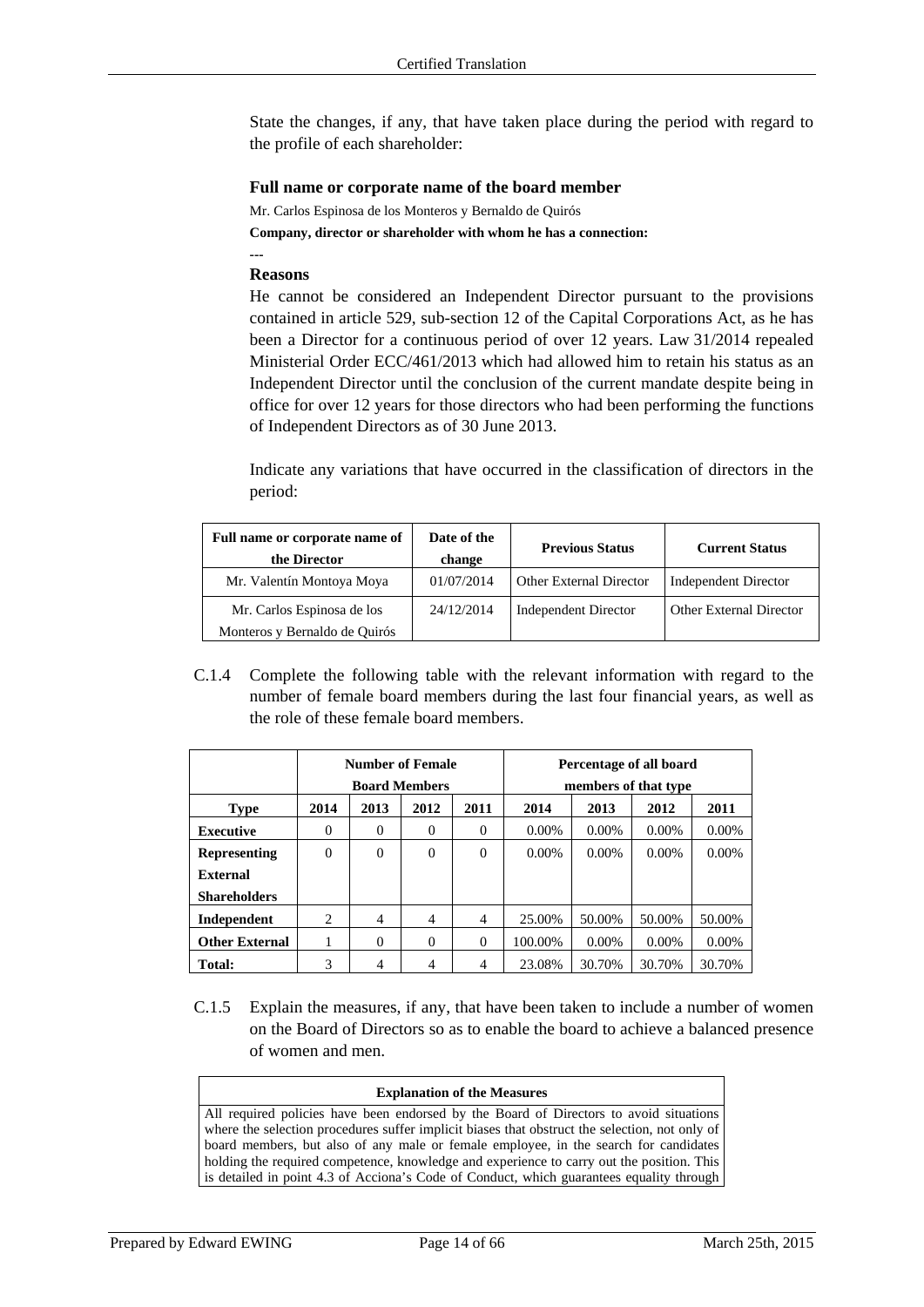State the changes, if any, that have taken place during the period with regard to the profile of each shareholder:

**Full name or corporate name of the board member**

Mr. Carlos Espinosa de los Monteros y Bernaldo de Quirós

**Company, director or shareholder with whom he has a connection:**

---

**Reasons**

He cannot be considered an Independent Director pursuant to the provisions contained in article 529, sub-section 12 of the Capital Corporations Act, as he has been a Director for a continuous period of over 12 years. Law 31/2014 repealed Ministerial Order ECC/461/2013 which had allowed him to retain his status as an Independent Director until the conclusion of the current mandate despite being in office for over 12 years for those directors who had been performing the functions of Independent Directors as of 30 June 2013.

Indicate any variations that have occurred in the classification of directors in the period:

| Full name or corporate name of the Director | Date of the change | Previous Status | Current Status |
|---|---|---|---|
| Mr. Valentín Montoya Moya | 01/07/2014 | Other External Director | Independent Director |
| Mr. Carlos Espinosa de los Monteros y Bernaldo de Quirós | 24/12/2014 | Independent Director | Other External Director |

C.1.4 Complete the following table with the relevant information with regard to the number of female board members during the last four financial years, as well as the role of these female board members.

| | Number of Female Board Members | | | | Percentage of all board members of that type | | | |
|---|---|---|---|---|---|---|---|---|
| **Type** | **2014** | **2013** | **2012** | **2011** | **2014** | **2013** | **2012** | **2011** |
| **Executive** | 0 | 0 | 0 | 0 | 0.00% | 0.00% | 0.00% | 0.00% |
| **Representing External Shareholders** | 0 | 0 | 0 | 0 | 0.00% | 0.00% | 0.00% | 0.00% |
| **Independent** | 2 | 4 | 4 | 4 | 25.00% | 50.00% | 50.00% | 50.00% |
| **Other External** | 1 | 0 | 0 | 0 | 100.00% | 0.00% | 0.00% | 0.00% |
| **Total:** | 3 | 4 | 4 | 4 | 23.08% | 30.70% | 30.70% | 30.70% |

C.1.5 Explain the measures, if any, that have been taken to include a number of women on the Board of Directors so as to enable the board to achieve a balanced presence of women and men.

| Explanation of the Measures |
|---|
| All required policies have been endorsed by the Board of Directors to avoid situations where the selection procedures suffer implicit biases that obstruct the selection, not only of board members, but also of any male or female employee, in the search for candidates holding the required competence, knowledge and experience to carry out the position. This is detailed in point 4.3 of Acciona's Code of Conduct, which guarantees equality through |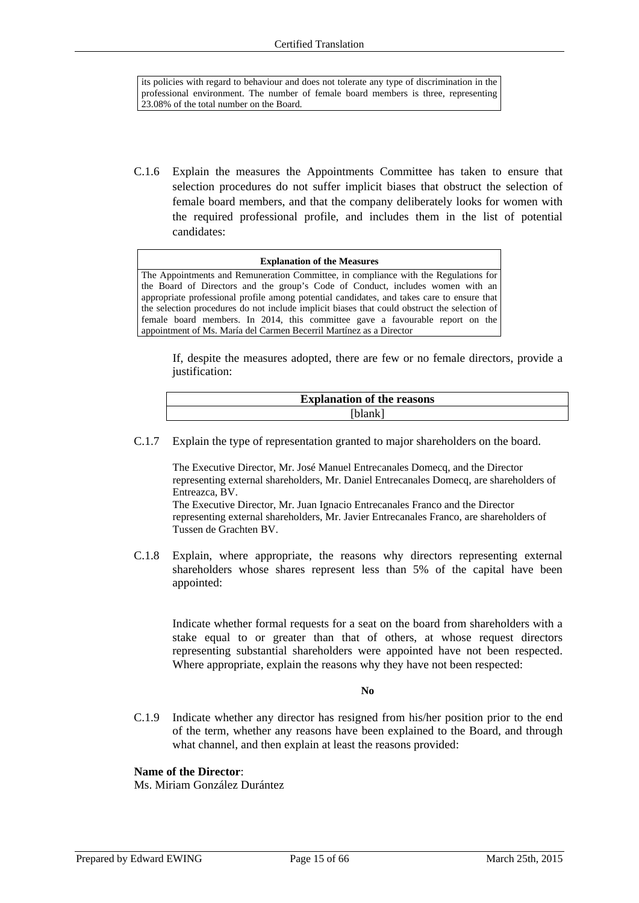| its policies with regard to behaviour and does not tolerate any type of discrimination in the professional environment. The number of female board members is three, representing 23.08% of the total number on the Board. |
|---|

C.1.6 Explain the measures the Appointments Committee has taken to ensure that selection procedures do not suffer implicit biases that obstruct the selection of female board members, and that the company deliberately looks for women with the required professional profile, and includes them in the list of potential candidates:

| **Explanation of the Measures** |
|---|
| The Appointments and Remuneration Committee, in compliance with the Regulations for the Board of Directors and the group's Code of Conduct, includes women with an appropriate professional profile among potential candidates, and takes care to ensure that the selection procedures do not include implicit biases that could obstruct the selection of female board members. In 2014, this committee gave a favourable report on the appointment of Ms. María del Carmen Becerril Martínez as a Director |

If, despite the measures adopted, there are few or no female directors, provide a justification:

| **Explanation of the reasons** |
|---|
| [blank] |

C.1.7 Explain the type of representation granted to major shareholders on the board.

The Executive Director, Mr. José Manuel Entrecanales Domecq, and the Director representing external shareholders, Mr. Daniel Entrecanales Domecq, are shareholders of Entreazca, BV.
The Executive Director, Mr. Juan Ignacio Entrecanales Franco and the Director representing external shareholders, Mr. Javier Entrecanales Franco, are shareholders of Tussen de Grachten BV.

C.1.8 Explain, where appropriate, the reasons why directors representing external shareholders whose shares represent less than 5% of the capital have been appointed:

Indicate whether formal requests for a seat on the board from shareholders with a stake equal to or greater than that of others, at whose request directors representing substantial shareholders were appointed have not been respected. Where appropriate, explain the reasons why they have not been respected:

**No**

C.1.9 Indicate whether any director has resigned from his/her position prior to the end of the term, whether any reasons have been explained to the Board, and through what channel, and then explain at least the reasons provided:

**Name of the Director**:
Ms. Miriam González Durántez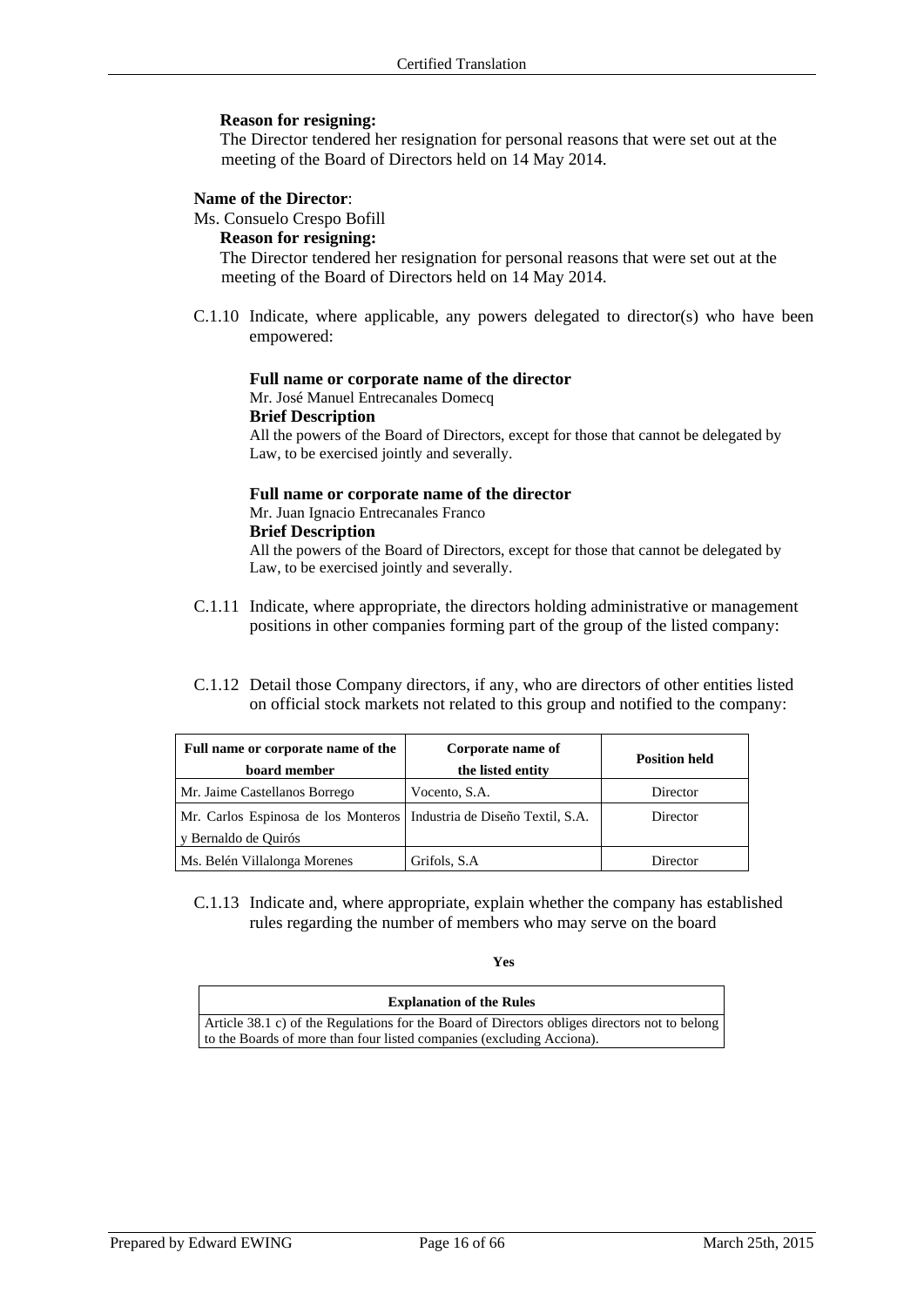**Reason for resigning:**

The Director tendered her resignation for personal reasons that were set out at the meeting of the Board of Directors held on 14 May 2014.

**Name of the Director**:

Ms. Consuelo Crespo Bofill

**Reason for resigning:**

The Director tendered her resignation for personal reasons that were set out at the meeting of the Board of Directors held on 14 May 2014.

C.1.10 Indicate, where applicable, any powers delegated to director(s) who have been empowered:

**Full name or corporate name of the director**

Mr. José Manuel Entrecanales Domecq

**Brief Description**

All the powers of the Board of Directors, except for those that cannot be delegated by Law, to be exercised jointly and severally.

**Full name or corporate name of the director**

Mr. Juan Ignacio Entrecanales Franco

**Brief Description**

All the powers of the Board of Directors, except for those that cannot be delegated by Law, to be exercised jointly and severally.

C.1.11 Indicate, where appropriate, the directors holding administrative or management positions in other companies forming part of the group of the listed company:

C.1.12 Detail those Company directors, if any, who are directors of other entities listed on official stock markets not related to this group and notified to the company:

| Full name or corporate name of the board member | Corporate name of the listed entity | Position held |
|---|---|---|
| Mr. Jaime Castellanos Borrego | Vocento, S.A. | Director |
| Mr. Carlos Espinosa de los Monteros y Bernaldo de Quirós | Industria de Diseño Textil, S.A. | Director |
| Ms. Belén Villalonga Morenes | Grifols, S.A | Director |

C.1.13 Indicate and, where appropriate, explain whether the company has established rules regarding the number of members who may serve on the board

**Yes**

| Explanation of the Rules |
|---|
| Article 38.1 c) of the Regulations for the Board of Directors obliges directors not to belong to the Boards of more than four listed companies (excluding Acciona). |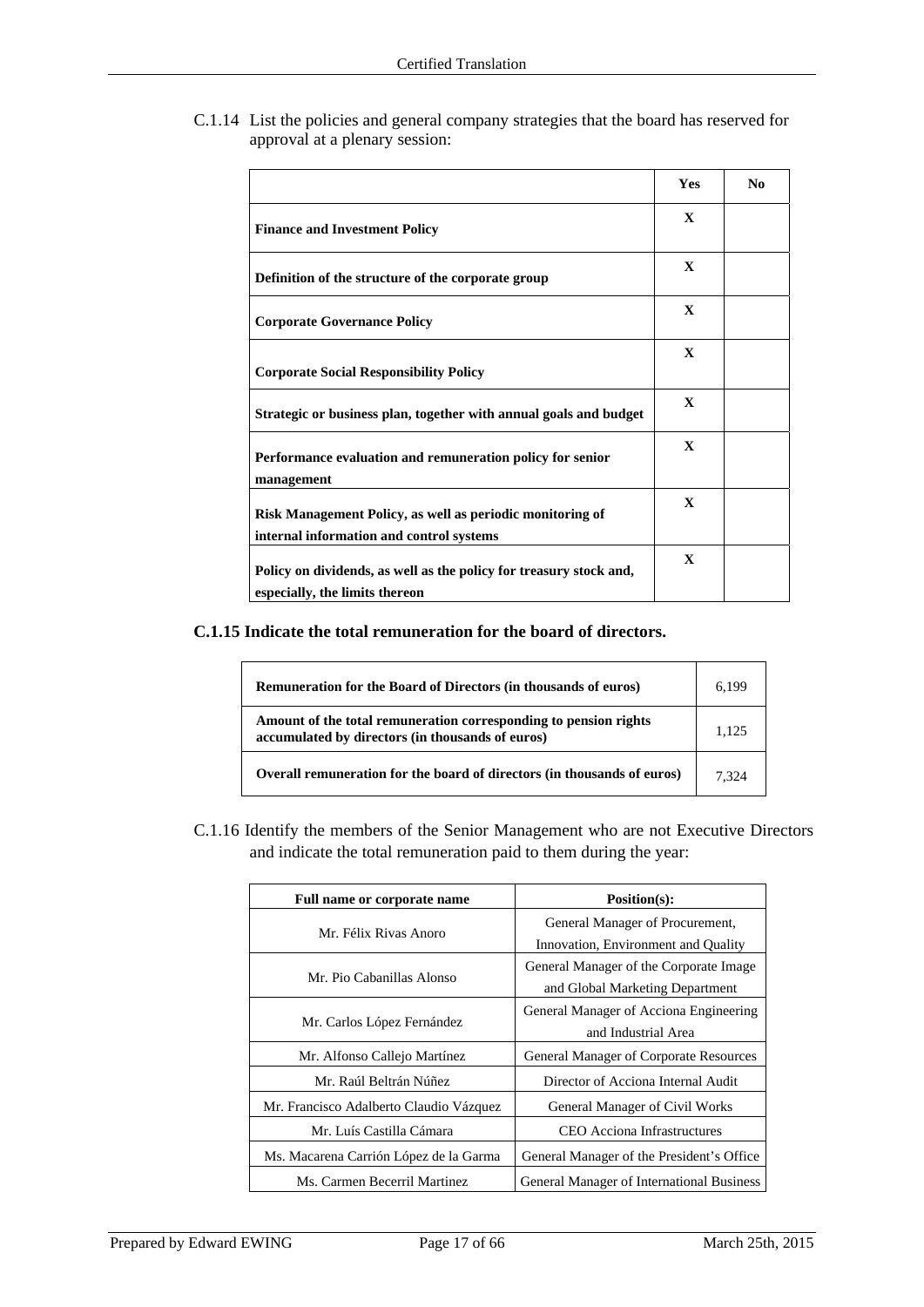C.1.14 List the policies and general company strategies that the board has reserved for approval at a plenary session:

| | Yes | No |
|---|---|---|
| **Finance and Investment Policy** | **X** | |
| **Definition of the structure of the corporate group** | **X** | |
| **Corporate Governance Policy** | **X** | |
| **Corporate Social Responsibility Policy** | **X** | |
| **Strategic or business plan, together with annual goals and budget** | **X** | |
| **Performance evaluation and remuneration policy for senior management** | **X** | |
| **Risk Management Policy, as well as periodic monitoring of internal information and control systems** | **X** | |
| **Policy on dividends, as well as the policy for treasury stock and, especially, the limits thereon** | **X** | |

**C.1.15 Indicate the total remuneration for the board of directors.**

| | |
|---|---|
| **Remuneration for the Board of Directors (in thousands of euros)** | 6,199 |
| **Amount of the total remuneration corresponding to pension rights accumulated by directors (in thousands of euros)** | 1,125 |
| **Overall remuneration for the board of directors (in thousands of euros)** | 7,324 |

C.1.16 Identify the members of the Senior Management who are not Executive Directors and indicate the total remuneration paid to them during the year:

| Full name or corporate name | Position(s): |
|---|---|
| Mr. Félix Rivas Anoro | General Manager of Procurement, Innovation, Environment and Quality |
| Mr. Pio Cabanillas Alonso | General Manager of the Corporate Image and Global Marketing Department |
| Mr. Carlos López Fernández | General Manager of Acciona Engineering and Industrial Area |
| Mr. Alfonso Callejo Martínez | General Manager of Corporate Resources |
| Mr. Raúl Beltrán Núñez | Director of Acciona Internal Audit |
| Mr. Francisco Adalberto Claudio Vázquez | General Manager of Civil Works |
| Mr. Luís Castilla Cámara | CEO Acciona Infrastructures |
| Ms. Macarena Carrión López de la Garma | General Manager of the President's Office |
| Ms. Carmen Becerril Martinez | General Manager of International Business |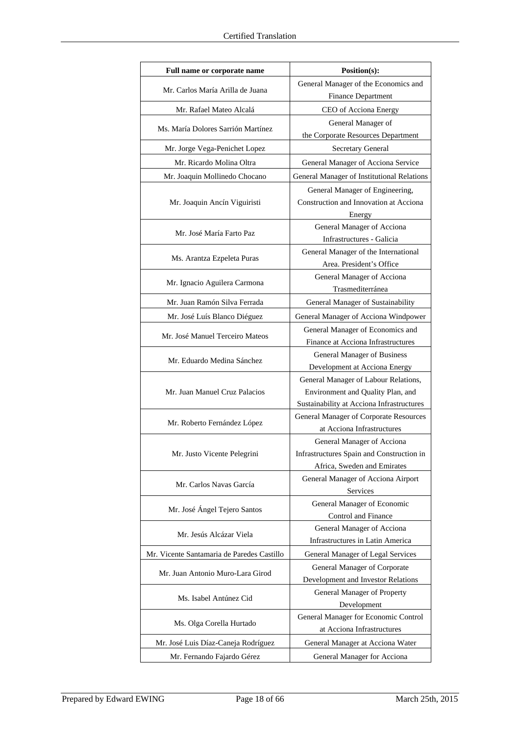| Full name or corporate name | Position(s): |
|---|---|
| Mr. Carlos María Arilla de Juana | General Manager of the Economics and Finance Department |
| Mr. Rafael Mateo Alcalá | CEO of Acciona Energy |
| Ms. María Dolores Sarrión Martínez | General Manager of the Corporate Resources Department |
| Mr. Jorge Vega-Penichet Lopez | Secretary General |
| Mr. Ricardo Molina Oltra | General Manager of Acciona Service |
| Mr. Joaquin Mollinedo Chocano | General Manager of Institutional Relations |
| Mr. Joaquin Ancín Viguiristi | General Manager of Engineering, Construction and Innovation at Acciona Energy |
| Mr. José María Farto Paz | General Manager of Acciona Infrastructures - Galicia |
| Ms. Arantza Ezpeleta Puras | General Manager of the International Area. President's Office |
| Mr. Ignacio Aguilera Carmona | General Manager of Acciona Trasmediterránea |
| Mr. Juan Ramón Silva Ferrada | General Manager of Sustainability |
| Mr. José Luís Blanco Diéguez | General Manager of Acciona Windpower |
| Mr. José Manuel Terceiro Mateos | General Manager of Economics and Finance at Acciona Infrastructures |
| Mr. Eduardo Medina Sánchez | General Manager of Business Development at Acciona Energy |
| Mr. Juan Manuel Cruz Palacios | General Manager of Labour Relations, Environment and Quality Plan, and Sustainability at Acciona Infrastructures |
| Mr. Roberto Fernández López | General Manager of Corporate Resources at Acciona Infrastructures |
| Mr. Justo Vicente Pelegrini | General Manager of Acciona Infrastructures Spain and Construction in Africa, Sweden and Emirates |
| Mr. Carlos Navas García | General Manager of Acciona Airport Services |
| Mr. José Ángel Tejero Santos | General Manager of Economic Control and Finance |
| Mr. Jesús Alcázar Viela | General Manager of Acciona Infrastructures in Latin America |
| Mr. Vicente Santamaria de Paredes Castillo | General Manager of Legal Services |
| Mr. Juan Antonio Muro-Lara Girod | General Manager of Corporate Development and Investor Relations |
| Ms. Isabel Antúnez Cid | General Manager of Property Development |
| Ms. Olga Corella Hurtado | General Manager for Economic Control at Acciona Infrastructures |
| Mr. José Luis Díaz-Caneja Rodríguez | General Manager at Acciona Water |
| Mr. Fernando Fajardo Gérez | General Manager for Acciona |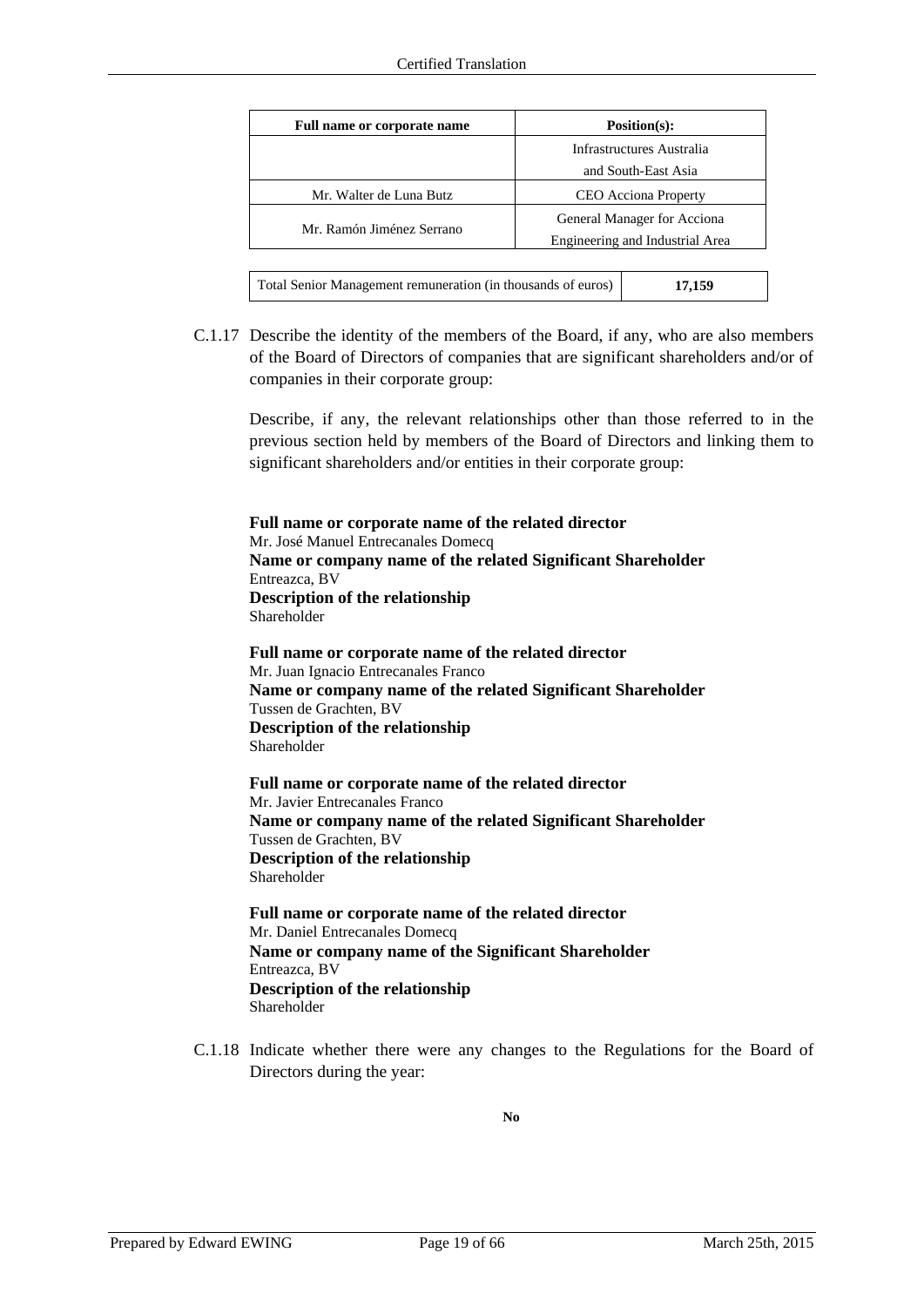| Full name or corporate name | Position(s): |
|---|---|
| | Infrastructures Australia and South-East Asia |
| Mr. Walter de Luna Butz | CEO Acciona Property |
| Mr. Ramón Jiménez Serrano | General Manager for Acciona Engineering and Industrial Area |

| Total Senior Management remuneration (in thousands of euros) | 17,159 |
|---|---|

C.1.17 Describe the identity of the members of the Board, if any, who are also members of the Board of Directors of companies that are significant shareholders and/or of companies in their corporate group:

Describe, if any, the relevant relationships other than those referred to in the previous section held by members of the Board of Directors and linking them to significant shareholders and/or entities in their corporate group:

**Full name or corporate name of the related director**
Mr. José Manuel Entrecanales Domecq
**Name or company name of the related Significant Shareholder**
Entreazca, BV
**Description of the relationship**
Shareholder

**Full name or corporate name of the related director**
Mr. Juan Ignacio Entrecanales Franco
**Name or company name of the related Significant Shareholder**
Tussen de Grachten, BV
**Description of the relationship**
Shareholder

**Full name or corporate name of the related director**
Mr. Javier Entrecanales Franco
**Name or company name of the related Significant Shareholder**
Tussen de Grachten, BV
**Description of the relationship**
Shareholder

**Full name or corporate name of the related director**
Mr. Daniel Entrecanales Domecq
**Name or company name of the Significant Shareholder**
Entreazca, BV
**Description of the relationship**
Shareholder

C.1.18 Indicate whether there were any changes to the Regulations for the Board of Directors during the year:

**No**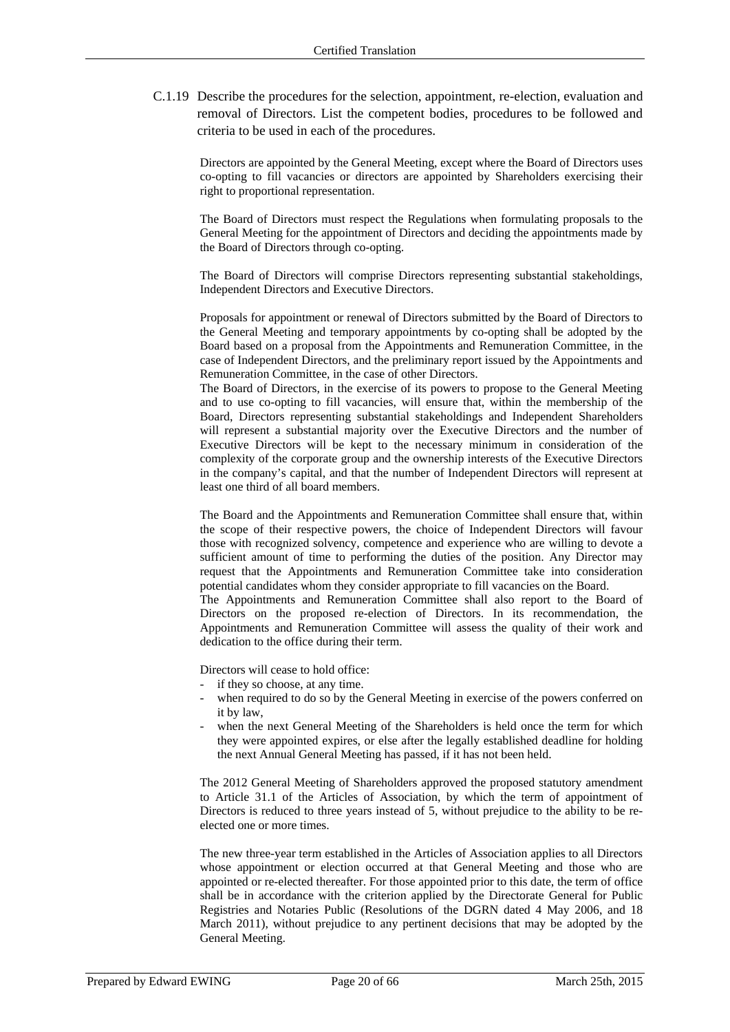C.1.19 Describe the procedures for the selection, appointment, re-election, evaluation and removal of Directors. List the competent bodies, procedures to be followed and criteria to be used in each of the procedures.

Directors are appointed by the General Meeting, except where the Board of Directors uses co-opting to fill vacancies or directors are appointed by Shareholders exercising their right to proportional representation.

The Board of Directors must respect the Regulations when formulating proposals to the General Meeting for the appointment of Directors and deciding the appointments made by the Board of Directors through co-opting.

The Board of Directors will comprise Directors representing substantial stakeholdings, Independent Directors and Executive Directors.

Proposals for appointment or renewal of Directors submitted by the Board of Directors to the General Meeting and temporary appointments by co-opting shall be adopted by the Board based on a proposal from the Appointments and Remuneration Committee, in the case of Independent Directors, and the preliminary report issued by the Appointments and Remuneration Committee, in the case of other Directors.

The Board of Directors, in the exercise of its powers to propose to the General Meeting and to use co-opting to fill vacancies, will ensure that, within the membership of the Board, Directors representing substantial stakeholdings and Independent Shareholders will represent a substantial majority over the Executive Directors and the number of Executive Directors will be kept to the necessary minimum in consideration of the complexity of the corporate group and the ownership interests of the Executive Directors in the company's capital, and that the number of Independent Directors will represent at least one third of all board members.

The Board and the Appointments and Remuneration Committee shall ensure that, within the scope of their respective powers, the choice of Independent Directors will favour those with recognized solvency, competence and experience who are willing to devote a sufficient amount of time to performing the duties of the position. Any Director may request that the Appointments and Remuneration Committee take into consideration potential candidates whom they consider appropriate to fill vacancies on the Board.

The Appointments and Remuneration Committee shall also report to the Board of Directors on the proposed re-election of Directors. In its recommendation, the Appointments and Remuneration Committee will assess the quality of their work and dedication to the office during their term.

Directors will cease to hold office:

- if they so choose, at any time.
- when required to do so by the General Meeting in exercise of the powers conferred on it by law,
- when the next General Meeting of the Shareholders is held once the term for which they were appointed expires, or else after the legally established deadline for holding the next Annual General Meeting has passed, if it has not been held.

The 2012 General Meeting of Shareholders approved the proposed statutory amendment to Article 31.1 of the Articles of Association, by which the term of appointment of Directors is reduced to three years instead of 5, without prejudice to the ability to be re-elected one or more times.

The new three-year term established in the Articles of Association applies to all Directors whose appointment or election occurred at that General Meeting and those who are appointed or re-elected thereafter. For those appointed prior to this date, the term of office shall be in accordance with the criterion applied by the Directorate General for Public Registries and Notaries Public (Resolutions of the DGRN dated 4 May 2006, and 18 March 2011), without prejudice to any pertinent decisions that may be adopted by the General Meeting.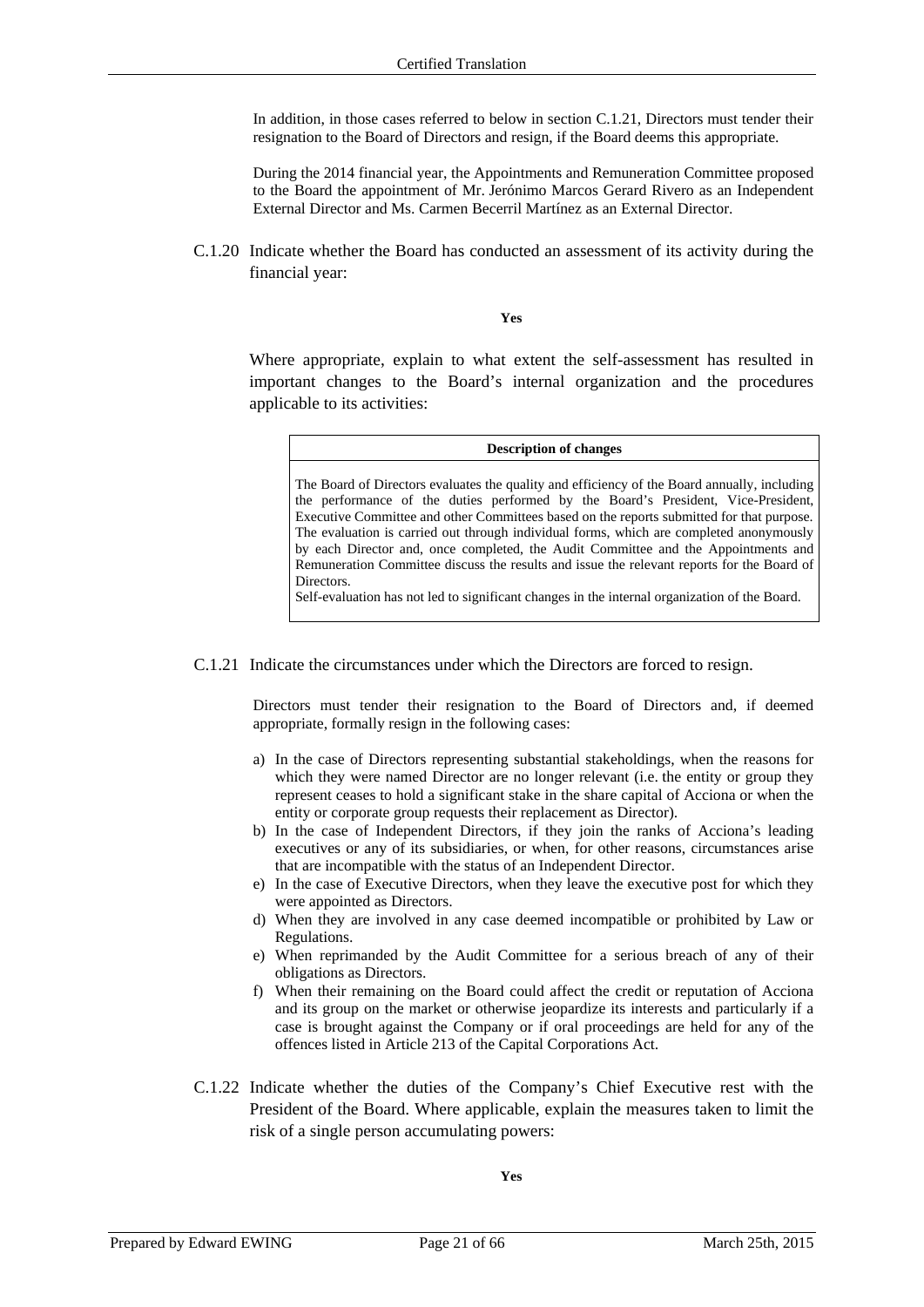In addition, in those cases referred to below in section C.1.21, Directors must tender their resignation to the Board of Directors and resign, if the Board deems this appropriate.

During the 2014 financial year, the Appointments and Remuneration Committee proposed to the Board the appointment of Mr. Jerónimo Marcos Gerard Rivero as an Independent External Director and Ms. Carmen Becerril Martínez as an External Director.

C.1.20 Indicate whether the Board has conducted an assessment of its activity during the financial year:

**Yes**

Where appropriate, explain to what extent the self-assessment has resulted in important changes to the Board's internal organization and the procedures applicable to its activities:

| **Description of changes** |
|---|
| The Board of Directors evaluates the quality and efficiency of the Board annually, including the performance of the duties performed by the Board's President, Vice-President, Executive Committee and other Committees based on the reports submitted for that purpose. The evaluation is carried out through individual forms, which are completed anonymously by each Director and, once completed, the Audit Committee and the Appointments and Remuneration Committee discuss the results and issue the relevant reports for the Board of Directors. Self-evaluation has not led to significant changes in the internal organization of the Board. |

C.1.21 Indicate the circumstances under which the Directors are forced to resign.

Directors must tender their resignation to the Board of Directors and, if deemed appropriate, formally resign in the following cases:

a) In the case of Directors representing substantial stakeholdings, when the reasons for which they were named Director are no longer relevant (i.e. the entity or group they represent ceases to hold a significant stake in the share capital of Acciona or when the entity or corporate group requests their replacement as Director).
b) In the case of Independent Directors, if they join the ranks of Acciona's leading executives or any of its subsidiaries, or when, for other reasons, circumstances arise that are incompatible with the status of an Independent Director.
e) In the case of Executive Directors, when they leave the executive post for which they were appointed as Directors.
d) When they are involved in any case deemed incompatible or prohibited by Law or Regulations.
e) When reprimanded by the Audit Committee for a serious breach of any of their obligations as Directors.
f) When their remaining on the Board could affect the credit or reputation of Acciona and its group on the market or otherwise jeopardize its interests and particularly if a case is brought against the Company or if oral proceedings are held for any of the offences listed in Article 213 of the Capital Corporations Act.

C.1.22 Indicate whether the duties of the Company's Chief Executive rest with the President of the Board. Where applicable, explain the measures taken to limit the risk of a single person accumulating powers:

**Yes**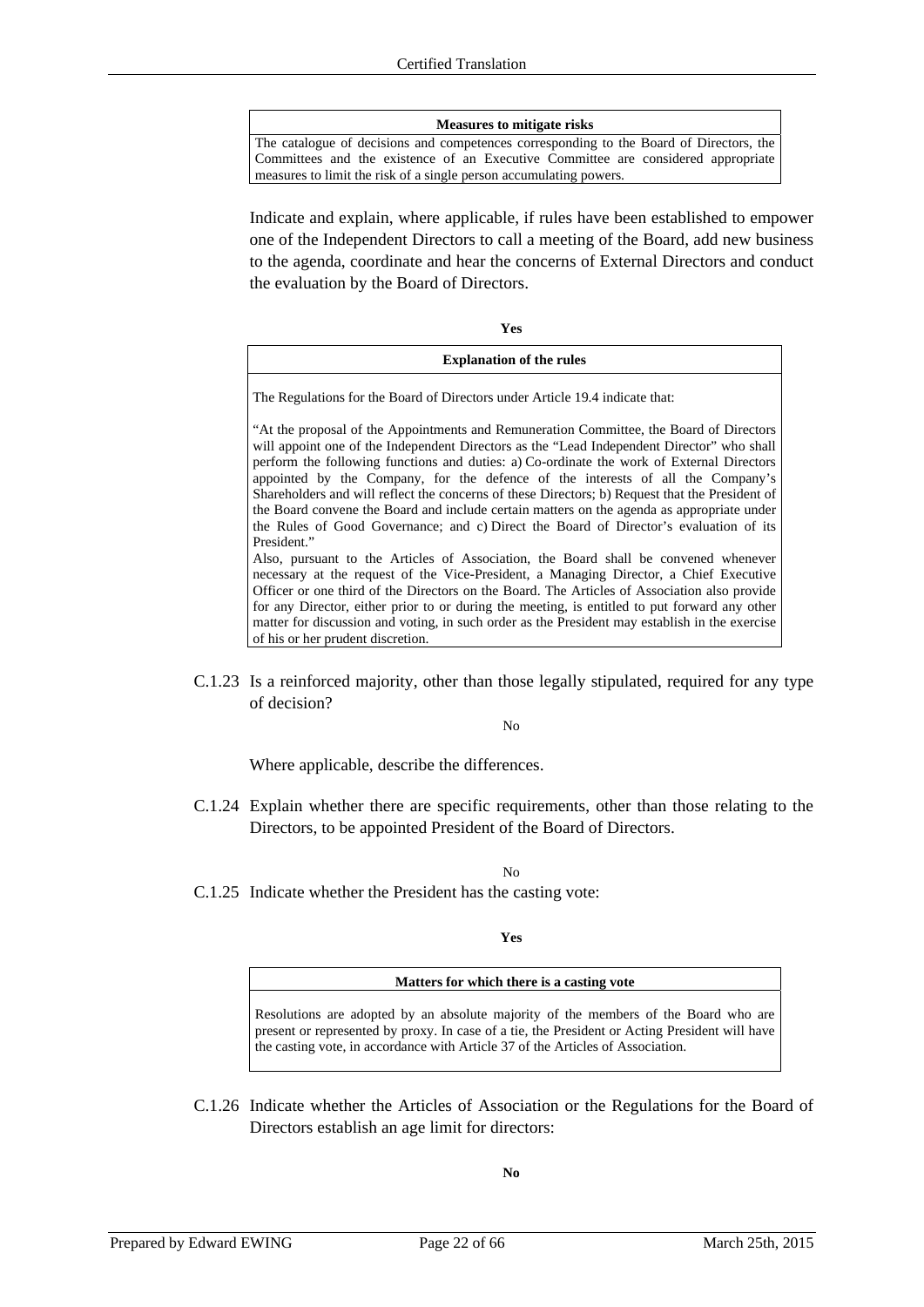| Measures to mitigate risks |
| --- |
| The catalogue of decisions and competences corresponding to the Board of Directors, the Committees and the existence of an Executive Committee are considered appropriate measures to limit the risk of a single person accumulating powers. |

Indicate and explain, where applicable, if rules have been established to empower one of the Independent Directors to call a meeting of the Board, add new business to the agenda, coordinate and hear the concerns of External Directors and conduct the evaluation by the Board of Directors.

**Yes**

| Explanation of the rules |
| --- |
| The Regulations for the Board of Directors under Article 19.4 indicate that:<br><br>"At the proposal of the Appointments and Remuneration Committee, the Board of Directors will appoint one of the Independent Directors as the "Lead Independent Director" who shall perform the following functions and duties: a) Co-ordinate the work of External Directors appointed by the Company, for the defence of the interests of all the Company's Shareholders and will reflect the concerns of these Directors; b) Request that the President of the Board convene the Board and include certain matters on the agenda as appropriate under the Rules of Good Governance; and c) Direct the Board of Director's evaluation of its President."<br>Also, pursuant to the Articles of Association, the Board shall be convened whenever necessary at the request of the Vice-President, a Managing Director, a Chief Executive Officer or one third of the Directors on the Board. The Articles of Association also provide for any Director, either prior to or during the meeting, is entitled to put forward any other matter for discussion and voting, in such order as the President may establish in the exercise of his or her prudent discretion. |

C.1.23 Is a reinforced majority, other than those legally stipulated, required for any type of decision?

No

Where applicable, describe the differences.

C.1.24 Explain whether there are specific requirements, other than those relating to the Directors, to be appointed President of the Board of Directors.

No

C.1.25 Indicate whether the President has the casting vote:

**Yes**

| Matters for which there is a casting vote |
| --- |
| Resolutions are adopted by an absolute majority of the members of the Board who are present or represented by proxy. In case of a tie, the President or Acting President will have the casting vote, in accordance with Article 37 of the Articles of Association. |

C.1.26 Indicate whether the Articles of Association or the Regulations for the Board of Directors establish an age limit for directors:

**No**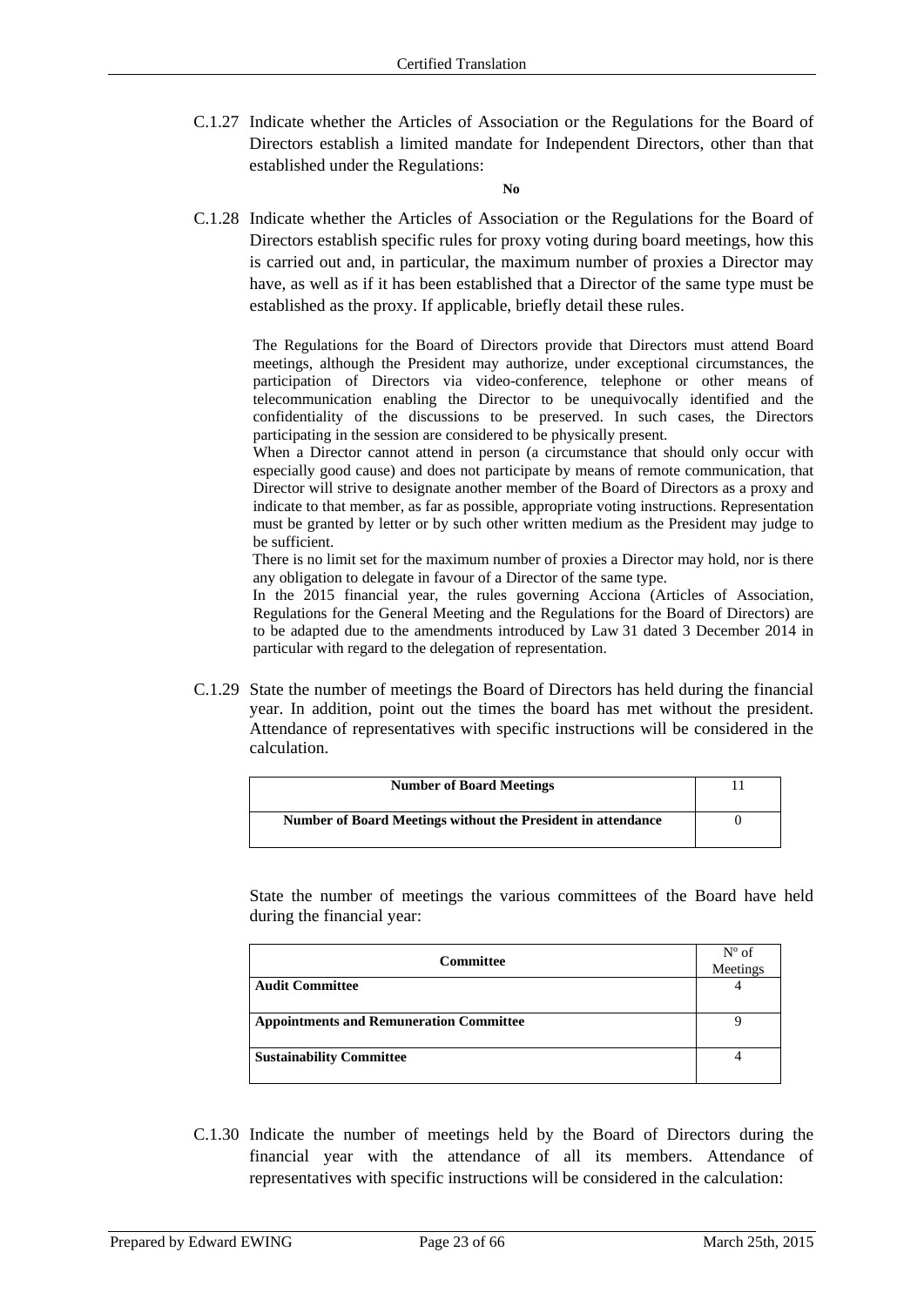C.1.27 Indicate whether the Articles of Association or the Regulations for the Board of Directors establish a limited mandate for Independent Directors, other than that established under the Regulations:

**No**

C.1.28 Indicate whether the Articles of Association or the Regulations for the Board of Directors establish specific rules for proxy voting during board meetings, how this is carried out and, in particular, the maximum number of proxies a Director may have, as well as if it has been established that a Director of the same type must be established as the proxy. If applicable, briefly detail these rules.

The Regulations for the Board of Directors provide that Directors must attend Board meetings, although the President may authorize, under exceptional circumstances, the participation of Directors via video-conference, telephone or other means of telecommunication enabling the Director to be unequivocally identified and the confidentiality of the discussions to be preserved. In such cases, the Directors participating in the session are considered to be physically present.

When a Director cannot attend in person (a circumstance that should only occur with especially good cause) and does not participate by means of remote communication, that Director will strive to designate another member of the Board of Directors as a proxy and indicate to that member, as far as possible, appropriate voting instructions. Representation must be granted by letter or by such other written medium as the President may judge to be sufficient.

There is no limit set for the maximum number of proxies a Director may hold, nor is there any obligation to delegate in favour of a Director of the same type.

In the 2015 financial year, the rules governing Acciona (Articles of Association, Regulations for the General Meeting and the Regulations for the Board of Directors) are to be adapted due to the amendments introduced by Law 31 dated 3 December 2014 in particular with regard to the delegation of representation.

C.1.29 State the number of meetings the Board of Directors has held during the financial year. In addition, point out the times the board has met without the president. Attendance of representatives with specific instructions will be considered in the calculation.

| **Number of Board Meetings** | 11 |
|---|---|
| **Number of Board Meetings without the President in attendance** | 0 |

State the number of meetings the various committees of the Board have held during the financial year:

| **Committee** | Nº of Meetings |
|---|---|
| **Audit Committee** | 4 |
| **Appointments and Remuneration Committee** | 9 |
| **Sustainability Committee** | 4 |

C.1.30 Indicate the number of meetings held by the Board of Directors during the financial year with the attendance of all its members. Attendance of representatives with specific instructions will be considered in the calculation: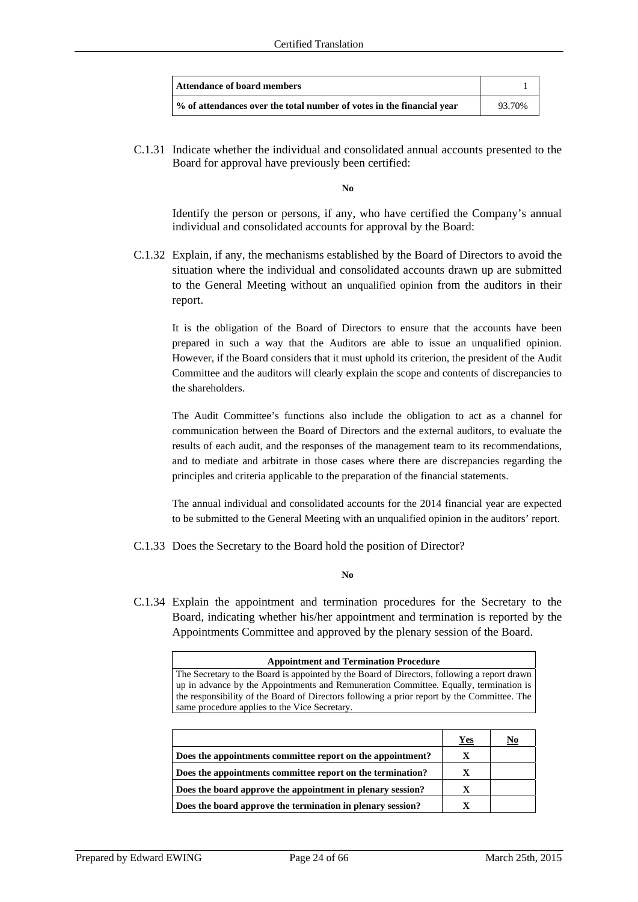| Attendance of board members | 1 |
|---|---|
| % of attendances over the total number of votes in the financial year | 93.70% |

C.1.31 Indicate whether the individual and consolidated annual accounts presented to the Board for approval have previously been certified:

**No**

Identify the person or persons, if any, who have certified the Company's annual individual and consolidated accounts for approval by the Board:

C.1.32 Explain, if any, the mechanisms established by the Board of Directors to avoid the situation where the individual and consolidated accounts drawn up are submitted to the General Meeting without an unqualified opinion from the auditors in their report.

It is the obligation of the Board of Directors to ensure that the accounts have been prepared in such a way that the Auditors are able to issue an unqualified opinion. However, if the Board considers that it must uphold its criterion, the president of the Audit Committee and the auditors will clearly explain the scope and contents of discrepancies to the shareholders.

The Audit Committee's functions also include the obligation to act as a channel for communication between the Board of Directors and the external auditors, to evaluate the results of each audit, and the responses of the management team to its recommendations, and to mediate and arbitrate in those cases where there are discrepancies regarding the principles and criteria applicable to the preparation of the financial statements.

The annual individual and consolidated accounts for the 2014 financial year are expected to be submitted to the General Meeting with an unqualified opinion in the auditors' report.

C.1.33 Does the Secretary to the Board hold the position of Director?

**No**

C.1.34 Explain the appointment and termination procedures for the Secretary to the Board, indicating whether his/her appointment and termination is reported by the Appointments Committee and approved by the plenary session of the Board.

| Appointment and Termination Procedure |
|---|
| The Secretary to the Board is appointed by the Board of Directors, following a report drawn up in advance by the Appointments and Remuneration Committee. Equally, termination is the responsibility of the Board of Directors following a prior report by the Committee. The same procedure applies to the Vice Secretary. |

| | Yes | No |
|---|---|---|
| **Does the appointments committee report on the appointment?** | X | |
| **Does the appointments committee report on the termination?** | X | |
| **Does the board approve the appointment in plenary session?** | X | |
| **Does the board approve the termination in plenary session?** | X | |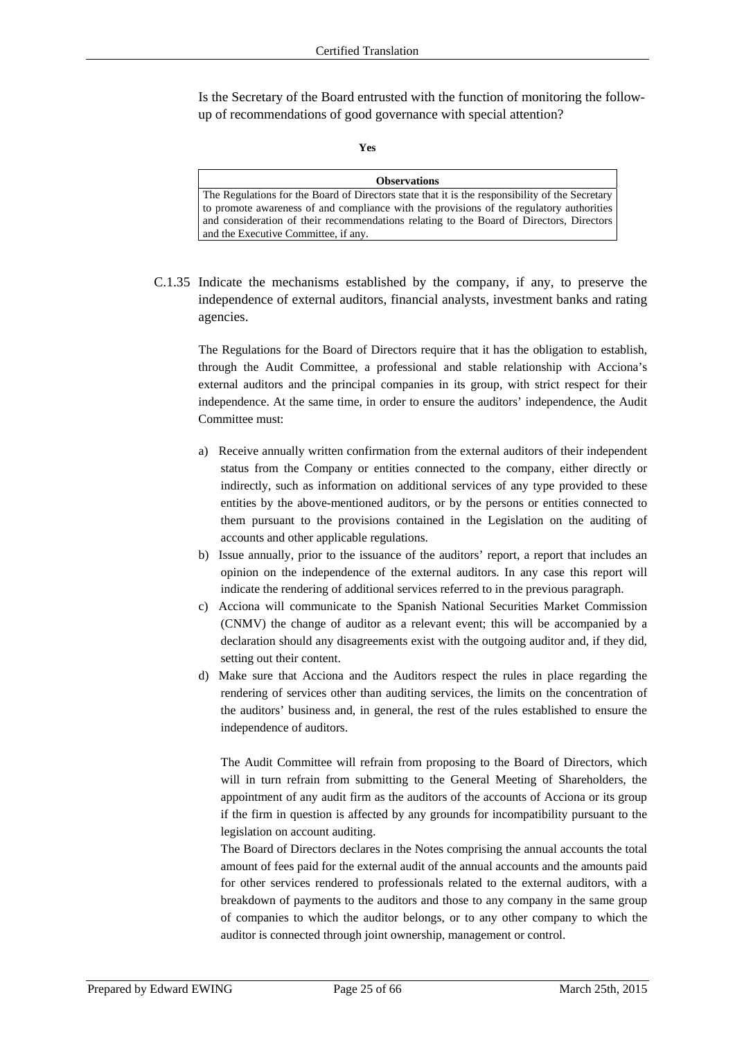Is the Secretary of the Board entrusted with the function of monitoring the follow-up of recommendations of good governance with special attention?

**Yes**

| **Observations** |
|---|
| The Regulations for the Board of Directors state that it is the responsibility of the Secretary to promote awareness of and compliance with the provisions of the regulatory authorities and consideration of their recommendations relating to the Board of Directors, Directors and the Executive Committee, if any. |

C.1.35 Indicate the mechanisms established by the company, if any, to preserve the independence of external auditors, financial analysts, investment banks and rating agencies.

The Regulations for the Board of Directors require that it has the obligation to establish, through the Audit Committee, a professional and stable relationship with Acciona's external auditors and the principal companies in its group, with strict respect for their independence. At the same time, in order to ensure the auditors' independence, the Audit Committee must:

a) Receive annually written confirmation from the external auditors of their independent status from the Company or entities connected to the company, either directly or indirectly, such as information on additional services of any type provided to these entities by the above-mentioned auditors, or by the persons or entities connected to them pursuant to the provisions contained in the Legislation on the auditing of accounts and other applicable regulations.
b) Issue annually, prior to the issuance of the auditors' report, a report that includes an opinion on the independence of the external auditors. In any case this report will indicate the rendering of additional services referred to in the previous paragraph.
c) Acciona will communicate to the Spanish National Securities Market Commission (CNMV) the change of auditor as a relevant event; this will be accompanied by a declaration should any disagreements exist with the outgoing auditor and, if they did, setting out their content.
d) Make sure that Acciona and the Auditors respect the rules in place regarding the rendering of services other than auditing services, the limits on the concentration of the auditors' business and, in general, the rest of the rules established to ensure the independence of auditors.

The Audit Committee will refrain from proposing to the Board of Directors, which will in turn refrain from submitting to the General Meeting of Shareholders, the appointment of any audit firm as the auditors of the accounts of Acciona or its group if the firm in question is affected by any grounds for incompatibility pursuant to the legislation on account auditing.

The Board of Directors declares in the Notes comprising the annual accounts the total amount of fees paid for the external audit of the annual accounts and the amounts paid for other services rendered to professionals related to the external auditors, with a breakdown of payments to the auditors and those to any company in the same group of companies to which the auditor belongs, or to any other company to which the auditor is connected through joint ownership, management or control.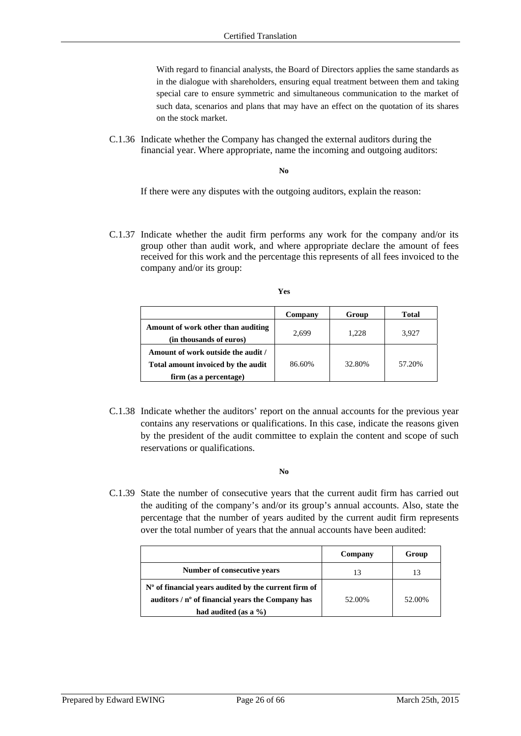With regard to financial analysts, the Board of Directors applies the same standards as in the dialogue with shareholders, ensuring equal treatment between them and taking special care to ensure symmetric and simultaneous communication to the market of such data, scenarios and plans that may have an effect on the quotation of its shares on the stock market.

C.1.36 Indicate whether the Company has changed the external auditors during the financial year. Where appropriate, name the incoming and outgoing auditors:

**No**

If there were any disputes with the outgoing auditors, explain the reason:

C.1.37 Indicate whether the audit firm performs any work for the company and/or its group other than audit work, and where appropriate declare the amount of fees received for this work and the percentage this represents of all fees invoiced to the company and/or its group:

**Yes**

| | Company | Group | Total |
|---|---|---|---|
| **Amount of work other than auditing (in thousands of euros)** | 2,699 | 1,228 | 3,927 |
| **Amount of work outside the audit / Total amount invoiced by the audit firm (as a percentage)** | 86.60% | 32.80% | 57.20% |

C.1.38 Indicate whether the auditors' report on the annual accounts for the previous year contains any reservations or qualifications. In this case, indicate the reasons given by the president of the audit committee to explain the content and scope of such reservations or qualifications.

**No**

C.1.39 State the number of consecutive years that the current audit firm has carried out the auditing of the company's and/or its group's annual accounts. Also, state the percentage that the number of years audited by the current audit firm represents over the total number of years that the annual accounts have been audited:

| | Company | Group |
|---|---|---|
| **Number of consecutive years** | 13 | 13 |
| **Nº of financial years audited by the current firm of auditors / nº of financial years the Company has had audited (as a %)** | 52.00% | 52.00% |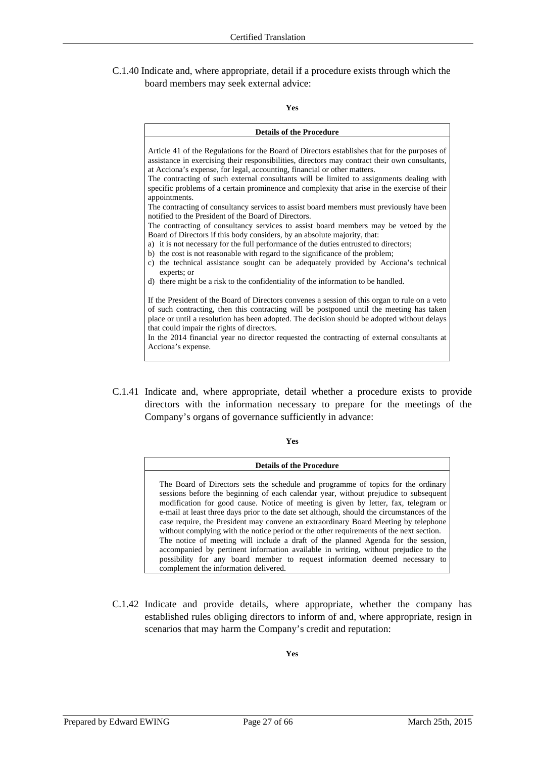C.1.40 Indicate and, where appropriate, detail if a procedure exists through which the board members may seek external advice:

**Yes**

| **Details of the Procedure** |
|---|
| Article 41 of the Regulations for the Board of Directors establishes that for the purposes of assistance in exercising their responsibilities, directors may contract their own consultants, at Acciona's expense, for legal, accounting, financial or other matters.<br>The contracting of such external consultants will be limited to assignments dealing with specific problems of a certain prominence and complexity that arise in the exercise of their appointments.<br>The contracting of consultancy services to assist board members must previously have been notified to the President of the Board of Directors.<br>The contracting of consultancy services to assist board members may be vetoed by the Board of Directors if this body considers, by an absolute majority, that:<br>a) it is not necessary for the full performance of the duties entrusted to directors;<br>b) the cost is not reasonable with regard to the significance of the problem;<br>c) the technical assistance sought can be adequately provided by Acciona's technical experts; or<br>d) there might be a risk to the confidentiality of the information to be handled.<br><br>If the President of the Board of Directors convenes a session of this organ to rule on a veto of such contracting, then this contracting will be postponed until the meeting has taken place or until a resolution has been adopted. The decision should be adopted without delays that could impair the rights of directors.<br>In the 2014 financial year no director requested the contracting of external consultants at Acciona's expense. |

C.1.41 Indicate and, where appropriate, detail whether a procedure exists to provide directors with the information necessary to prepare for the meetings of the Company's organs of governance sufficiently in advance:

**Yes**

| **Details of the Procedure** |
|---|
| The Board of Directors sets the schedule and programme of topics for the ordinary sessions before the beginning of each calendar year, without prejudice to subsequent modification for good cause. Notice of meeting is given by letter, fax, telegram or e-mail at least three days prior to the date set although, should the circumstances of the case require, the President may convene an extraordinary Board Meeting by telephone without complying with the notice period or the other requirements of the next section.<br>The notice of meeting will include a draft of the planned Agenda for the session, accompanied by pertinent information available in writing, without prejudice to the possibility for any board member to request information deemed necessary to complement the information delivered. |

C.1.42 Indicate and provide details, where appropriate, whether the company has established rules obliging directors to inform of and, where appropriate, resign in scenarios that may harm the Company's credit and reputation:

**Yes**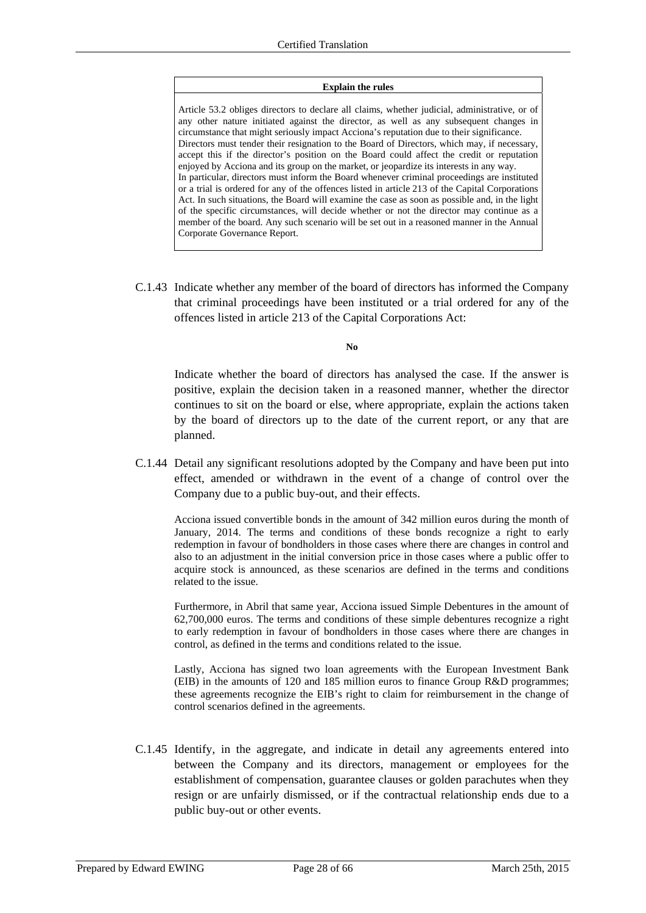| Explain the rules |
|---|
| Article 53.2 obliges directors to declare all claims, whether judicial, administrative, or of any other nature initiated against the director, as well as any subsequent changes in circumstance that might seriously impact Acciona's reputation due to their significance. Directors must tender their resignation to the Board of Directors, which may, if necessary, accept this if the director's position on the Board could affect the credit or reputation enjoyed by Acciona and its group on the market, or jeopardize its interests in any way. In particular, directors must inform the Board whenever criminal proceedings are instituted or a trial is ordered for any of the offences listed in article 213 of the Capital Corporations Act. In such situations, the Board will examine the case as soon as possible and, in the light of the specific circumstances, will decide whether or not the director may continue as a member of the board. Any such scenario will be set out in a reasoned manner in the Annual Corporate Governance Report. |

C.1.43 Indicate whether any member of the board of directors has informed the Company that criminal proceedings have been instituted or a trial ordered for any of the offences listed in article 213 of the Capital Corporations Act:

**No**

Indicate whether the board of directors has analysed the case. If the answer is positive, explain the decision taken in a reasoned manner, whether the director continues to sit on the board or else, where appropriate, explain the actions taken by the board of directors up to the date of the current report, or any that are planned.

C.1.44 Detail any significant resolutions adopted by the Company and have been put into effect, amended or withdrawn in the event of a change of control over the Company due to a public buy-out, and their effects.

Acciona issued convertible bonds in the amount of 342 million euros during the month of January, 2014. The terms and conditions of these bonds recognize a right to early redemption in favour of bondholders in those cases where there are changes in control and also to an adjustment in the initial conversion price in those cases where a public offer to acquire stock is announced, as these scenarios are defined in the terms and conditions related to the issue.

Furthermore, in Abril that same year, Acciona issued Simple Debentures in the amount of 62,700,000 euros. The terms and conditions of these simple debentures recognize a right to early redemption in favour of bondholders in those cases where there are changes in control, as defined in the terms and conditions related to the issue.

Lastly, Acciona has signed two loan agreements with the European Investment Bank (EIB) in the amounts of 120 and 185 million euros to finance Group R&D programmes; these agreements recognize the EIB's right to claim for reimbursement in the change of control scenarios defined in the agreements.

C.1.45 Identify, in the aggregate, and indicate in detail any agreements entered into between the Company and its directors, management or employees for the establishment of compensation, guarantee clauses or golden parachutes when they resign or are unfairly dismissed, or if the contractual relationship ends due to a public buy-out or other events.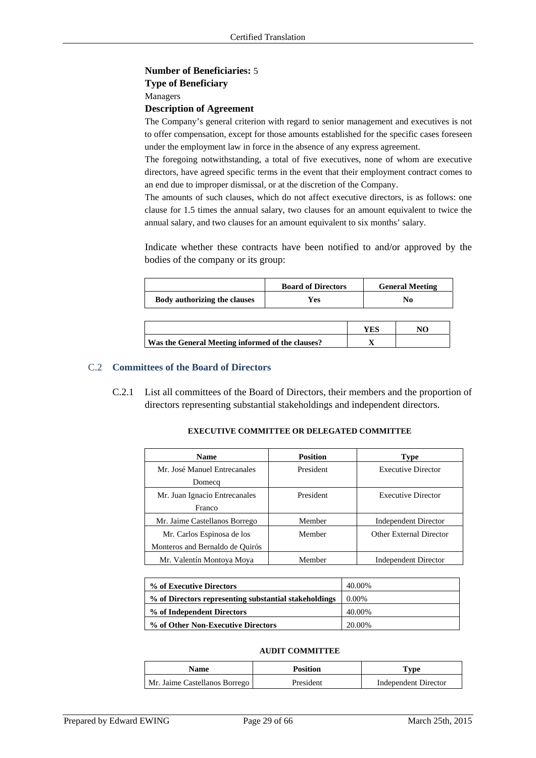**Number of Beneficiaries:** 5

**Type of Beneficiary**

Managers

**Description of Agreement**

The Company's general criterion with regard to senior management and executives is not to offer compensation, except for those amounts established for the specific cases foreseen under the employment law in force in the absence of any express agreement.

The foregoing notwithstanding, a total of five executives, none of whom are executive directors, have agreed specific terms in the event that their employment contract comes to an end due to improper dismissal, or at the discretion of the Company.

The amounts of such clauses, which do not affect executive directors, is as follows: one clause for 1.5 times the annual salary, two clauses for an amount equivalent to twice the annual salary, and two clauses for an amount equivalent to six months' salary.

Indicate whether these contracts have been notified to and/or approved by the bodies of the company or its group:

| | Board of Directors | General Meeting |
|---|---|---|
| **Body authorizing the clauses** | Yes | No |

| | YES | NO |
|---|---|---|
| **Was the General Meeting informed of the clauses?** | X | |

## C.2 Committees of the Board of Directors

C.2.1 List all committees of the Board of Directors, their members and the proportion of directors representing substantial stakeholdings and independent directors.

**EXECUTIVE COMMITTEE OR DELEGATED COMMITTEE**

| Name | Position | Type |
|---|---|---|
| Mr. José Manuel Entrecanales Domecq | President | Executive Director |
| Mr. Juan Ignacio Entrecanales Franco | President | Executive Director |
| Mr. Jaime Castellanos Borrego | Member | Independent Director |
| Mr. Carlos Espinosa de los Monteros and Bernaldo de Quirós | Member | Other External Director |
| Mr. Valentín Montoya Moya | Member | Independent Director |

| | |
|---|---|
| **% of Executive Directors** | 40.00% |
| **% of Directors representing substantial stakeholdings** | 0.00% |
| **% of Independent Directors** | 40.00% |
| **% of Other Non-Executive Directors** | 20.00% |

**AUDIT COMMITTEE**

| Name | Position | Type |
|---|---|---|
| Mr. Jaime Castellanos Borrego | President | Independent Director |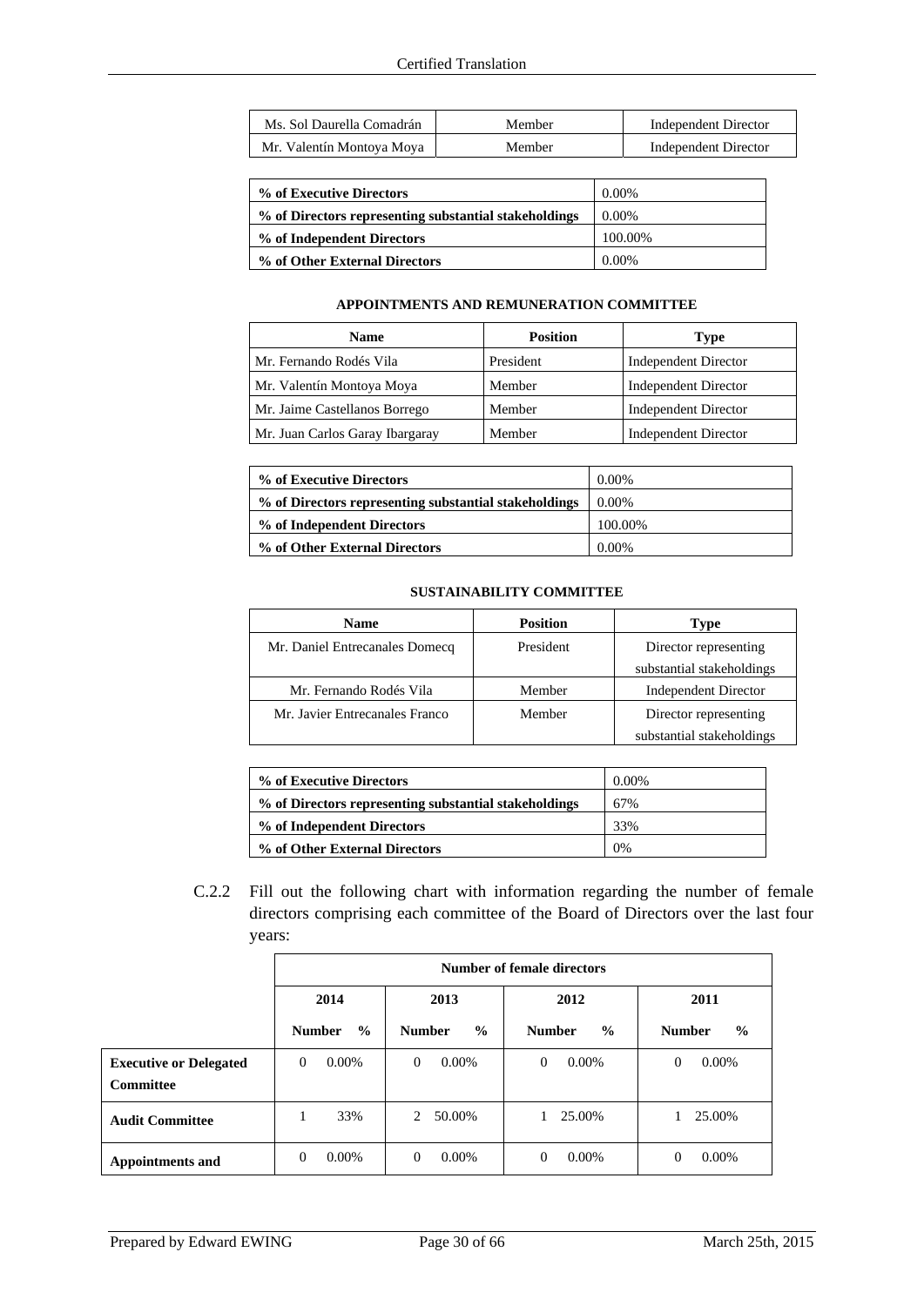| | | |
|---|---|---|
| Ms. Sol Daurella Comadrán | Member | Independent Director |
| Mr. Valentín Montoya Moya | Member | Independent Director |

| | |
|---|---|
| **% of Executive Directors** | 0.00% |
| **% of Directors representing substantial stakeholdings** | 0.00% |
| **% of Independent Directors** | 100.00% |
| **% of Other External Directors** | 0.00% |

**APPOINTMENTS AND REMUNERATION COMMITTEE**

| Name | Position | Type |
|---|---|---|
| Mr. Fernando Rodés Vila | President | Independent Director |
| Mr. Valentín Montoya Moya | Member | Independent Director |
| Mr. Jaime Castellanos Borrego | Member | Independent Director |
| Mr. Juan Carlos Garay Ibargaray | Member | Independent Director |

| | |
|---|---|
| **% of Executive Directors** | 0.00% |
| **% of Directors representing substantial stakeholdings** | 0.00% |
| **% of Independent Directors** | 100.00% |
| **% of Other External Directors** | 0.00% |

**SUSTAINABILITY COMMITTEE**

| Name | Position | Type |
|---|---|---|
| Mr. Daniel Entrecanales Domecq | President | Director representing substantial stakeholdings |
| Mr. Fernando Rodés Vila | Member | Independent Director |
| Mr. Javier Entrecanales Franco | Member | Director representing substantial stakeholdings |

| | |
|---|---|
| **% of Executive Directors** | 0.00% |
| **% of Directors representing substantial stakeholdings** | 67% |
| **% of Independent Directors** | 33% |
| **% of Other External Directors** | 0% |

C.2.2 Fill out the following chart with information regarding the number of female directors comprising each committee of the Board of Directors over the last four years:

| | Number of female directors | | | | | | | |
|---|---|---|---|---|---|---|---|---|
| | 2014 | | 2013 | | 2012 | | 2011 | |
| | **Number** | **%** | **Number** | **%** | **Number** | **%** | **Number** | **%** |
| **Executive or Delegated Committee** | 0 | 0.00% | 0 | 0.00% | 0 | 0.00% | 0 | 0.00% |
| **Audit Committee** | 1 | 33% | 2 | 50.00% | 1 | 25.00% | 1 | 25.00% |
| **Appointments and** | 0 | 0.00% | 0 | 0.00% | 0 | 0.00% | 0 | 0.00% |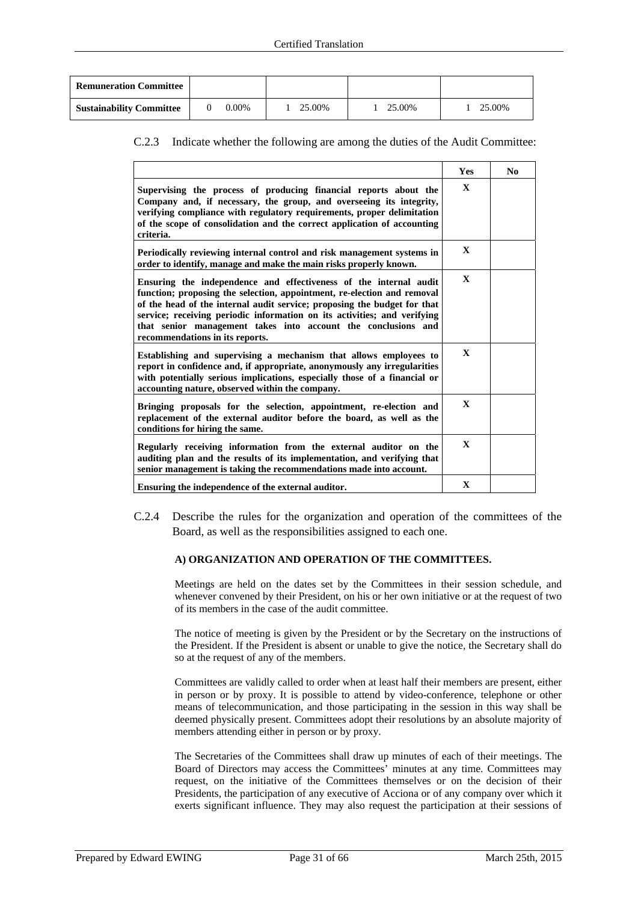| Remuneration Committee | | | | |
|---|---|---|---|---|
| Sustainability Committee | 0 0.00% | 1 25.00% | 1 25.00% | 1 25.00% |

C.2.3 Indicate whether the following are among the duties of the Audit Committee:

| | Yes | No |
|---|---|---|
| **Supervising the process of producing financial reports about the Company and, if necessary, the group, and overseeing its integrity, verifying compliance with regulatory requirements, proper delimitation of the scope of consolidation and the correct application of accounting criteria.** | X | |
| **Periodically reviewing internal control and risk management systems in order to identify, manage and make the main risks properly known.** | X | |
| **Ensuring the independence and effectiveness of the internal audit function; proposing the selection, appointment, re-election and removal of the head of the internal audit service; proposing the budget for that service; receiving periodic information on its activities; and verifying that senior management takes into account the conclusions and recommendations in its reports.** | X | |
| **Establishing and supervising a mechanism that allows employees to report in confidence and, if appropriate, anonymously any irregularities with potentially serious implications, especially those of a financial or accounting nature, observed within the company.** | X | |
| **Bringing proposals for the selection, appointment, re-election and replacement of the external auditor before the board, as well as the conditions for hiring the same.** | X | |
| **Regularly receiving information from the external auditor on the auditing plan and the results of its implementation, and verifying that senior management is taking the recommendations made into account.** | X | |
| **Ensuring the independence of the external auditor.** | X | |

C.2.4 Describe the rules for the organization and operation of the committees of the Board, as well as the responsibilities assigned to each one.

**A) ORGANIZATION AND OPERATION OF THE COMMITTEES.**

Meetings are held on the dates set by the Committees in their session schedule, and whenever convened by their President, on his or her own initiative or at the request of two of its members in the case of the audit committee.

The notice of meeting is given by the President or by the Secretary on the instructions of the President. If the President is absent or unable to give the notice, the Secretary shall do so at the request of any of the members.

Committees are validly called to order when at least half their members are present, either in person or by proxy. It is possible to attend by video-conference, telephone or other means of telecommunication, and those participating in the session in this way shall be deemed physically present. Committees adopt their resolutions by an absolute majority of members attending either in person or by proxy.

The Secretaries of the Committees shall draw up minutes of each of their meetings. The Board of Directors may access the Committees' minutes at any time. Committees may request, on the initiative of the Committees themselves or on the decision of their Presidents, the participation of any executive of Acciona or of any company over which it exerts significant influence. They may also request the participation at their sessions of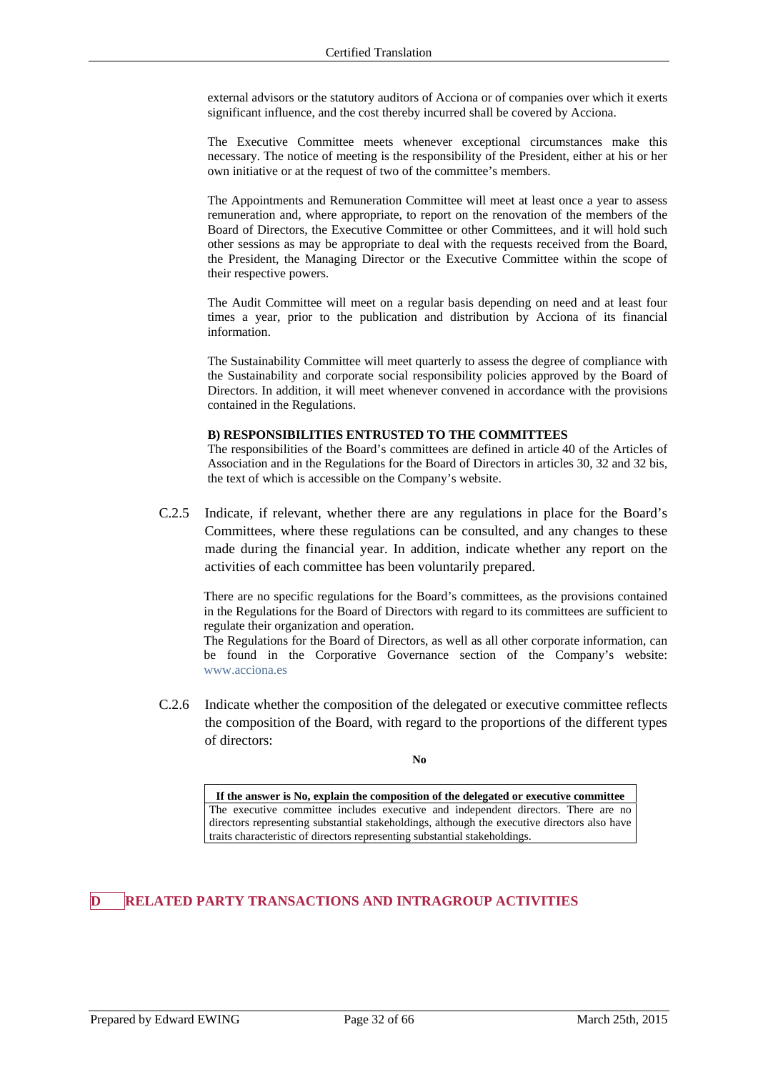external advisors or the statutory auditors of Acciona or of companies over which it exerts significant influence, and the cost thereby incurred shall be covered by Acciona.

The Executive Committee meets whenever exceptional circumstances make this necessary. The notice of meeting is the responsibility of the President, either at his or her own initiative or at the request of two of the committee's members.

The Appointments and Remuneration Committee will meet at least once a year to assess remuneration and, where appropriate, to report on the renovation of the members of the Board of Directors, the Executive Committee or other Committees, and it will hold such other sessions as may be appropriate to deal with the requests received from the Board, the President, the Managing Director or the Executive Committee within the scope of their respective powers.

The Audit Committee will meet on a regular basis depending on need and at least four times a year, prior to the publication and distribution by Acciona of its financial information.

The Sustainability Committee will meet quarterly to assess the degree of compliance with the Sustainability and corporate social responsibility policies approved by the Board of Directors. In addition, it will meet whenever convened in accordance with the provisions contained in the Regulations.

**B) RESPONSIBILITIES ENTRUSTED TO THE COMMITTEES**

The responsibilities of the Board's committees are defined in article 40 of the Articles of Association and in the Regulations for the Board of Directors in articles 30, 32 and 32 bis, the text of which is accessible on the Company's website.

C.2.5 Indicate, if relevant, whether there are any regulations in place for the Board's Committees, where these regulations can be consulted, and any changes to these made during the financial year. In addition, indicate whether any report on the activities of each committee has been voluntarily prepared.

There are no specific regulations for the Board's committees, as the provisions contained in the Regulations for the Board of Directors with regard to its committees are sufficient to regulate their organization and operation.

The Regulations for the Board of Directors, as well as all other corporate information, can be found in the Corporative Governance section of the Company's website: www.acciona.es

C.2.6 Indicate whether the composition of the delegated or executive committee reflects the composition of the Board, with regard to the proportions of the different types of directors:

**No**

| If the answer is No, explain the composition of the delegated or executive committee |
|---|
| The executive committee includes executive and independent directors. There are no directors representing substantial stakeholdings, although the executive directors also have traits characteristic of directors representing substantial stakeholdings. |

# D RELATED PARTY TRANSACTIONS AND INTRAGROUP ACTIVITIES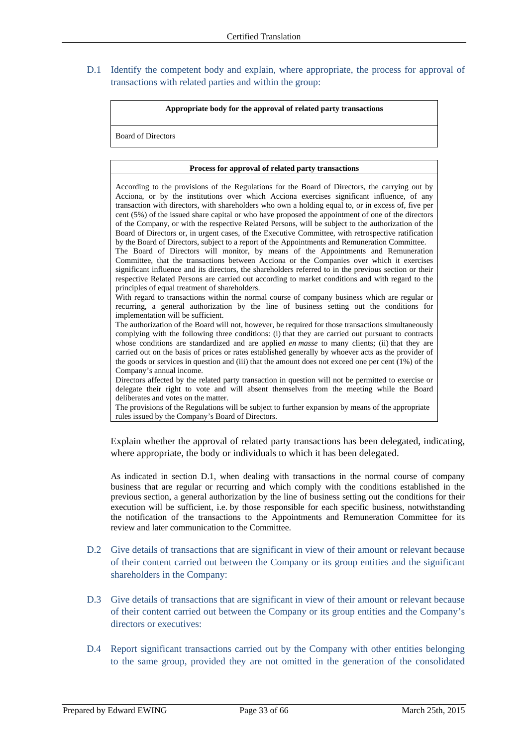D.1 Identify the competent body and explain, where appropriate, the process for approval of transactions with related parties and within the group:

| Appropriate body for the approval of related party transactions |
|---|
| Board of Directors |

| Process for approval of related party transactions |
|---|
| According to the provisions of the Regulations for the Board of Directors, the carrying out by Acciona, or by the institutions over which Acciona exercises significant influence, of any transaction with directors, with shareholders who own a holding equal to, or in excess of, five per cent (5%) of the issued share capital or who have proposed the appointment of one of the directors of the Company, or with the respective Related Persons, will be subject to the authorization of the Board of Directors or, in urgent cases, of the Executive Committee, with retrospective ratification by the Board of Directors, subject to a report of the Appointments and Remuneration Committee.<br>The Board of Directors will monitor, by means of the Appointments and Remuneration Committee, that the transactions between Acciona or the Companies over which it exercises significant influence and its directors, the shareholders referred to in the previous section or their respective Related Persons are carried out according to market conditions and with regard to the principles of equal treatment of shareholders.<br>With regard to transactions within the normal course of company business which are regular or recurring, a general authorization by the line of business setting out the conditions for implementation will be sufficient.<br>The authorization of the Board will not, however, be required for those transactions simultaneously complying with the following three conditions: (i) that they are carried out pursuant to contracts whose conditions are standardized and are applied *en masse* to many clients; (ii) that they are carried out on the basis of prices or rates established generally by whoever acts as the provider of the goods or services in question and (iii) that the amount does not exceed one per cent (1%) of the Company's annual income.<br>Directors affected by the related party transaction in question will not be permitted to exercise or delegate their right to vote and will absent themselves from the meeting while the Board deliberates and votes on the matter.<br>The provisions of the Regulations will be subject to further expansion by means of the appropriate rules issued by the Company's Board of Directors. |

Explain whether the approval of related party transactions has been delegated, indicating, where appropriate, the body or individuals to which it has been delegated.

As indicated in section D.1, when dealing with transactions in the normal course of company business that are regular or recurring and which comply with the conditions established in the previous section, a general authorization by the line of business setting out the conditions for their execution will be sufficient, i.e. by those responsible for each specific business, notwithstanding the notification of the transactions to the Appointments and Remuneration Committee for its review and later communication to the Committee.

D.2 Give details of transactions that are significant in view of their amount or relevant because of their content carried out between the Company or its group entities and the significant shareholders in the Company:

D.3 Give details of transactions that are significant in view of their amount or relevant because of their content carried out between the Company or its group entities and the Company's directors or executives:

D.4 Report significant transactions carried out by the Company with other entities belonging to the same group, provided they are not omitted in the generation of the consolidated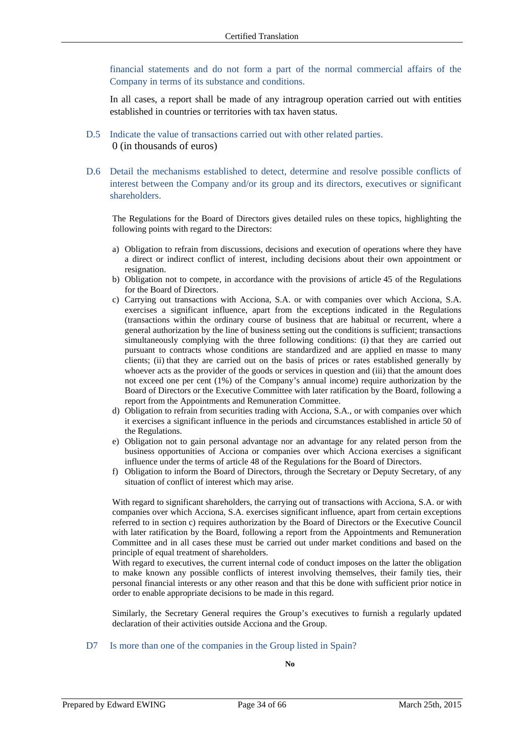financial statements and do not form a part of the normal commercial affairs of the Company in terms of its substance and conditions.

In all cases, a report shall be made of any intragroup operation carried out with entities established in countries or territories with tax haven status.

D.5 Indicate the value of transactions carried out with other related parties.

0 (in thousands of euros)

D.6 Detail the mechanisms established to detect, determine and resolve possible conflicts of interest between the Company and/or its group and its directors, executives or significant shareholders.

The Regulations for the Board of Directors gives detailed rules on these topics, highlighting the following points with regard to the Directors:

a) Obligation to refrain from discussions, decisions and execution of operations where they have a direct or indirect conflict of interest, including decisions about their own appointment or resignation.
b) Obligation not to compete, in accordance with the provisions of article 45 of the Regulations for the Board of Directors.
c) Carrying out transactions with Acciona, S.A. or with companies over which Acciona, S.A. exercises a significant influence, apart from the exceptions indicated in the Regulations (transactions within the ordinary course of business that are habitual or recurrent, where a general authorization by the line of business setting out the conditions is sufficient; transactions simultaneously complying with the three following conditions: (i) that they are carried out pursuant to contracts whose conditions are standardized and are applied en masse to many clients; (ii) that they are carried out on the basis of prices or rates established generally by whoever acts as the provider of the goods or services in question and (iii) that the amount does not exceed one per cent (1%) of the Company's annual income) require authorization by the Board of Directors or the Executive Committee with later ratification by the Board, following a report from the Appointments and Remuneration Committee.
d) Obligation to refrain from securities trading with Acciona, S.A., or with companies over which it exercises a significant influence in the periods and circumstances established in article 50 of the Regulations.
e) Obligation not to gain personal advantage nor an advantage for any related person from the business opportunities of Acciona or companies over which Acciona exercises a significant influence under the terms of article 48 of the Regulations for the Board of Directors.
f) Obligation to inform the Board of Directors, through the Secretary or Deputy Secretary, of any situation of conflict of interest which may arise.

With regard to significant shareholders, the carrying out of transactions with Acciona, S.A. or with companies over which Acciona, S.A. exercises significant influence, apart from certain exceptions referred to in section c) requires authorization by the Board of Directors or the Executive Council with later ratification by the Board, following a report from the Appointments and Remuneration Committee and in all cases these must be carried out under market conditions and based on the principle of equal treatment of shareholders.

With regard to executives, the current internal code of conduct imposes on the latter the obligation to make known any possible conflicts of interest involving themselves, their family ties, their personal financial interests or any other reason and that this be done with sufficient prior notice in order to enable appropriate decisions to be made in this regard.

Similarly, the Secretary General requires the Group's executives to furnish a regularly updated declaration of their activities outside Acciona and the Group.

D7 Is more than one of the companies in the Group listed in Spain?

**No**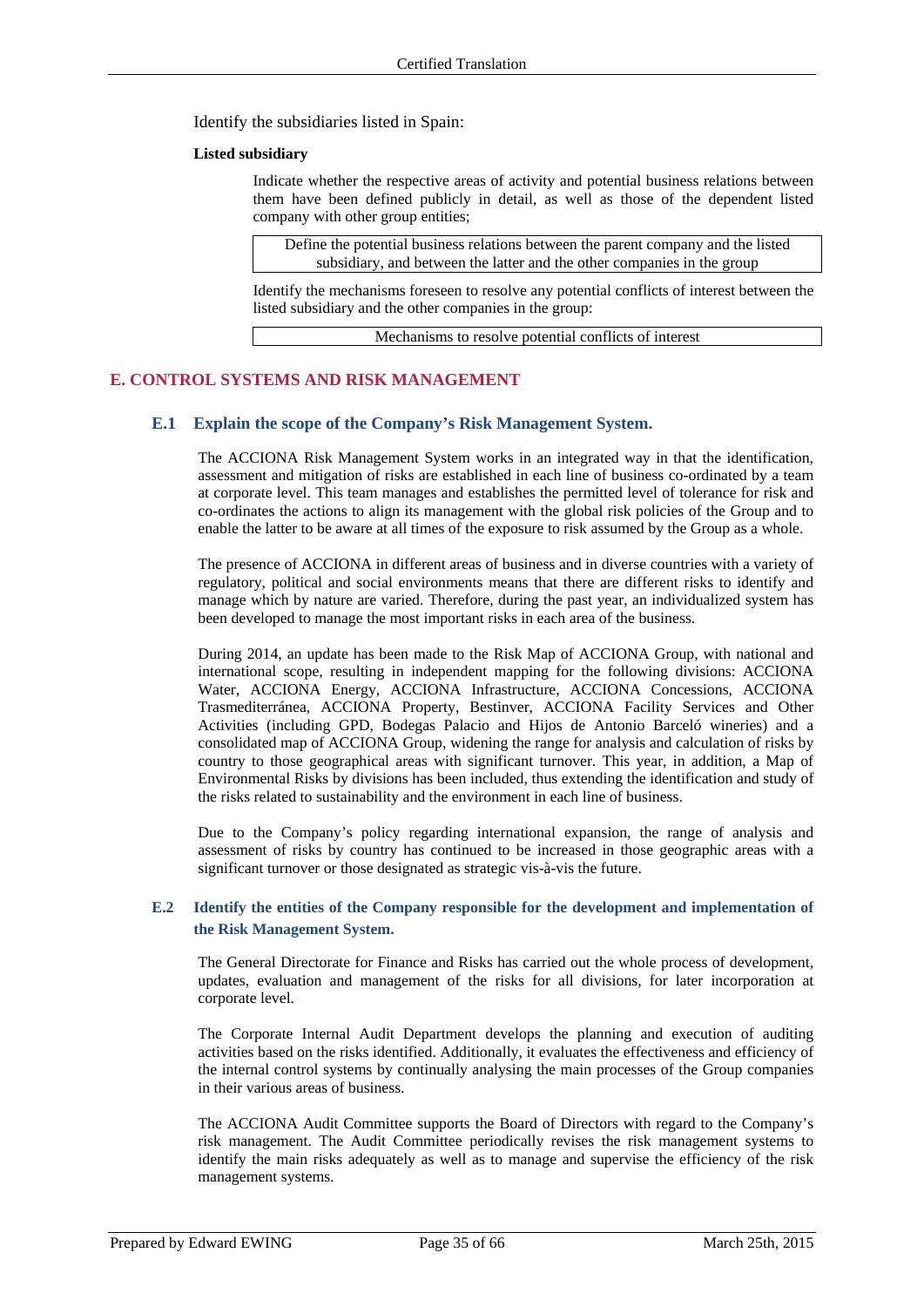Identify the subsidiaries listed in Spain:

**Listed subsidiary**

Indicate whether the respective areas of activity and potential business relations between them have been defined publicly in detail, as well as those of the dependent listed company with other group entities;

| Define the potential business relations between the parent company and the listed subsidiary, and between the latter and the other companies in the group |
|---|

Identify the mechanisms foreseen to resolve any potential conflicts of interest between the listed subsidiary and the other companies in the group:

| Mechanisms to resolve potential conflicts of interest |
|---|

## E. CONTROL SYSTEMS AND RISK MANAGEMENT

### E.1 Explain the scope of the Company's Risk Management System.

The ACCIONA Risk Management System works in an integrated way in that the identification, assessment and mitigation of risks are established in each line of business co-ordinated by a team at corporate level. This team manages and establishes the permitted level of tolerance for risk and co-ordinates the actions to align its management with the global risk policies of the Group and to enable the latter to be aware at all times of the exposure to risk assumed by the Group as a whole.

The presence of ACCIONA in different areas of business and in diverse countries with a variety of regulatory, political and social environments means that there are different risks to identify and manage which by nature are varied. Therefore, during the past year, an individualized system has been developed to manage the most important risks in each area of the business.

During 2014, an update has been made to the Risk Map of ACCIONA Group, with national and international scope, resulting in independent mapping for the following divisions: ACCIONA Water, ACCIONA Energy, ACCIONA Infrastructure, ACCIONA Concessions, ACCIONA Trasmediterránea, ACCIONA Property, Bestinver, ACCIONA Facility Services and Other Activities (including GPD, Bodegas Palacio and Hijos de Antonio Barceló wineries) and a consolidated map of ACCIONA Group, widening the range for analysis and calculation of risks by country to those geographical areas with significant turnover. This year, in addition, a Map of Environmental Risks by divisions has been included, thus extending the identification and study of the risks related to sustainability and the environment in each line of business.

Due to the Company's policy regarding international expansion, the range of analysis and assessment of risks by country has continued to be increased in those geographic areas with a significant turnover or those designated as strategic vis-à-vis the future.

### E.2 Identify the entities of the Company responsible for the development and implementation of the Risk Management System.

The General Directorate for Finance and Risks has carried out the whole process of development, updates, evaluation and management of the risks for all divisions, for later incorporation at corporate level.

The Corporate Internal Audit Department develops the planning and execution of auditing activities based on the risks identified. Additionally, it evaluates the effectiveness and efficiency of the internal control systems by continually analysing the main processes of the Group companies in their various areas of business.

The ACCIONA Audit Committee supports the Board of Directors with regard to the Company's risk management. The Audit Committee periodically revises the risk management systems to identify the main risks adequately as well as to manage and supervise the efficiency of the risk management systems.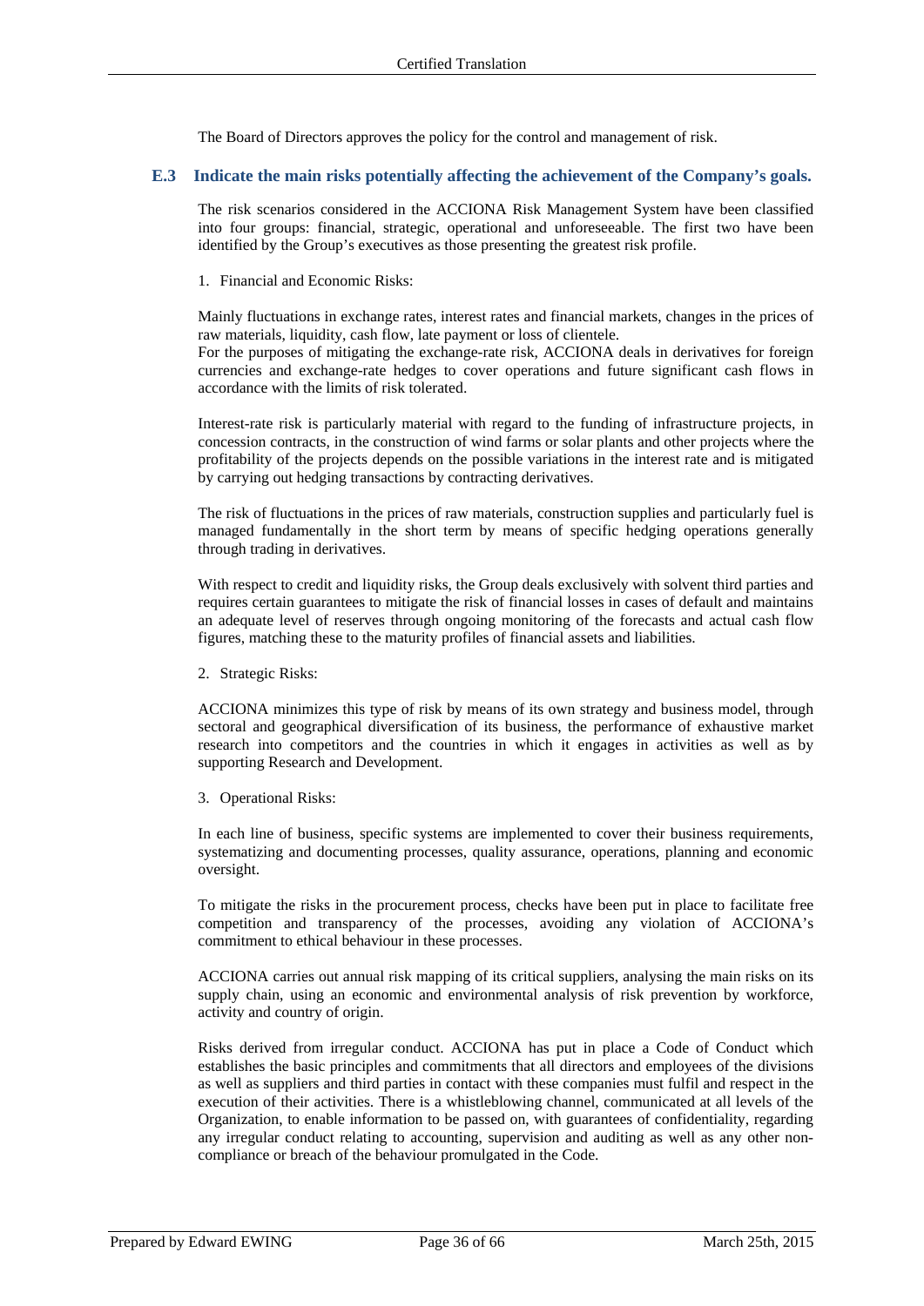The Board of Directors approves the policy for the control and management of risk.

## E.3 Indicate the main risks potentially affecting the achievement of the Company's goals.

The risk scenarios considered in the ACCIONA Risk Management System have been classified into four groups: financial, strategic, operational and unforeseeable. The first two have been identified by the Group's executives as those presenting the greatest risk profile.

1. Financial and Economic Risks:

Mainly fluctuations in exchange rates, interest rates and financial markets, changes in the prices of raw materials, liquidity, cash flow, late payment or loss of clientele.
For the purposes of mitigating the exchange-rate risk, ACCIONA deals in derivatives for foreign currencies and exchange-rate hedges to cover operations and future significant cash flows in accordance with the limits of risk tolerated.

Interest-rate risk is particularly material with regard to the funding of infrastructure projects, in concession contracts, in the construction of wind farms or solar plants and other projects where the profitability of the projects depends on the possible variations in the interest rate and is mitigated by carrying out hedging transactions by contracting derivatives.

The risk of fluctuations in the prices of raw materials, construction supplies and particularly fuel is managed fundamentally in the short term by means of specific hedging operations generally through trading in derivatives.

With respect to credit and liquidity risks, the Group deals exclusively with solvent third parties and requires certain guarantees to mitigate the risk of financial losses in cases of default and maintains an adequate level of reserves through ongoing monitoring of the forecasts and actual cash flow figures, matching these to the maturity profiles of financial assets and liabilities.

2. Strategic Risks:

ACCIONA minimizes this type of risk by means of its own strategy and business model, through sectoral and geographical diversification of its business, the performance of exhaustive market research into competitors and the countries in which it engages in activities as well as by supporting Research and Development.

3. Operational Risks:

In each line of business, specific systems are implemented to cover their business requirements, systematizing and documenting processes, quality assurance, operations, planning and economic oversight.

To mitigate the risks in the procurement process, checks have been put in place to facilitate free competition and transparency of the processes, avoiding any violation of ACCIONA's commitment to ethical behaviour in these processes.

ACCIONA carries out annual risk mapping of its critical suppliers, analysing the main risks on its supply chain, using an economic and environmental analysis of risk prevention by workforce, activity and country of origin.

Risks derived from irregular conduct. ACCIONA has put in place a Code of Conduct which establishes the basic principles and commitments that all directors and employees of the divisions as well as suppliers and third parties in contact with these companies must fulfil and respect in the execution of their activities. There is a whistleblowing channel, communicated at all levels of the Organization, to enable information to be passed on, with guarantees of confidentiality, regarding any irregular conduct relating to accounting, supervision and auditing as well as any other non-compliance or breach of the behaviour promulgated in the Code.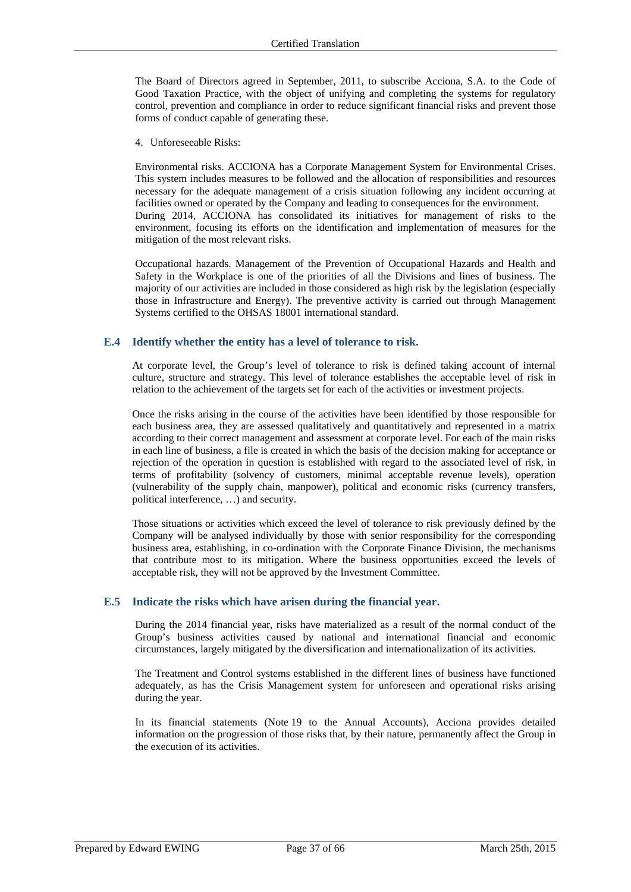The Board of Directors agreed in September, 2011, to subscribe Acciona, S.A. to the Code of Good Taxation Practice, with the object of unifying and completing the systems for regulatory control, prevention and compliance in order to reduce significant financial risks and prevent those forms of conduct capable of generating these.

4. Unforeseeable Risks:

Environmental risks. ACCIONA has a Corporate Management System for Environmental Crises. This system includes measures to be followed and the allocation of responsibilities and resources necessary for the adequate management of a crisis situation following any incident occurring at facilities owned or operated by the Company and leading to consequences for the environment. During 2014, ACCIONA has consolidated its initiatives for management of risks to the environment, focusing its efforts on the identification and implementation of measures for the mitigation of the most relevant risks.

Occupational hazards. Management of the Prevention of Occupational Hazards and Health and Safety in the Workplace is one of the priorities of all the Divisions and lines of business. The majority of our activities are included in those considered as high risk by the legislation (especially those in Infrastructure and Energy). The preventive activity is carried out through Management Systems certified to the OHSAS 18001 international standard.

### E.4 Identify whether the entity has a level of tolerance to risk.

At corporate level, the Group's level of tolerance to risk is defined taking account of internal culture, structure and strategy. This level of tolerance establishes the acceptable level of risk in relation to the achievement of the targets set for each of the activities or investment projects.

Once the risks arising in the course of the activities have been identified by those responsible for each business area, they are assessed qualitatively and quantitatively and represented in a matrix according to their correct management and assessment at corporate level. For each of the main risks in each line of business, a file is created in which the basis of the decision making for acceptance or rejection of the operation in question is established with regard to the associated level of risk, in terms of profitability (solvency of customers, minimal acceptable revenue levels), operation (vulnerability of the supply chain, manpower), political and economic risks (currency transfers, political interference, …) and security.

Those situations or activities which exceed the level of tolerance to risk previously defined by the Company will be analysed individually by those with senior responsibility for the corresponding business area, establishing, in co-ordination with the Corporate Finance Division, the mechanisms that contribute most to its mitigation. Where the business opportunities exceed the levels of acceptable risk, they will not be approved by the Investment Committee.

### E.5 Indicate the risks which have arisen during the financial year.

During the 2014 financial year, risks have materialized as a result of the normal conduct of the Group's business activities caused by national and international financial and economic circumstances, largely mitigated by the diversification and internationalization of its activities.

The Treatment and Control systems established in the different lines of business have functioned adequately, as has the Crisis Management system for unforeseen and operational risks arising during the year.

In its financial statements (Note 19 to the Annual Accounts), Acciona provides detailed information on the progression of those risks that, by their nature, permanently affect the Group in the execution of its activities.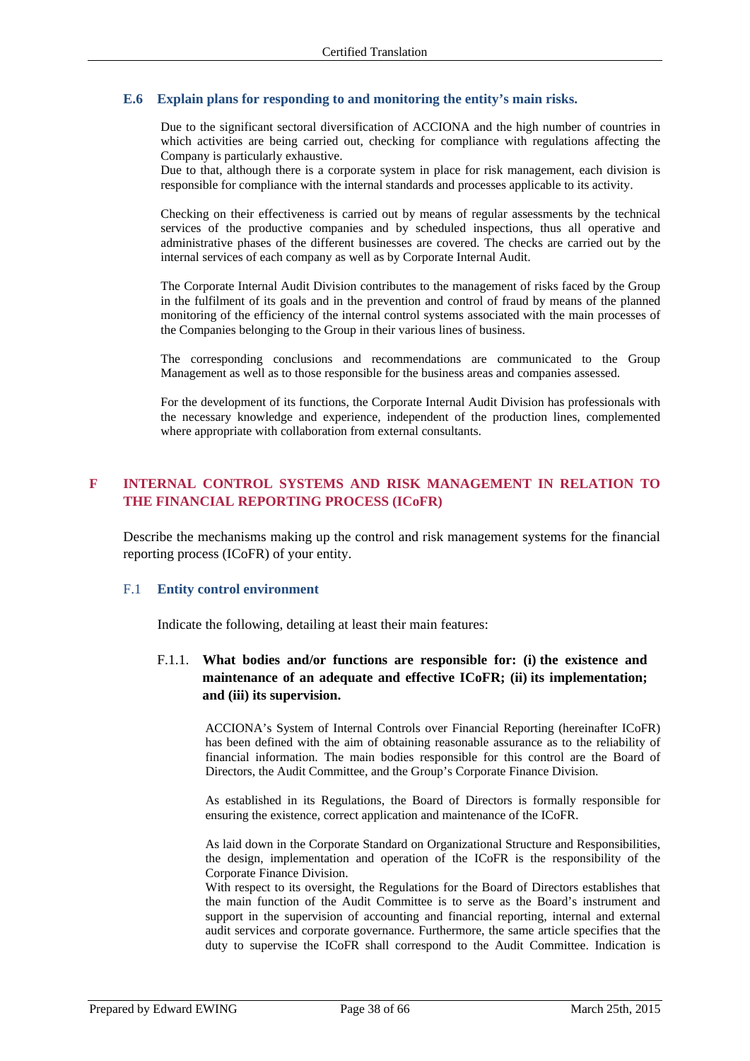### E.6 Explain plans for responding to and monitoring the entity's main risks.

Due to the significant sectoral diversification of ACCIONA and the high number of countries in which activities are being carried out, checking for compliance with regulations affecting the Company is particularly exhaustive.
Due to that, although there is a corporate system in place for risk management, each division is responsible for compliance with the internal standards and processes applicable to its activity.

Checking on their effectiveness is carried out by means of regular assessments by the technical services of the productive companies and by scheduled inspections, thus all operative and administrative phases of the different businesses are covered. The checks are carried out by the internal services of each company as well as by Corporate Internal Audit.

The Corporate Internal Audit Division contributes to the management of risks faced by the Group in the fulfilment of its goals and in the prevention and control of fraud by means of the planned monitoring of the efficiency of the internal control systems associated with the main processes of the Companies belonging to the Group in their various lines of business.

The corresponding conclusions and recommendations are communicated to the Group Management as well as to those responsible for the business areas and companies assessed.

For the development of its functions, the Corporate Internal Audit Division has professionals with the necessary knowledge and experience, independent of the production lines, complemented where appropriate with collaboration from external consultants.

## F INTERNAL CONTROL SYSTEMS AND RISK MANAGEMENT IN RELATION TO THE FINANCIAL REPORTING PROCESS (ICoFR)

Describe the mechanisms making up the control and risk management systems for the financial reporting process (ICoFR) of your entity.

### F.1 Entity control environment

Indicate the following, detailing at least their main features:

#### F.1.1. What bodies and/or functions are responsible for: (i) the existence and maintenance of an adequate and effective ICoFR; (ii) its implementation; and (iii) its supervision.

ACCIONA's System of Internal Controls over Financial Reporting (hereinafter ICoFR) has been defined with the aim of obtaining reasonable assurance as to the reliability of financial information. The main bodies responsible for this control are the Board of Directors, the Audit Committee, and the Group's Corporate Finance Division.

As established in its Regulations, the Board of Directors is formally responsible for ensuring the existence, correct application and maintenance of the ICoFR.

As laid down in the Corporate Standard on Organizational Structure and Responsibilities, the design, implementation and operation of the ICoFR is the responsibility of the Corporate Finance Division.
With respect to its oversight, the Regulations for the Board of Directors establishes that the main function of the Audit Committee is to serve as the Board's instrument and support in the supervision of accounting and financial reporting, internal and external audit services and corporate governance. Furthermore, the same article specifies that the duty to supervise the ICoFR shall correspond to the Audit Committee. Indication is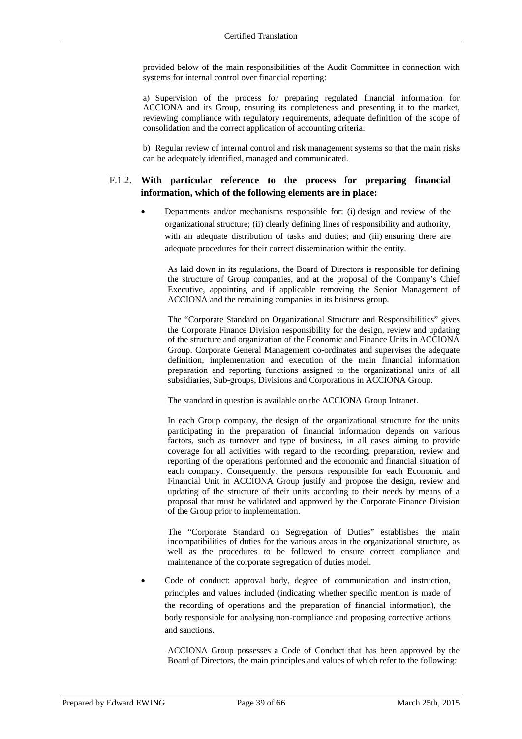provided below of the main responsibilities of the Audit Committee in connection with systems for internal control over financial reporting:

a) Supervision of the process for preparing regulated financial information for ACCIONA and its Group, ensuring its completeness and presenting it to the market, reviewing compliance with regulatory requirements, adequate definition of the scope of consolidation and the correct application of accounting criteria.

b) Regular review of internal control and risk management systems so that the main risks can be adequately identified, managed and communicated.

### F.1.2. With particular reference to the process for preparing financial information, which of the following elements are in place:

- Departments and/or mechanisms responsible for: (i) design and review of the organizational structure; (ii) clearly defining lines of responsibility and authority, with an adequate distribution of tasks and duties; and (iii) ensuring there are adequate procedures for their correct dissemination within the entity.

  As laid down in its regulations, the Board of Directors is responsible for defining the structure of Group companies, and at the proposal of the Company's Chief Executive, appointing and if applicable removing the Senior Management of ACCIONA and the remaining companies in its business group.

  The "Corporate Standard on Organizational Structure and Responsibilities" gives the Corporate Finance Division responsibility for the design, review and updating of the structure and organization of the Economic and Finance Units in ACCIONA Group. Corporate General Management co-ordinates and supervises the adequate definition, implementation and execution of the main financial information preparation and reporting functions assigned to the organizational units of all subsidiaries, Sub-groups, Divisions and Corporations in ACCIONA Group.

  The standard in question is available on the ACCIONA Group Intranet.

  In each Group company, the design of the organizational structure for the units participating in the preparation of financial information depends on various factors, such as turnover and type of business, in all cases aiming to provide coverage for all activities with regard to the recording, preparation, review and reporting of the operations performed and the economic and financial situation of each company. Consequently, the persons responsible for each Economic and Financial Unit in ACCIONA Group justify and propose the design, review and updating of the structure of their units according to their needs by means of a proposal that must be validated and approved by the Corporate Finance Division of the Group prior to implementation.

  The "Corporate Standard on Segregation of Duties" establishes the main incompatibilities of duties for the various areas in the organizational structure, as well as the procedures to be followed to ensure correct compliance and maintenance of the corporate segregation of duties model.

- Code of conduct: approval body, degree of communication and instruction, principles and values included (indicating whether specific mention is made of the recording of operations and the preparation of financial information), the body responsible for analysing non-compliance and proposing corrective actions and sanctions.

  ACCIONA Group possesses a Code of Conduct that has been approved by the Board of Directors, the main principles and values of which refer to the following: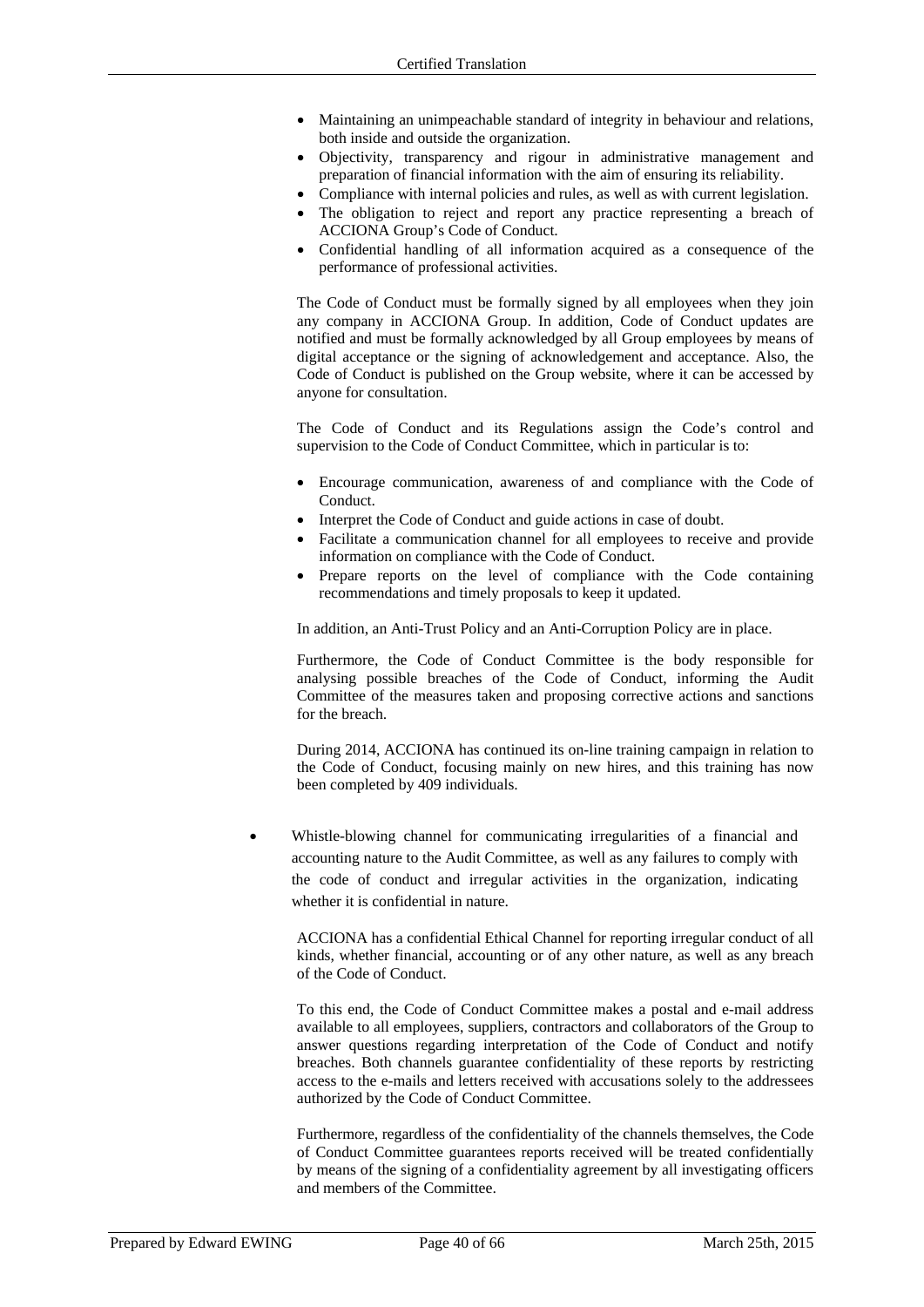- Maintaining an unimpeachable standard of integrity in behaviour and relations, both inside and outside the organization.
- Objectivity, transparency and rigour in administrative management and preparation of financial information with the aim of ensuring its reliability.
- Compliance with internal policies and rules, as well as with current legislation.
- The obligation to reject and report any practice representing a breach of ACCIONA Group's Code of Conduct.
- Confidential handling of all information acquired as a consequence of the performance of professional activities.

The Code of Conduct must be formally signed by all employees when they join any company in ACCIONA Group. In addition, Code of Conduct updates are notified and must be formally acknowledged by all Group employees by means of digital acceptance or the signing of acknowledgement and acceptance. Also, the Code of Conduct is published on the Group website, where it can be accessed by anyone for consultation.

The Code of Conduct and its Regulations assign the Code's control and supervision to the Code of Conduct Committee, which in particular is to:

- Encourage communication, awareness of and compliance with the Code of Conduct.
- Interpret the Code of Conduct and guide actions in case of doubt.
- Facilitate a communication channel for all employees to receive and provide information on compliance with the Code of Conduct.
- Prepare reports on the level of compliance with the Code containing recommendations and timely proposals to keep it updated.

In addition, an Anti-Trust Policy and an Anti-Corruption Policy are in place.

Furthermore, the Code of Conduct Committee is the body responsible for analysing possible breaches of the Code of Conduct, informing the Audit Committee of the measures taken and proposing corrective actions and sanctions for the breach.

During 2014, ACCIONA has continued its on-line training campaign in relation to the Code of Conduct, focusing mainly on new hires, and this training has now been completed by 409 individuals.

- Whistle-blowing channel for communicating irregularities of a financial and accounting nature to the Audit Committee, as well as any failures to comply with the code of conduct and irregular activities in the organization, indicating whether it is confidential in nature.

  ACCIONA has a confidential Ethical Channel for reporting irregular conduct of all kinds, whether financial, accounting or of any other nature, as well as any breach of the Code of Conduct.

  To this end, the Code of Conduct Committee makes a postal and e-mail address available to all employees, suppliers, contractors and collaborators of the Group to answer questions regarding interpretation of the Code of Conduct and notify breaches. Both channels guarantee confidentiality of these reports by restricting access to the e-mails and letters received with accusations solely to the addressees authorized by the Code of Conduct Committee.

  Furthermore, regardless of the confidentiality of the channels themselves, the Code of Conduct Committee guarantees reports received will be treated confidentially by means of the signing of a confidentiality agreement by all investigating officers and members of the Committee.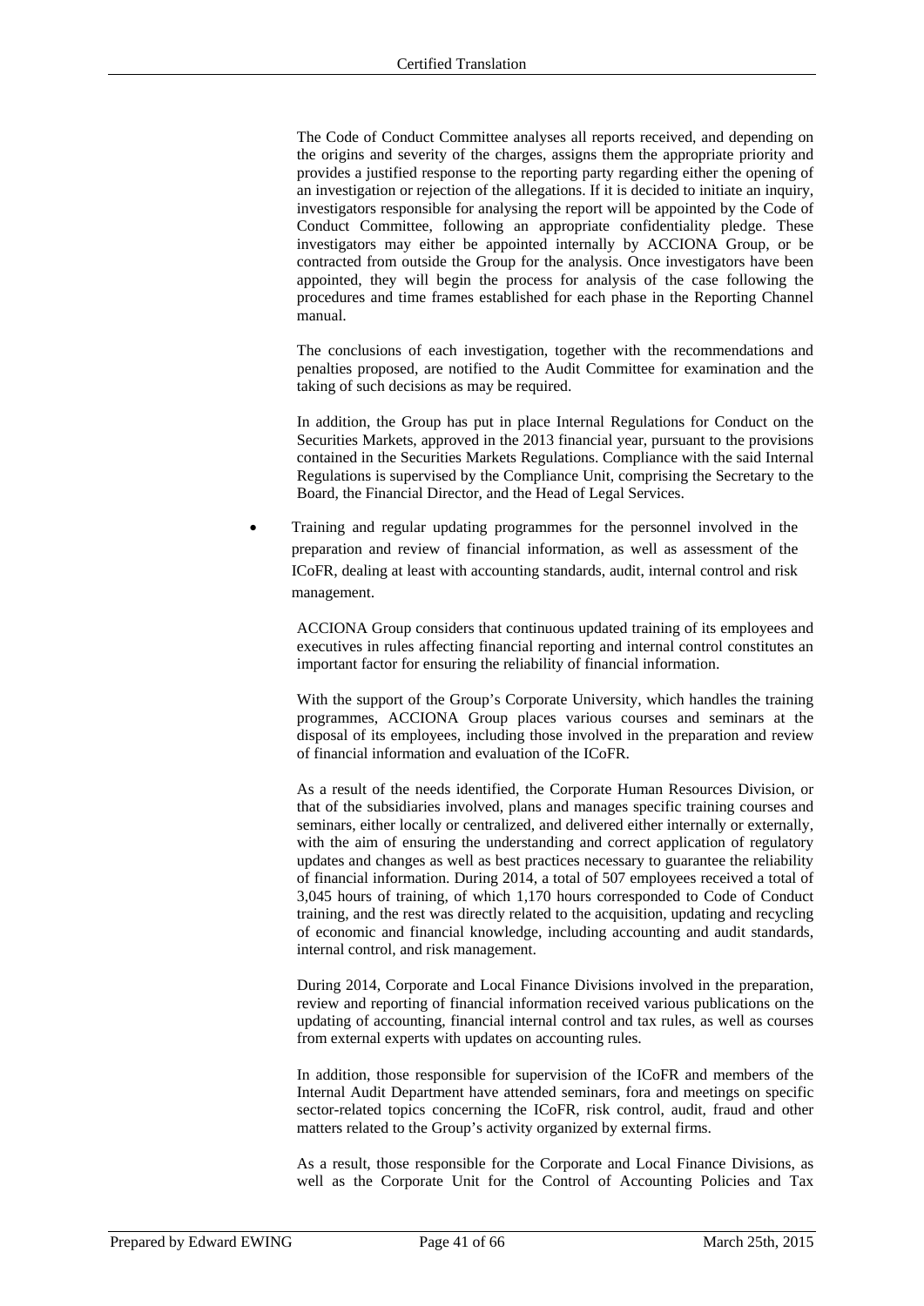The Code of Conduct Committee analyses all reports received, and depending on the origins and severity of the charges, assigns them the appropriate priority and provides a justified response to the reporting party regarding either the opening of an investigation or rejection of the allegations. If it is decided to initiate an inquiry, investigators responsible for analysing the report will be appointed by the Code of Conduct Committee, following an appropriate confidentiality pledge. These investigators may either be appointed internally by ACCIONA Group, or be contracted from outside the Group for the analysis. Once investigators have been appointed, they will begin the process for analysis of the case following the procedures and time frames established for each phase in the Reporting Channel manual.

The conclusions of each investigation, together with the recommendations and penalties proposed, are notified to the Audit Committee for examination and the taking of such decisions as may be required.

In addition, the Group has put in place Internal Regulations for Conduct on the Securities Markets, approved in the 2013 financial year, pursuant to the provisions contained in the Securities Markets Regulations. Compliance with the said Internal Regulations is supervised by the Compliance Unit, comprising the Secretary to the Board, the Financial Director, and the Head of Legal Services.

- Training and regular updating programmes for the personnel involved in the preparation and review of financial information, as well as assessment of the ICoFR, dealing at least with accounting standards, audit, internal control and risk management.

ACCIONA Group considers that continuous updated training of its employees and executives in rules affecting financial reporting and internal control constitutes an important factor for ensuring the reliability of financial information.

With the support of the Group's Corporate University, which handles the training programmes, ACCIONA Group places various courses and seminars at the disposal of its employees, including those involved in the preparation and review of financial information and evaluation of the ICoFR.

As a result of the needs identified, the Corporate Human Resources Division, or that of the subsidiaries involved, plans and manages specific training courses and seminars, either locally or centralized, and delivered either internally or externally, with the aim of ensuring the understanding and correct application of regulatory updates and changes as well as best practices necessary to guarantee the reliability of financial information. During 2014, a total of 507 employees received a total of 3,045 hours of training, of which 1,170 hours corresponded to Code of Conduct training, and the rest was directly related to the acquisition, updating and recycling of economic and financial knowledge, including accounting and audit standards, internal control, and risk management.

During 2014, Corporate and Local Finance Divisions involved in the preparation, review and reporting of financial information received various publications on the updating of accounting, financial internal control and tax rules, as well as courses from external experts with updates on accounting rules.

In addition, those responsible for supervision of the ICoFR and members of the Internal Audit Department have attended seminars, fora and meetings on specific sector-related topics concerning the ICoFR, risk control, audit, fraud and other matters related to the Group's activity organized by external firms.

As a result, those responsible for the Corporate and Local Finance Divisions, as well as the Corporate Unit for the Control of Accounting Policies and Tax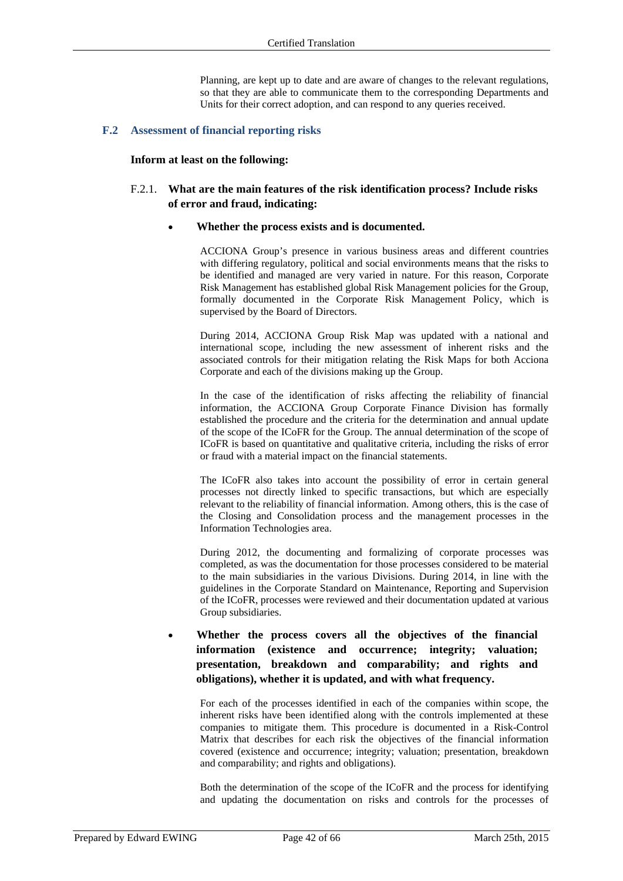Planning, are kept up to date and are aware of changes to the relevant regulations, so that they are able to communicate them to the corresponding Departments and Units for their correct adoption, and can respond to any queries received.

### F.2 Assessment of financial reporting risks

**Inform at least on the following:**

F.2.1. **What are the main features of the risk identification process? Include risks of error and fraud, indicating:**

- **Whether the process exists and is documented.**

  ACCIONA Group's presence in various business areas and different countries with differing regulatory, political and social environments means that the risks to be identified and managed are very varied in nature. For this reason, Corporate Risk Management has established global Risk Management policies for the Group, formally documented in the Corporate Risk Management Policy, which is supervised by the Board of Directors.

  During 2014, ACCIONA Group Risk Map was updated with a national and international scope, including the new assessment of inherent risks and the associated controls for their mitigation relating the Risk Maps for both Acciona Corporate and each of the divisions making up the Group.

  In the case of the identification of risks affecting the reliability of financial information, the ACCIONA Group Corporate Finance Division has formally established the procedure and the criteria for the determination and annual update of the scope of the ICoFR for the Group. The annual determination of the scope of ICoFR is based on quantitative and qualitative criteria, including the risks of error or fraud with a material impact on the financial statements.

  The ICoFR also takes into account the possibility of error in certain general processes not directly linked to specific transactions, but which are especially relevant to the reliability of financial information. Among others, this is the case of the Closing and Consolidation process and the management processes in the Information Technologies area.

  During 2012, the documenting and formalizing of corporate processes was completed, as was the documentation for those processes considered to be material to the main subsidiaries in the various Divisions. During 2014, in line with the guidelines in the Corporate Standard on Maintenance, Reporting and Supervision of the ICoFR, processes were reviewed and their documentation updated at various Group subsidiaries.

- **Whether the process covers all the objectives of the financial information (existence and occurrence; integrity; valuation; presentation, breakdown and comparability; and rights and obligations), whether it is updated, and with what frequency.**

  For each of the processes identified in each of the companies within scope, the inherent risks have been identified along with the controls implemented at these companies to mitigate them. This procedure is documented in a Risk-Control Matrix that describes for each risk the objectives of the financial information covered (existence and occurrence; integrity; valuation; presentation, breakdown and comparability; and rights and obligations).

  Both the determination of the scope of the ICoFR and the process for identifying and updating the documentation on risks and controls for the processes of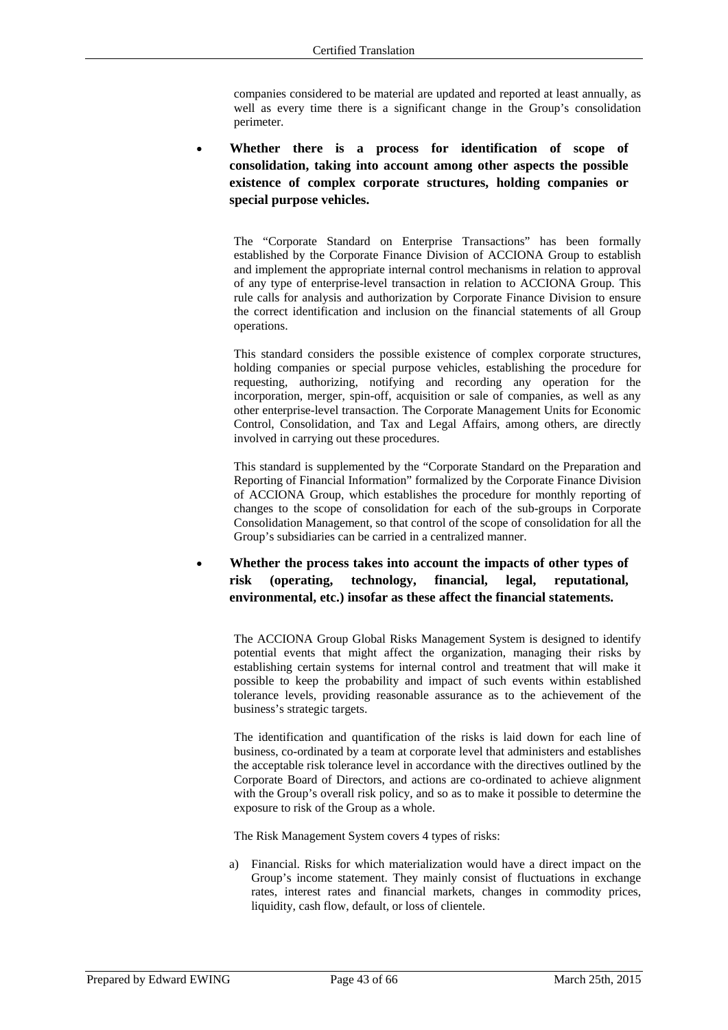companies considered to be material are updated and reported at least annually, as well as every time there is a significant change in the Group's consolidation perimeter.

- **Whether there is a process for identification of scope of consolidation, taking into account among other aspects the possible existence of complex corporate structures, holding companies or special purpose vehicles.**

The "Corporate Standard on Enterprise Transactions" has been formally established by the Corporate Finance Division of ACCIONA Group to establish and implement the appropriate internal control mechanisms in relation to approval of any type of enterprise-level transaction in relation to ACCIONA Group. This rule calls for analysis and authorization by Corporate Finance Division to ensure the correct identification and inclusion on the financial statements of all Group operations.

This standard considers the possible existence of complex corporate structures, holding companies or special purpose vehicles, establishing the procedure for requesting, authorizing, notifying and recording any operation for the incorporation, merger, spin-off, acquisition or sale of companies, as well as any other enterprise-level transaction. The Corporate Management Units for Economic Control, Consolidation, and Tax and Legal Affairs, among others, are directly involved in carrying out these procedures.

This standard is supplemented by the "Corporate Standard on the Preparation and Reporting of Financial Information" formalized by the Corporate Finance Division of ACCIONA Group, which establishes the procedure for monthly reporting of changes to the scope of consolidation for each of the sub-groups in Corporate Consolidation Management, so that control of the scope of consolidation for all the Group's subsidiaries can be carried in a centralized manner.

- **Whether the process takes into account the impacts of other types of risk (operating, technology, financial, legal, reputational, environmental, etc.) insofar as these affect the financial statements.**

The ACCIONA Group Global Risks Management System is designed to identify potential events that might affect the organization, managing their risks by establishing certain systems for internal control and treatment that will make it possible to keep the probability and impact of such events within established tolerance levels, providing reasonable assurance as to the achievement of the business's strategic targets.

The identification and quantification of the risks is laid down for each line of business, co-ordinated by a team at corporate level that administers and establishes the acceptable risk tolerance level in accordance with the directives outlined by the Corporate Board of Directors, and actions are co-ordinated to achieve alignment with the Group's overall risk policy, and so as to make it possible to determine the exposure to risk of the Group as a whole.

The Risk Management System covers 4 types of risks:

a) Financial. Risks for which materialization would have a direct impact on the Group's income statement. They mainly consist of fluctuations in exchange rates, interest rates and financial markets, changes in commodity prices, liquidity, cash flow, default, or loss of clientele.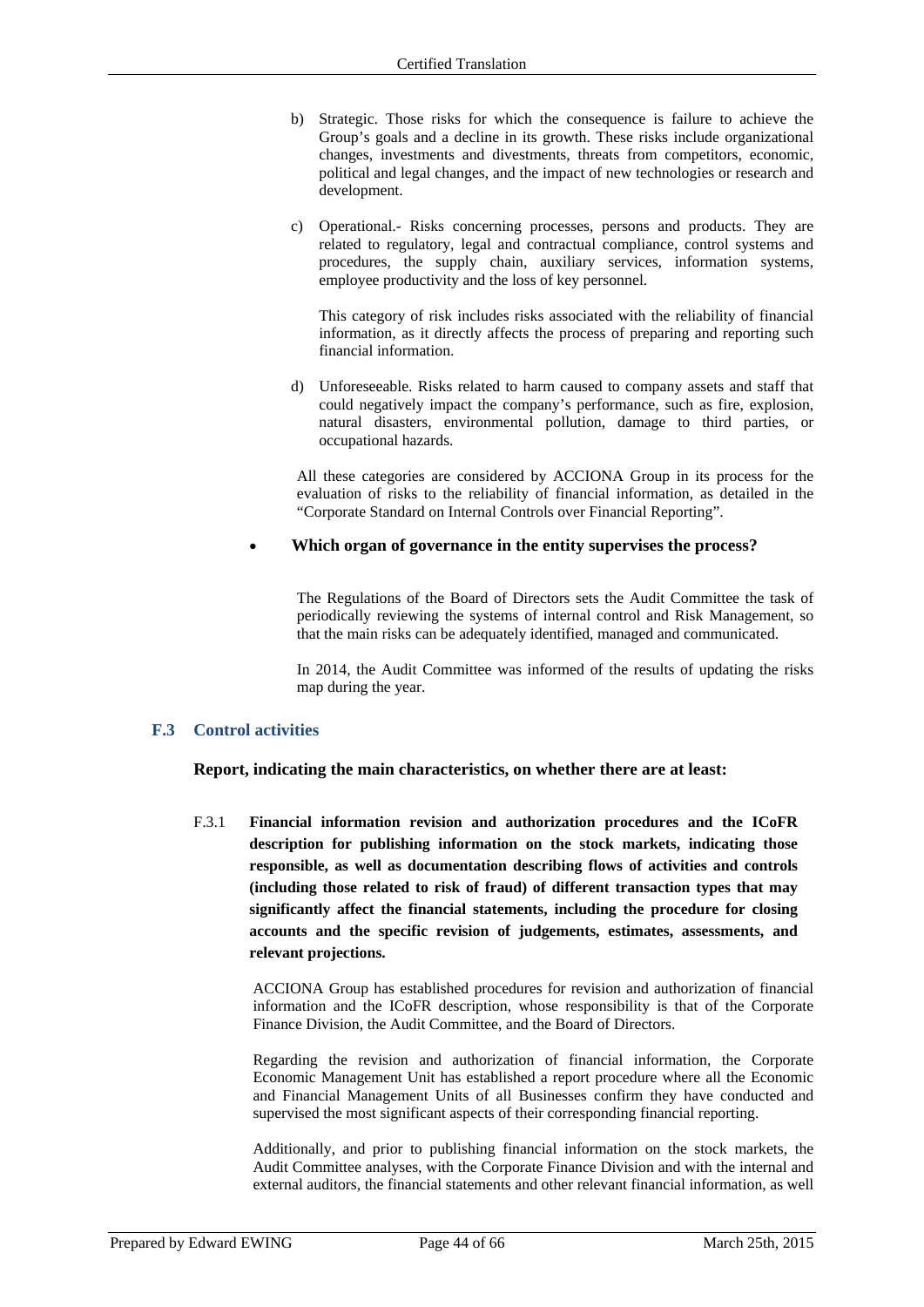b) Strategic. Those risks for which the consequence is failure to achieve the Group's goals and a decline in its growth. These risks include organizational changes, investments and divestments, threats from competitors, economic, political and legal changes, and the impact of new technologies or research and development.

c) Operational.- Risks concerning processes, persons and products. They are related to regulatory, legal and contractual compliance, control systems and procedures, the supply chain, auxiliary services, information systems, employee productivity and the loss of key personnel.

   This category of risk includes risks associated with the reliability of financial information, as it directly affects the process of preparing and reporting such financial information.

d) Unforeseeable. Risks related to harm caused to company assets and staff that could negatively impact the company's performance, such as fire, explosion, natural disasters, environmental pollution, damage to third parties, or occupational hazards.

All these categories are considered by ACCIONA Group in its process for the evaluation of risks to the reliability of financial information, as detailed in the "Corporate Standard on Internal Controls over Financial Reporting".

- **Which organ of governance in the entity supervises the process?**

The Regulations of the Board of Directors sets the Audit Committee the task of periodically reviewing the systems of internal control and Risk Management, so that the main risks can be adequately identified, managed and communicated.

In 2014, the Audit Committee was informed of the results of updating the risks map during the year.

## F.3 Control activities

**Report, indicating the main characteristics, on whether there are at least:**

F.3.1 **Financial information revision and authorization procedures and the ICoFR description for publishing information on the stock markets, indicating those responsible, as well as documentation describing flows of activities and controls (including those related to risk of fraud) of different transaction types that may significantly affect the financial statements, including the procedure for closing accounts and the specific revision of judgements, estimates, assessments, and relevant projections.**

ACCIONA Group has established procedures for revision and authorization of financial information and the ICoFR description, whose responsibility is that of the Corporate Finance Division, the Audit Committee, and the Board of Directors.

Regarding the revision and authorization of financial information, the Corporate Economic Management Unit has established a report procedure where all the Economic and Financial Management Units of all Businesses confirm they have conducted and supervised the most significant aspects of their corresponding financial reporting.

Additionally, and prior to publishing financial information on the stock markets, the Audit Committee analyses, with the Corporate Finance Division and with the internal and external auditors, the financial statements and other relevant financial information, as well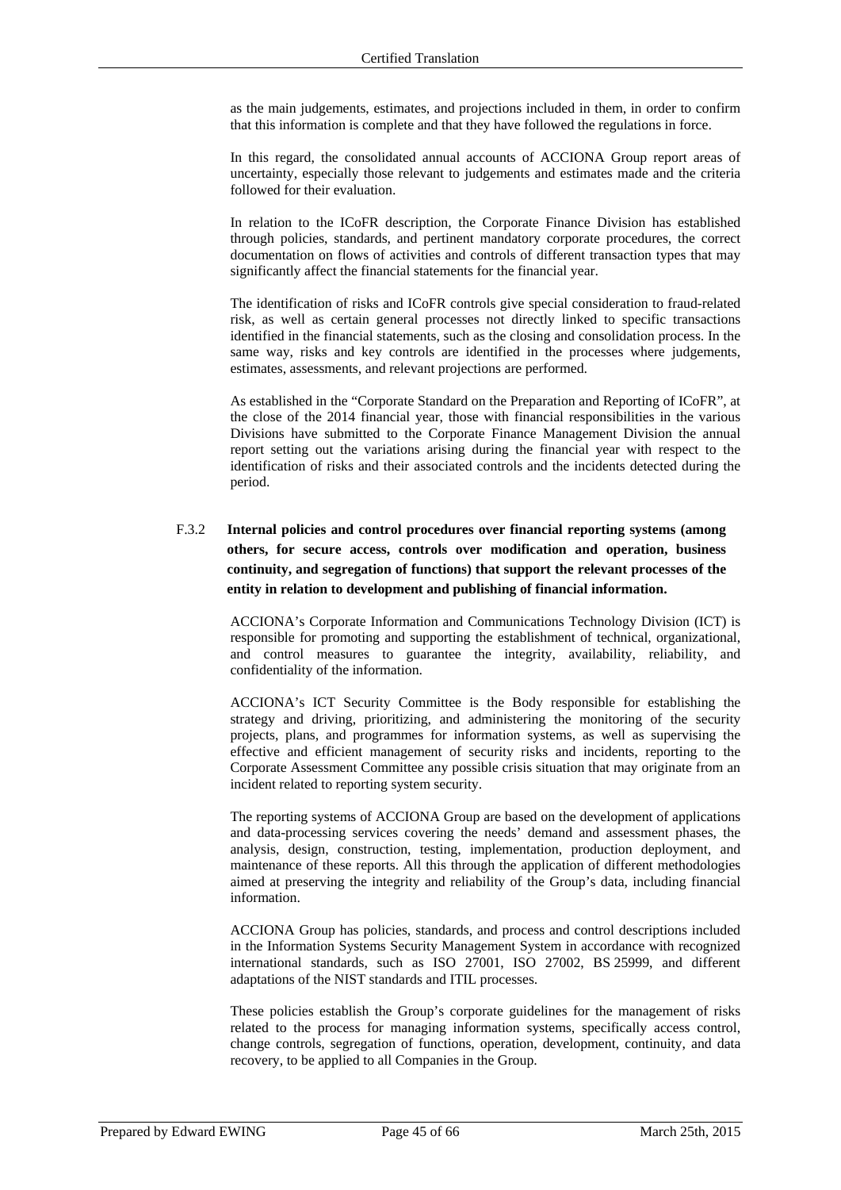as the main judgements, estimates, and projections included in them, in order to confirm that this information is complete and that they have followed the regulations in force.

In this regard, the consolidated annual accounts of ACCIONA Group report areas of uncertainty, especially those relevant to judgements and estimates made and the criteria followed for their evaluation.

In relation to the ICoFR description, the Corporate Finance Division has established through policies, standards, and pertinent mandatory corporate procedures, the correct documentation on flows of activities and controls of different transaction types that may significantly affect the financial statements for the financial year.

The identification of risks and ICoFR controls give special consideration to fraud-related risk, as well as certain general processes not directly linked to specific transactions identified in the financial statements, such as the closing and consolidation process. In the same way, risks and key controls are identified in the processes where judgements, estimates, assessments, and relevant projections are performed.

As established in the "Corporate Standard on the Preparation and Reporting of ICoFR", at the close of the 2014 financial year, those with financial responsibilities in the various Divisions have submitted to the Corporate Finance Management Division the annual report setting out the variations arising during the financial year with respect to the identification of risks and their associated controls and the incidents detected during the period.

**F.3.2 Internal policies and control procedures over financial reporting systems (among others, for secure access, controls over modification and operation, business continuity, and segregation of functions) that support the relevant processes of the entity in relation to development and publishing of financial information.**

ACCIONA's Corporate Information and Communications Technology Division (ICT) is responsible for promoting and supporting the establishment of technical, organizational, and control measures to guarantee the integrity, availability, reliability, and confidentiality of the information.

ACCIONA's ICT Security Committee is the Body responsible for establishing the strategy and driving, prioritizing, and administering the monitoring of the security projects, plans, and programmes for information systems, as well as supervising the effective and efficient management of security risks and incidents, reporting to the Corporate Assessment Committee any possible crisis situation that may originate from an incident related to reporting system security.

The reporting systems of ACCIONA Group are based on the development of applications and data-processing services covering the needs' demand and assessment phases, the analysis, design, construction, testing, implementation, production deployment, and maintenance of these reports. All this through the application of different methodologies aimed at preserving the integrity and reliability of the Group's data, including financial information.

ACCIONA Group has policies, standards, and process and control descriptions included in the Information Systems Security Management System in accordance with recognized international standards, such as ISO 27001, ISO 27002, BS 25999, and different adaptations of the NIST standards and ITIL processes.

These policies establish the Group's corporate guidelines for the management of risks related to the process for managing information systems, specifically access control, change controls, segregation of functions, operation, development, continuity, and data recovery, to be applied to all Companies in the Group.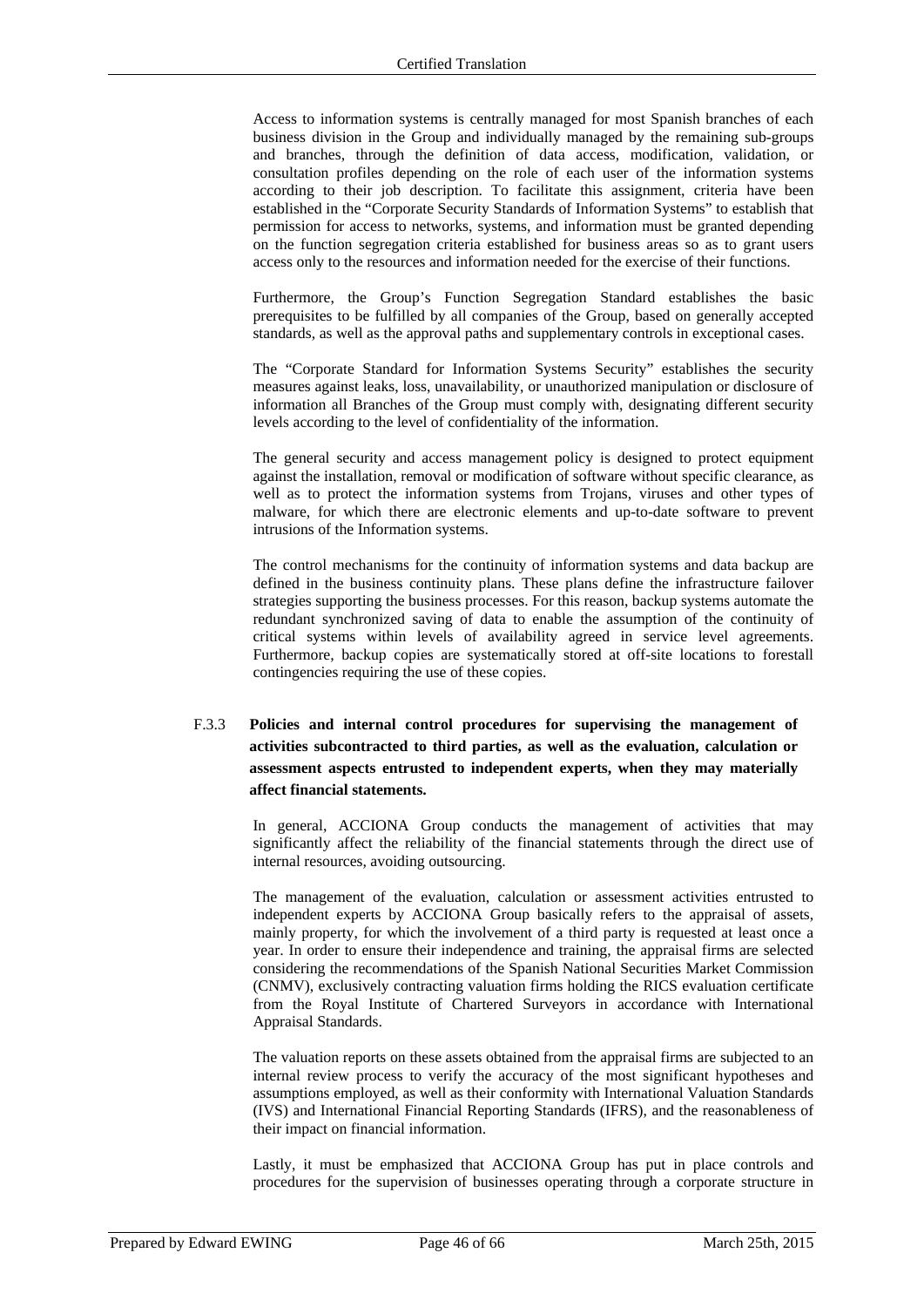Access to information systems is centrally managed for most Spanish branches of each business division in the Group and individually managed by the remaining sub-groups and branches, through the definition of data access, modification, validation, or consultation profiles depending on the role of each user of the information systems according to their job description. To facilitate this assignment, criteria have been established in the "Corporate Security Standards of Information Systems" to establish that permission for access to networks, systems, and information must be granted depending on the function segregation criteria established for business areas so as to grant users access only to the resources and information needed for the exercise of their functions.

Furthermore, the Group's Function Segregation Standard establishes the basic prerequisites to be fulfilled by all companies of the Group, based on generally accepted standards, as well as the approval paths and supplementary controls in exceptional cases.

The "Corporate Standard for Information Systems Security" establishes the security measures against leaks, loss, unavailability, or unauthorized manipulation or disclosure of information all Branches of the Group must comply with, designating different security levels according to the level of confidentiality of the information.

The general security and access management policy is designed to protect equipment against the installation, removal or modification of software without specific clearance, as well as to protect the information systems from Trojans, viruses and other types of malware, for which there are electronic elements and up-to-date software to prevent intrusions of the Information systems.

The control mechanisms for the continuity of information systems and data backup are defined in the business continuity plans. These plans define the infrastructure failover strategies supporting the business processes. For this reason, backup systems automate the redundant synchronized saving of data to enable the assumption of the continuity of critical systems within levels of availability agreed in service level agreements. Furthermore, backup copies are systematically stored at off-site locations to forestall contingencies requiring the use of these copies.

### F.3.3 Policies and internal control procedures for supervising the management of activities subcontracted to third parties, as well as the evaluation, calculation or assessment aspects entrusted to independent experts, when they may materially affect financial statements.

In general, ACCIONA Group conducts the management of activities that may significantly affect the reliability of the financial statements through the direct use of internal resources, avoiding outsourcing.

The management of the evaluation, calculation or assessment activities entrusted to independent experts by ACCIONA Group basically refers to the appraisal of assets, mainly property, for which the involvement of a third party is requested at least once a year. In order to ensure their independence and training, the appraisal firms are selected considering the recommendations of the Spanish National Securities Market Commission (CNMV), exclusively contracting valuation firms holding the RICS evaluation certificate from the Royal Institute of Chartered Surveyors in accordance with International Appraisal Standards.

The valuation reports on these assets obtained from the appraisal firms are subjected to an internal review process to verify the accuracy of the most significant hypotheses and assumptions employed, as well as their conformity with International Valuation Standards (IVS) and International Financial Reporting Standards (IFRS), and the reasonableness of their impact on financial information.

Lastly, it must be emphasized that ACCIONA Group has put in place controls and procedures for the supervision of businesses operating through a corporate structure in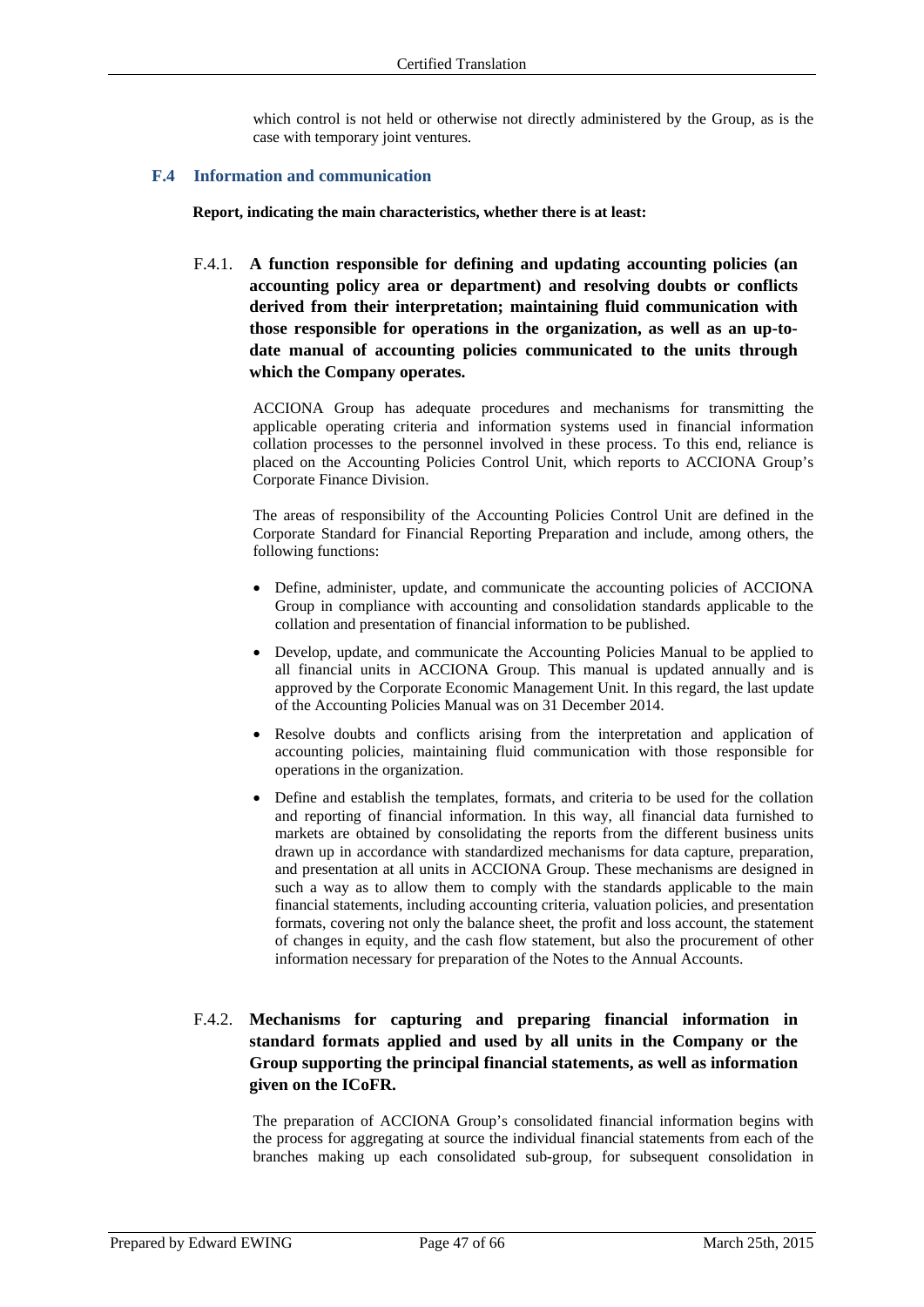which control is not held or otherwise not directly administered by the Group, as is the case with temporary joint ventures.

## F.4 Information and communication

**Report, indicating the main characteristics, whether there is at least:**

### F.4.1. A function responsible for defining and updating accounting policies (an accounting policy area or department) and resolving doubts or conflicts derived from their interpretation; maintaining fluid communication with those responsible for operations in the organization, as well as an up-to-date manual of accounting policies communicated to the units through which the Company operates.

ACCIONA Group has adequate procedures and mechanisms for transmitting the applicable operating criteria and information systems used in financial information collation processes to the personnel involved in these process. To this end, reliance is placed on the Accounting Policies Control Unit, which reports to ACCIONA Group's Corporate Finance Division.

The areas of responsibility of the Accounting Policies Control Unit are defined in the Corporate Standard for Financial Reporting Preparation and include, among others, the following functions:

- Define, administer, update, and communicate the accounting policies of ACCIONA Group in compliance with accounting and consolidation standards applicable to the collation and presentation of financial information to be published.
- Develop, update, and communicate the Accounting Policies Manual to be applied to all financial units in ACCIONA Group. This manual is updated annually and is approved by the Corporate Economic Management Unit. In this regard, the last update of the Accounting Policies Manual was on 31 December 2014.
- Resolve doubts and conflicts arising from the interpretation and application of accounting policies, maintaining fluid communication with those responsible for operations in the organization.
- Define and establish the templates, formats, and criteria to be used for the collation and reporting of financial information. In this way, all financial data furnished to markets are obtained by consolidating the reports from the different business units drawn up in accordance with standardized mechanisms for data capture, preparation, and presentation at all units in ACCIONA Group. These mechanisms are designed in such a way as to allow them to comply with the standards applicable to the main financial statements, including accounting criteria, valuation policies, and presentation formats, covering not only the balance sheet, the profit and loss account, the statement of changes in equity, and the cash flow statement, but also the procurement of other information necessary for preparation of the Notes to the Annual Accounts.

### F.4.2. Mechanisms for capturing and preparing financial information in standard formats applied and used by all units in the Company or the Group supporting the principal financial statements, as well as information given on the ICoFR.

The preparation of ACCIONA Group's consolidated financial information begins with the process for aggregating at source the individual financial statements from each of the branches making up each consolidated sub-group, for subsequent consolidation in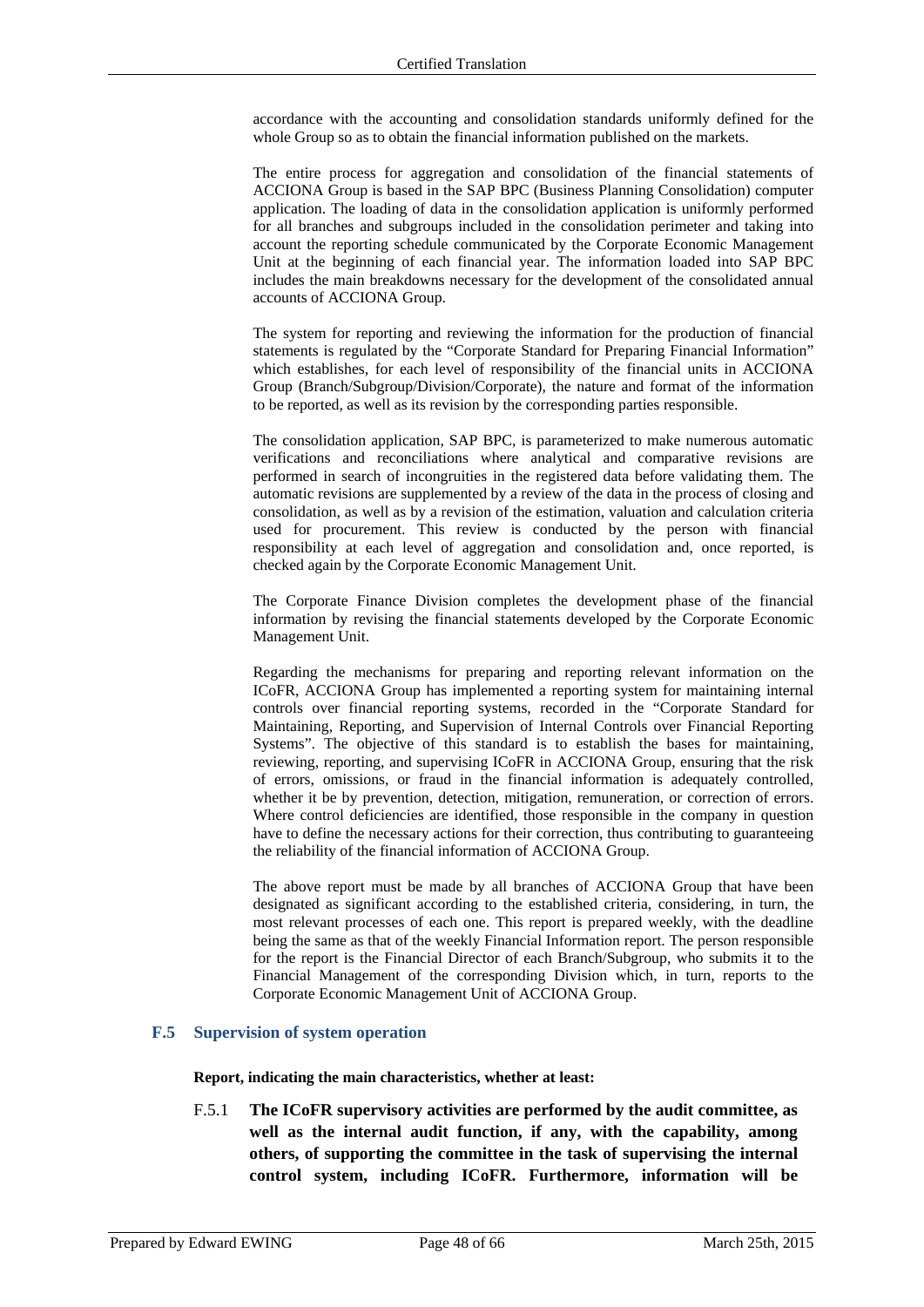accordance with the accounting and consolidation standards uniformly defined for the whole Group so as to obtain the financial information published on the markets.

The entire process for aggregation and consolidation of the financial statements of ACCIONA Group is based in the SAP BPC (Business Planning Consolidation) computer application. The loading of data in the consolidation application is uniformly performed for all branches and subgroups included in the consolidation perimeter and taking into account the reporting schedule communicated by the Corporate Economic Management Unit at the beginning of each financial year. The information loaded into SAP BPC includes the main breakdowns necessary for the development of the consolidated annual accounts of ACCIONA Group.

The system for reporting and reviewing the information for the production of financial statements is regulated by the "Corporate Standard for Preparing Financial Information" which establishes, for each level of responsibility of the financial units in ACCIONA Group (Branch/Subgroup/Division/Corporate), the nature and format of the information to be reported, as well as its revision by the corresponding parties responsible.

The consolidation application, SAP BPC, is parameterized to make numerous automatic verifications and reconciliations where analytical and comparative revisions are performed in search of incongruities in the registered data before validating them. The automatic revisions are supplemented by a review of the data in the process of closing and consolidation, as well as by a revision of the estimation, valuation and calculation criteria used for procurement. This review is conducted by the person with financial responsibility at each level of aggregation and consolidation and, once reported, is checked again by the Corporate Economic Management Unit.

The Corporate Finance Division completes the development phase of the financial information by revising the financial statements developed by the Corporate Economic Management Unit.

Regarding the mechanisms for preparing and reporting relevant information on the ICoFR, ACCIONA Group has implemented a reporting system for maintaining internal controls over financial reporting systems, recorded in the "Corporate Standard for Maintaining, Reporting, and Supervision of Internal Controls over Financial Reporting Systems". The objective of this standard is to establish the bases for maintaining, reviewing, reporting, and supervising ICoFR in ACCIONA Group, ensuring that the risk of errors, omissions, or fraud in the financial information is adequately controlled, whether it be by prevention, detection, mitigation, remuneration, or correction of errors. Where control deficiencies are identified, those responsible in the company in question have to define the necessary actions for their correction, thus contributing to guaranteeing the reliability of the financial information of ACCIONA Group.

The above report must be made by all branches of ACCIONA Group that have been designated as significant according to the established criteria, considering, in turn, the most relevant processes of each one. This report is prepared weekly, with the deadline being the same as that of the weekly Financial Information report. The person responsible for the report is the Financial Director of each Branch/Subgroup, who submits it to the Financial Management of the corresponding Division which, in turn, reports to the Corporate Economic Management Unit of ACCIONA Group.

## F.5 Supervision of system operation

**Report, indicating the main characteristics, whether at least:**

F.5.1 **The ICoFR supervisory activities are performed by the audit committee, as well as the internal audit function, if any, with the capability, among others, of supporting the committee in the task of supervising the internal control system, including ICoFR. Furthermore, information will be**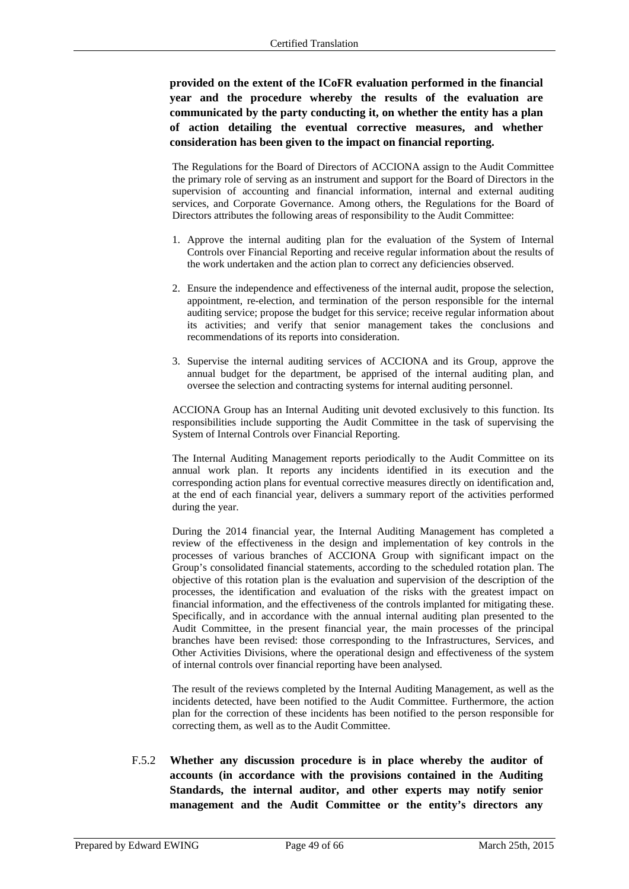**provided on the extent of the ICoFR evaluation performed in the financial year and the procedure whereby the results of the evaluation are communicated by the party conducting it, on whether the entity has a plan of action detailing the eventual corrective measures, and whether consideration has been given to the impact on financial reporting.**

The Regulations for the Board of Directors of ACCIONA assign to the Audit Committee the primary role of serving as an instrument and support for the Board of Directors in the supervision of accounting and financial information, internal and external auditing services, and Corporate Governance. Among others, the Regulations for the Board of Directors attributes the following areas of responsibility to the Audit Committee:

1. Approve the internal auditing plan for the evaluation of the System of Internal Controls over Financial Reporting and receive regular information about the results of the work undertaken and the action plan to correct any deficiencies observed.

2. Ensure the independence and effectiveness of the internal audit, propose the selection, appointment, re-election, and termination of the person responsible for the internal auditing service; propose the budget for this service; receive regular information about its activities; and verify that senior management takes the conclusions and recommendations of its reports into consideration.

3. Supervise the internal auditing services of ACCIONA and its Group, approve the annual budget for the department, be apprised of the internal auditing plan, and oversee the selection and contracting systems for internal auditing personnel.

ACCIONA Group has an Internal Auditing unit devoted exclusively to this function. Its responsibilities include supporting the Audit Committee in the task of supervising the System of Internal Controls over Financial Reporting.

The Internal Auditing Management reports periodically to the Audit Committee on its annual work plan. It reports any incidents identified in its execution and the corresponding action plans for eventual corrective measures directly on identification and, at the end of each financial year, delivers a summary report of the activities performed during the year.

During the 2014 financial year, the Internal Auditing Management has completed a review of the effectiveness in the design and implementation of key controls in the processes of various branches of ACCIONA Group with significant impact on the Group's consolidated financial statements, according to the scheduled rotation plan. The objective of this rotation plan is the evaluation and supervision of the description of the processes, the identification and evaluation of the risks with the greatest impact on financial information, and the effectiveness of the controls implanted for mitigating these. Specifically, and in accordance with the annual internal auditing plan presented to the Audit Committee, in the present financial year, the main processes of the principal branches have been revised: those corresponding to the Infrastructures, Services, and Other Activities Divisions, where the operational design and effectiveness of the system of internal controls over financial reporting have been analysed.

The result of the reviews completed by the Internal Auditing Management, as well as the incidents detected, have been notified to the Audit Committee. Furthermore, the action plan for the correction of these incidents has been notified to the person responsible for correcting them, as well as to the Audit Committee.

F.5.2 **Whether any discussion procedure is in place whereby the auditor of accounts (in accordance with the provisions contained in the Auditing Standards, the internal auditor, and other experts may notify senior management and the Audit Committee or the entity's directors any**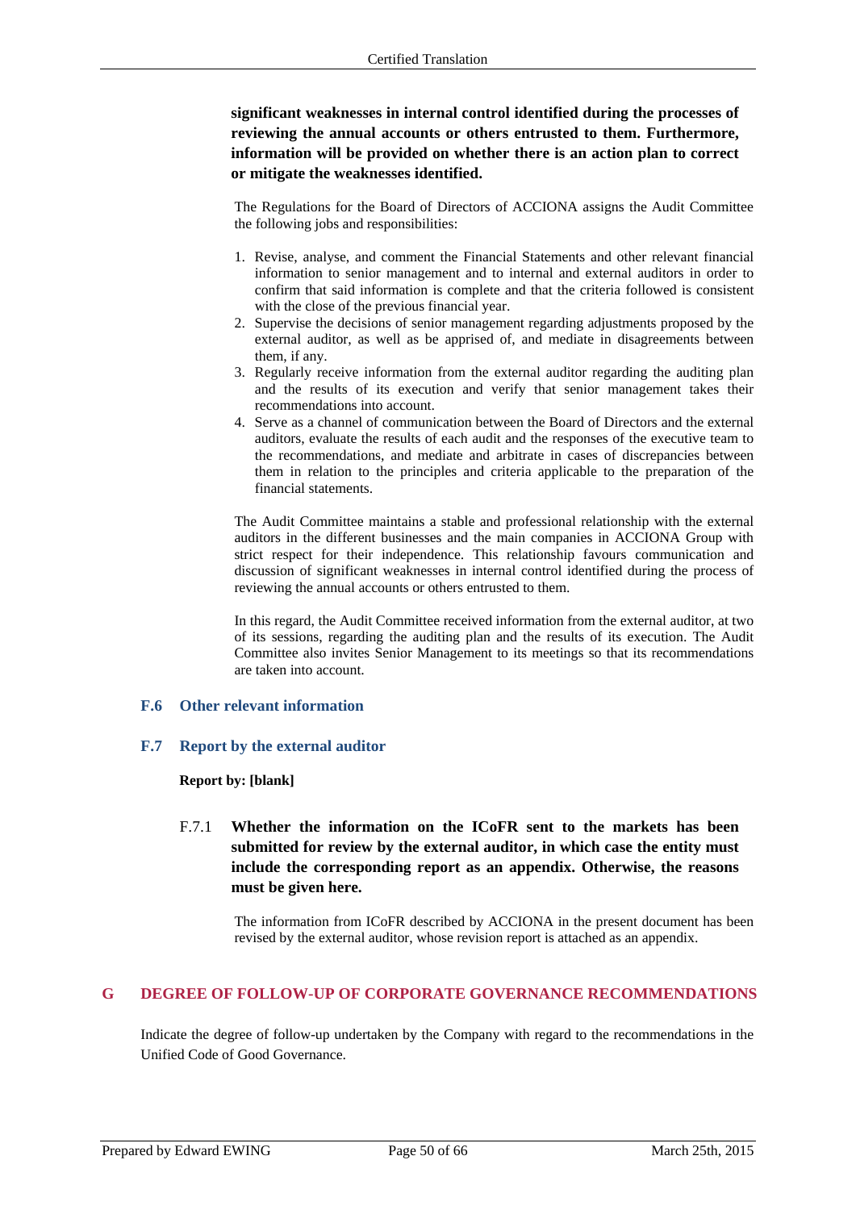**significant weaknesses in internal control identified during the processes of reviewing the annual accounts or others entrusted to them. Furthermore, information will be provided on whether there is an action plan to correct or mitigate the weaknesses identified.**

The Regulations for the Board of Directors of ACCIONA assigns the Audit Committee the following jobs and responsibilities:

1. Revise, analyse, and comment the Financial Statements and other relevant financial information to senior management and to internal and external auditors in order to confirm that said information is complete and that the criteria followed is consistent with the close of the previous financial year.
2. Supervise the decisions of senior management regarding adjustments proposed by the external auditor, as well as be apprised of, and mediate in disagreements between them, if any.
3. Regularly receive information from the external auditor regarding the auditing plan and the results of its execution and verify that senior management takes their recommendations into account.
4. Serve as a channel of communication between the Board of Directors and the external auditors, evaluate the results of each audit and the responses of the executive team to the recommendations, and mediate and arbitrate in cases of discrepancies between them in relation to the principles and criteria applicable to the preparation of the financial statements.

The Audit Committee maintains a stable and professional relationship with the external auditors in the different businesses and the main companies in ACCIONA Group with strict respect for their independence. This relationship favours communication and discussion of significant weaknesses in internal control identified during the process of reviewing the annual accounts or others entrusted to them.

In this regard, the Audit Committee received information from the external auditor, at two of its sessions, regarding the auditing plan and the results of its execution. The Audit Committee also invites Senior Management to its meetings so that its recommendations are taken into account.

### F.6 Other relevant information

### F.7 Report by the external auditor

**Report by: [blank]**

F.7.1 **Whether the information on the ICoFR sent to the markets has been submitted for review by the external auditor, in which case the entity must include the corresponding report as an appendix. Otherwise, the reasons must be given here.**

The information from ICoFR described by ACCIONA in the present document has been revised by the external auditor, whose revision report is attached as an appendix.

## G DEGREE OF FOLLOW-UP OF CORPORATE GOVERNANCE RECOMMENDATIONS

Indicate the degree of follow-up undertaken by the Company with regard to the recommendations in the Unified Code of Good Governance.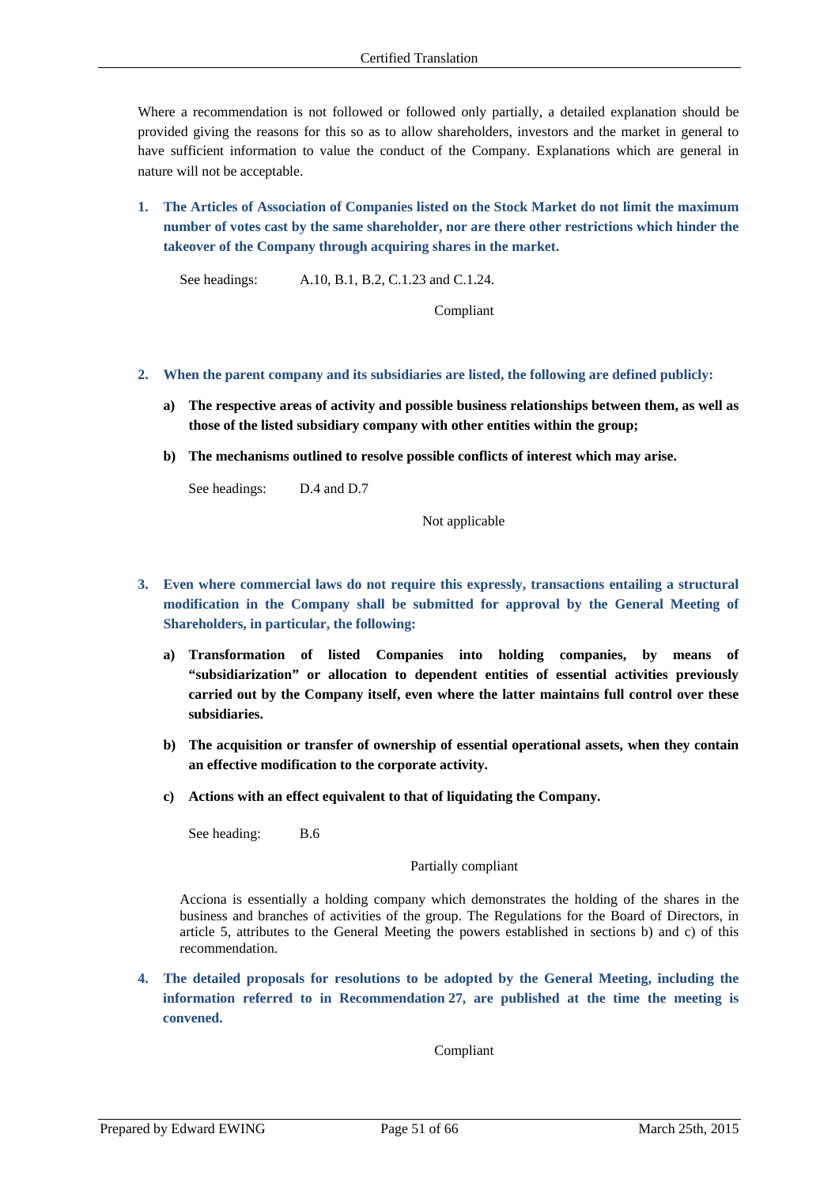Where a recommendation is not followed or followed only partially, a detailed explanation should be provided giving the reasons for this so as to allow shareholders, investors and the market in general to have sufficient information to value the conduct of the Company. Explanations which are general in nature will not be acceptable.

**1. The Articles of Association of Companies listed on the Stock Market do not limit the maximum number of votes cast by the same shareholder, nor are there other restrictions which hinder the takeover of the Company through acquiring shares in the market.**

See headings: A.10, B.1, B.2, C.1.23 and C.1.24.

Compliant

**2. When the parent company and its subsidiaries are listed, the following are defined publicly:**

**a) The respective areas of activity and possible business relationships between them, as well as those of the listed subsidiary company with other entities within the group;**

**b) The mechanisms outlined to resolve possible conflicts of interest which may arise.**

See headings: D.4 and D.7

Not applicable

**3. Even where commercial laws do not require this expressly, transactions entailing a structural modification in the Company shall be submitted for approval by the General Meeting of Shareholders, in particular, the following:**

**a) Transformation of listed Companies into holding companies, by means of "subsidiarization" or allocation to dependent entities of essential activities previously carried out by the Company itself, even where the latter maintains full control over these subsidiaries.**

**b) The acquisition or transfer of ownership of essential operational assets, when they contain an effective modification to the corporate activity.**

**c) Actions with an effect equivalent to that of liquidating the Company.**

See heading: B.6

Partially compliant

Acciona is essentially a holding company which demonstrates the holding of the shares in the business and branches of activities of the group. The Regulations for the Board of Directors, in article 5, attributes to the General Meeting the powers established in sections b) and c) of this recommendation.

**4. The detailed proposals for resolutions to be adopted by the General Meeting, including the information referred to in Recommendation 27, are published at the time the meeting is convened.**

Compliant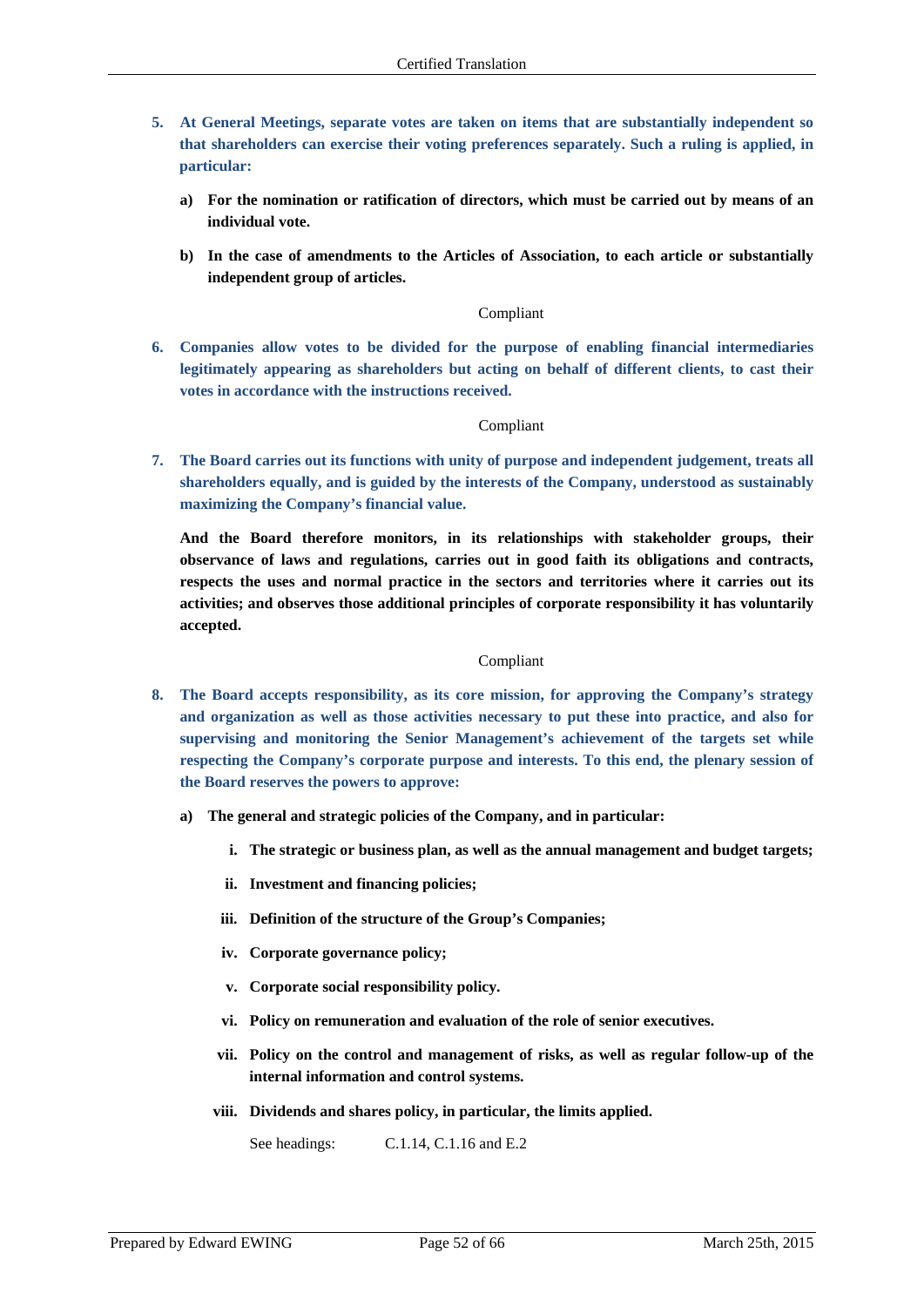5. **At General Meetings, separate votes are taken on items that are substantially independent so that shareholders can exercise their voting preferences separately. Such a ruling is applied, in particular:**

   a) **For the nomination or ratification of directors, which must be carried out by means of an individual vote.**

   b) **In the case of amendments to the Articles of Association, to each article or substantially independent group of articles.**

Compliant

6. **Companies allow votes to be divided for the purpose of enabling financial intermediaries legitimately appearing as shareholders but acting on behalf of different clients, to cast their votes in accordance with the instructions received.**

Compliant

7. **The Board carries out its functions with unity of purpose and independent judgement, treats all shareholders equally, and is guided by the interests of the Company, understood as sustainably maximizing the Company's financial value.**

   **And the Board therefore monitors, in its relationships with stakeholder groups, their observance of laws and regulations, carries out in good faith its obligations and contracts, respects the uses and normal practice in the sectors and territories where it carries out its activities; and observes those additional principles of corporate responsibility it has voluntarily accepted.**

Compliant

8. **The Board accepts responsibility, as its core mission, for approving the Company's strategy and organization as well as those activities necessary to put these into practice, and also for supervising and monitoring the Senior Management's achievement of the targets set while respecting the Company's corporate purpose and interests. To this end, the plenary session of the Board reserves the powers to approve:**

   a) **The general and strategic policies of the Company, and in particular:**

      i. **The strategic or business plan, as well as the annual management and budget targets;**

      ii. **Investment and financing policies;**

      iii. **Definition of the structure of the Group's Companies;**

      iv. **Corporate governance policy;**

      v. **Corporate social responsibility policy.**

      vi. **Policy on remuneration and evaluation of the role of senior executives.**

      vii. **Policy on the control and management of risks, as well as regular follow-up of the internal information and control systems.**

      viii. **Dividends and shares policy, in particular, the limits applied.**

      See headings: C.1.14, C.1.16 and E.2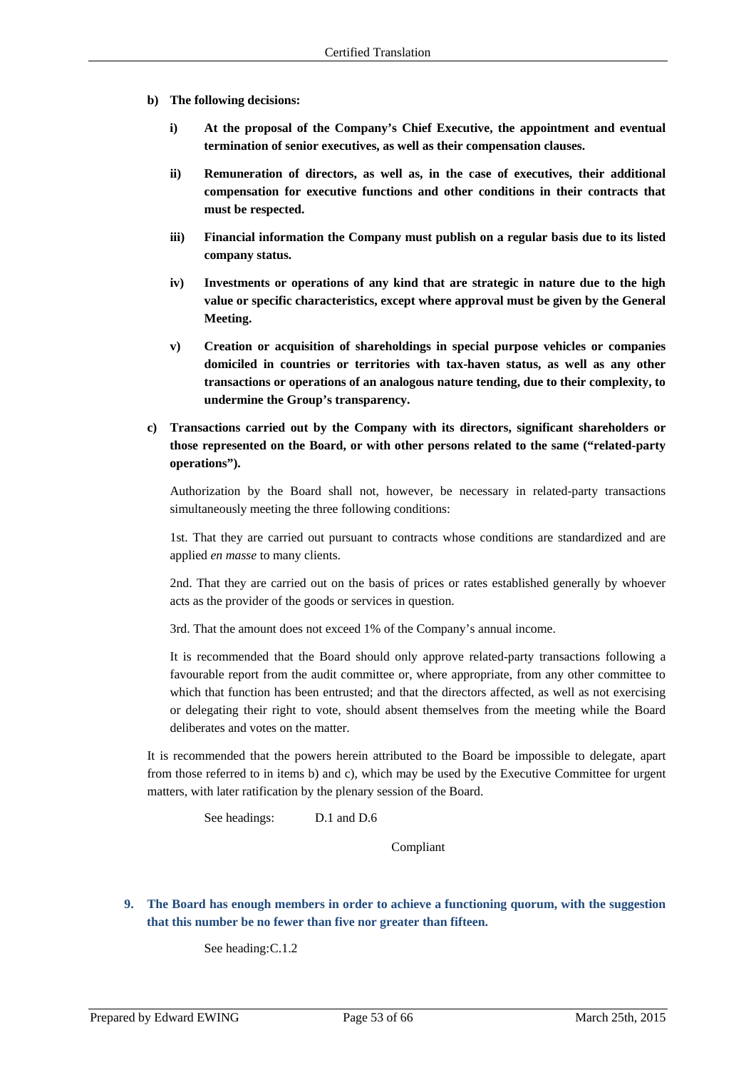**b) The following decisions:**

**i) At the proposal of the Company's Chief Executive, the appointment and eventual termination of senior executives, as well as their compensation clauses.**

**ii) Remuneration of directors, as well as, in the case of executives, their additional compensation for executive functions and other conditions in their contracts that must be respected.**

**iii) Financial information the Company must publish on a regular basis due to its listed company status.**

**iv) Investments or operations of any kind that are strategic in nature due to the high value or specific characteristics, except where approval must be given by the General Meeting.**

**v) Creation or acquisition of shareholdings in special purpose vehicles or companies domiciled in countries or territories with tax-haven status, as well as any other transactions or operations of an analogous nature tending, due to their complexity, to undermine the Group's transparency.**

**c) Transactions carried out by the Company with its directors, significant shareholders or those represented on the Board, or with other persons related to the same ("related-party operations").**

Authorization by the Board shall not, however, be necessary in related-party transactions simultaneously meeting the three following conditions:

1st. That they are carried out pursuant to contracts whose conditions are standardized and are applied *en masse* to many clients.

2nd. That they are carried out on the basis of prices or rates established generally by whoever acts as the provider of the goods or services in question.

3rd. That the amount does not exceed 1% of the Company's annual income.

It is recommended that the Board should only approve related-party transactions following a favourable report from the audit committee or, where appropriate, from any other committee to which that function has been entrusted; and that the directors affected, as well as not exercising or delegating their right to vote, should absent themselves from the meeting while the Board deliberates and votes on the matter.

It is recommended that the powers herein attributed to the Board be impossible to delegate, apart from those referred to in items b) and c), which may be used by the Executive Committee for urgent matters, with later ratification by the plenary session of the Board.

See headings: D.1 and D.6

Compliant

**9. The Board has enough members in order to achieve a functioning quorum, with the suggestion that this number be no fewer than five nor greater than fifteen.**

See heading:C.1.2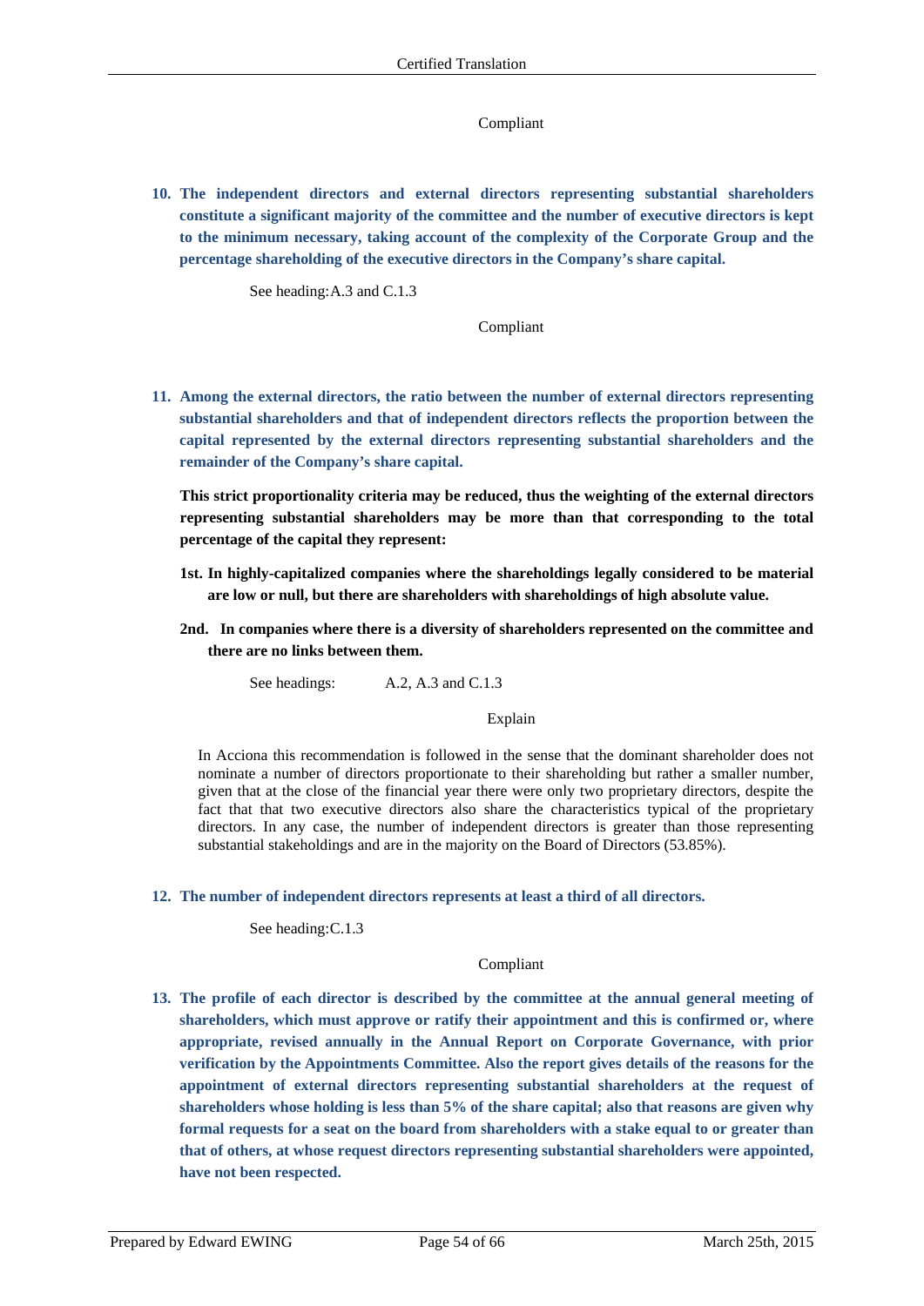Compliant

**10. The independent directors and external directors representing substantial shareholders constitute a significant majority of the committee and the number of executive directors is kept to the minimum necessary, taking account of the complexity of the Corporate Group and the percentage shareholding of the executive directors in the Company's share capital.**

See heading:A.3 and C.1.3

Compliant

**11. Among the external directors, the ratio between the number of external directors representing substantial shareholders and that of independent directors reflects the proportion between the capital represented by the external directors representing substantial shareholders and the remainder of the Company's share capital.**

**This strict proportionality criteria may be reduced, thus the weighting of the external directors representing substantial shareholders may be more than that corresponding to the total percentage of the capital they represent:**

**1st. In highly-capitalized companies where the shareholdings legally considered to be material are low or null, but there are shareholders with shareholdings of high absolute value.**

**2nd. In companies where there is a diversity of shareholders represented on the committee and there are no links between them.**

See headings: A.2, A.3 and C.1.3

Explain

In Acciona this recommendation is followed in the sense that the dominant shareholder does not nominate a number of directors proportionate to their shareholding but rather a smaller number, given that at the close of the financial year there were only two proprietary directors, despite the fact that two executive directors also share the characteristics typical of the proprietary directors. In any case, the number of independent directors is greater than those representing substantial stakeholdings and are in the majority on the Board of Directors (53.85%).

**12. The number of independent directors represents at least a third of all directors.**

See heading:C.1.3

Compliant

**13. The profile of each director is described by the committee at the annual general meeting of shareholders, which must approve or ratify their appointment and this is confirmed or, where appropriate, revised annually in the Annual Report on Corporate Governance, with prior verification by the Appointments Committee. Also the report gives details of the reasons for the appointment of external directors representing substantial shareholders at the request of shareholders whose holding is less than 5% of the share capital; also that reasons are given why formal requests for a seat on the board from shareholders with a stake equal to or greater than that of others, at whose request directors representing substantial shareholders were appointed, have not been respected.**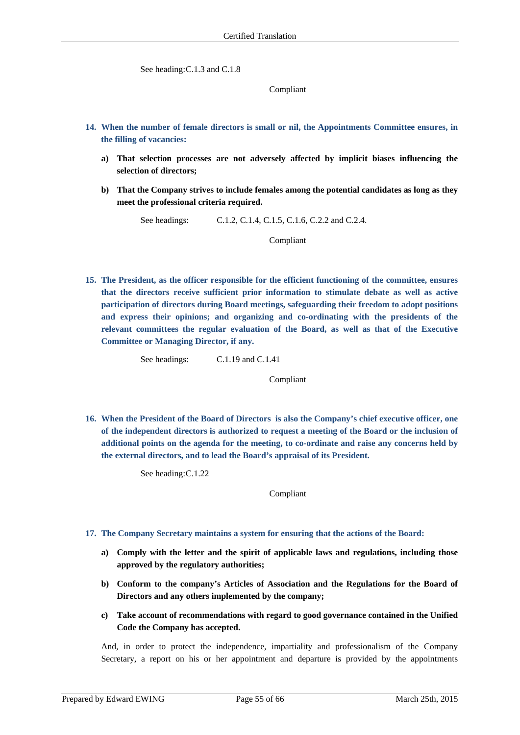See heading:C.1.3 and C.1.8

Compliant

**14. When the number of female directors is small or nil, the Appointments Committee ensures, in the filling of vacancies:**

**a) That selection processes are not adversely affected by implicit biases influencing the selection of directors;**

**b) That the Company strives to include females among the potential candidates as long as they meet the professional criteria required.**

See headings: C.1.2, C.1.4, C.1.5, C.1.6, C.2.2 and C.2.4.

Compliant

**15. The President, as the officer responsible for the efficient functioning of the committee, ensures that the directors receive sufficient prior information to stimulate debate as well as active participation of directors during Board meetings, safeguarding their freedom to adopt positions and express their opinions; and organizing and co-ordinating with the presidents of the relevant committees the regular evaluation of the Board, as well as that of the Executive Committee or Managing Director, if any.**

See headings: C.1.19 and C.1.41

Compliant

**16. When the President of the Board of Directors is also the Company's chief executive officer, one of the independent directors is authorized to request a meeting of the Board or the inclusion of additional points on the agenda for the meeting, to co-ordinate and raise any concerns held by the external directors, and to lead the Board's appraisal of its President.**

See heading:C.1.22

Compliant

**17. The Company Secretary maintains a system for ensuring that the actions of the Board:**

**a) Comply with the letter and the spirit of applicable laws and regulations, including those approved by the regulatory authorities;**

**b) Conform to the company's Articles of Association and the Regulations for the Board of Directors and any others implemented by the company;**

**c) Take account of recommendations with regard to good governance contained in the Unified Code the Company has accepted.**

And, in order to protect the independence, impartiality and professionalism of the Company Secretary, a report on his or her appointment and departure is provided by the appointments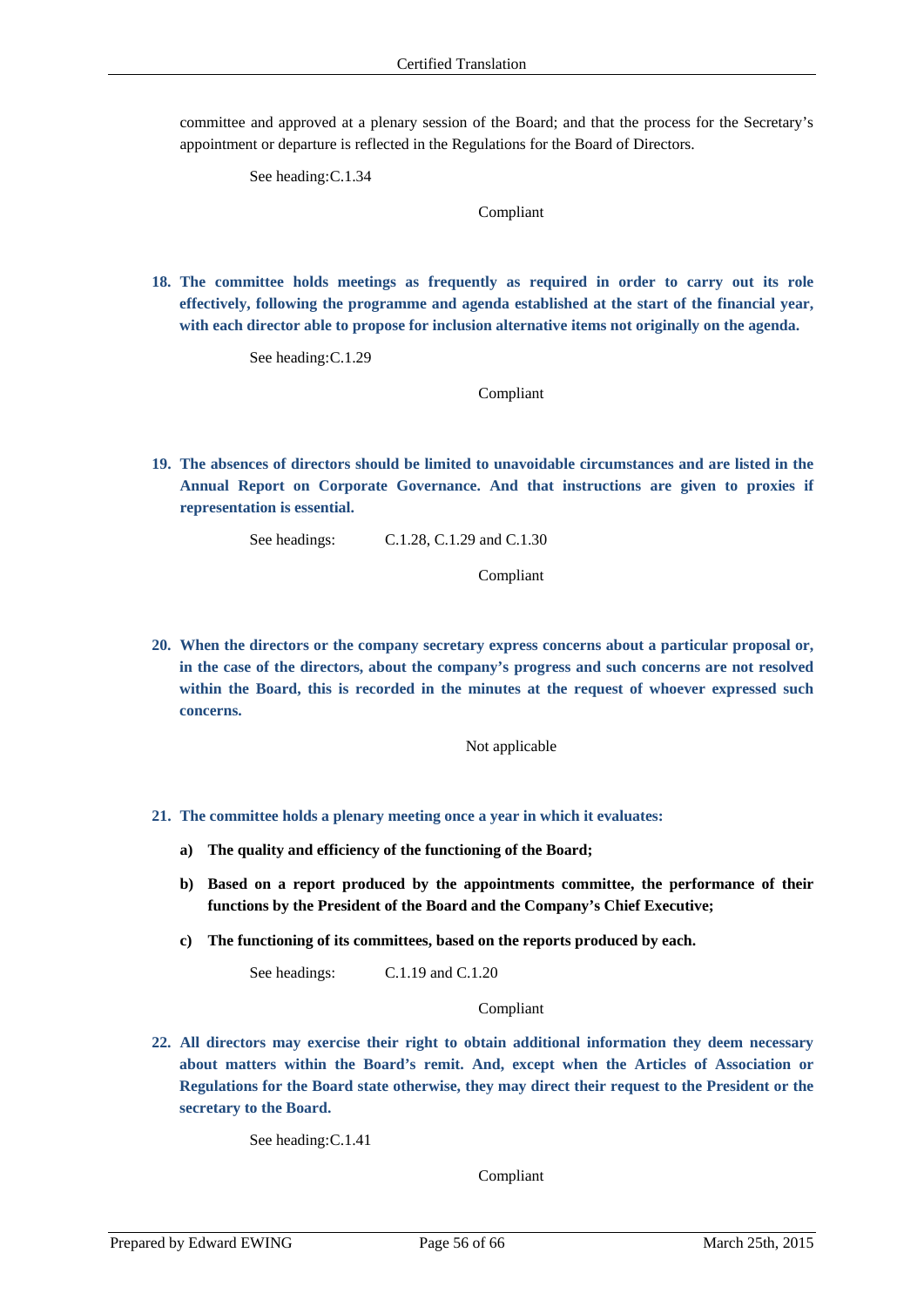committee and approved at a plenary session of the Board; and that the process for the Secretary's appointment or departure is reflected in the Regulations for the Board of Directors.

See heading:C.1.34

Compliant

**18. The committee holds meetings as frequently as required in order to carry out its role effectively, following the programme and agenda established at the start of the financial year, with each director able to propose for inclusion alternative items not originally on the agenda.**

See heading:C.1.29

Compliant

**19. The absences of directors should be limited to unavoidable circumstances and are listed in the Annual Report on Corporate Governance. And that instructions are given to proxies if representation is essential.**

See headings: C.1.28, C.1.29 and C.1.30

Compliant

**20. When the directors or the company secretary express concerns about a particular proposal or, in the case of the directors, about the company's progress and such concerns are not resolved within the Board, this is recorded in the minutes at the request of whoever expressed such concerns.**

Not applicable

**21. The committee holds a plenary meeting once a year in which it evaluates:**

**a) The quality and efficiency of the functioning of the Board;**

**b) Based on a report produced by the appointments committee, the performance of their functions by the President of the Board and the Company's Chief Executive;**

**c) The functioning of its committees, based on the reports produced by each.**

See headings: C.1.19 and C.1.20

Compliant

**22. All directors may exercise their right to obtain additional information they deem necessary about matters within the Board's remit. And, except when the Articles of Association or Regulations for the Board state otherwise, they may direct their request to the President or the secretary to the Board.**

See heading:C.1.41

Compliant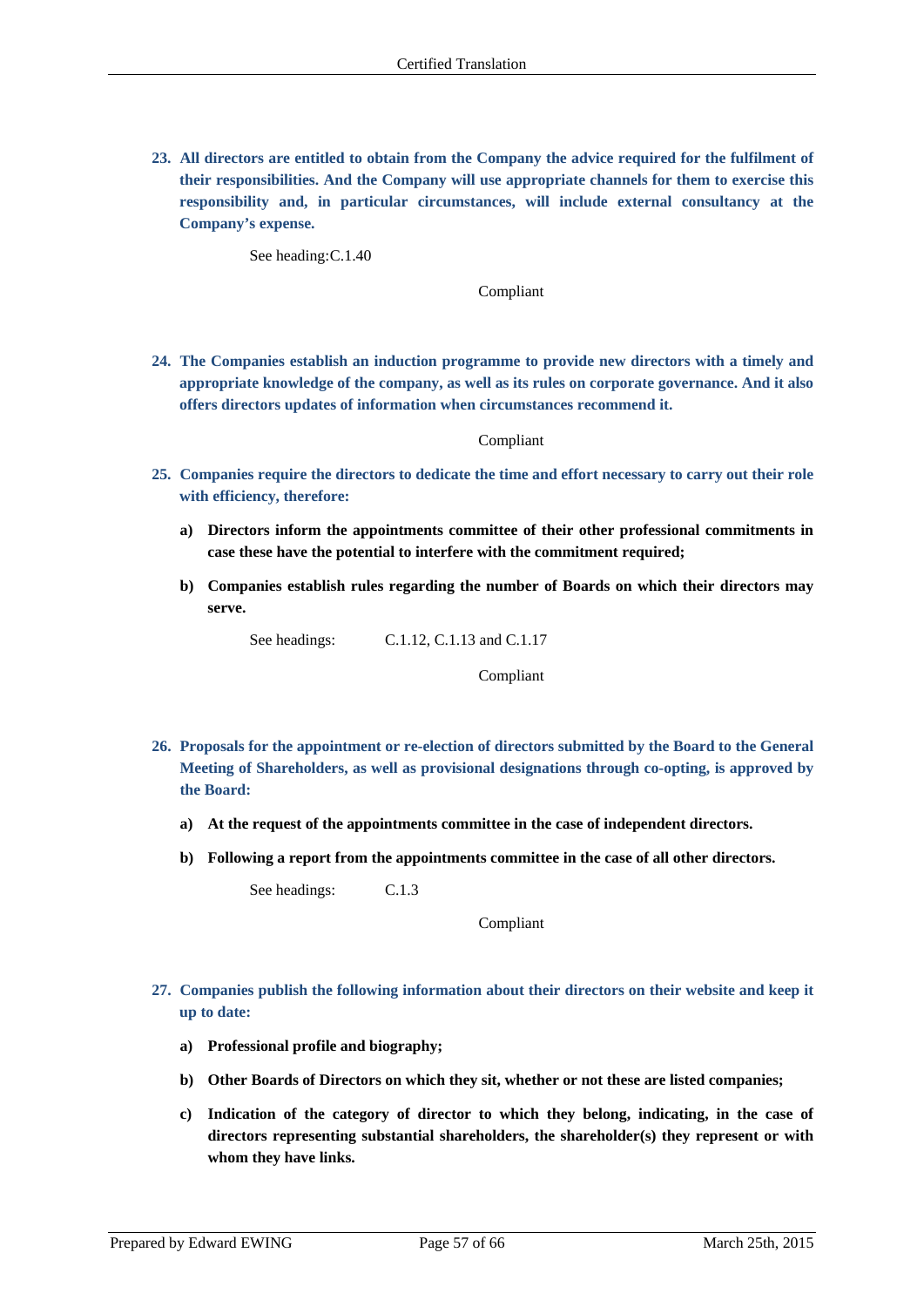**23. All directors are entitled to obtain from the Company the advice required for the fulfilment of their responsibilities. And the Company will use appropriate channels for them to exercise this responsibility and, in particular circumstances, will include external consultancy at the Company's expense.**

See heading:C.1.40

Compliant

**24. The Companies establish an induction programme to provide new directors with a timely and appropriate knowledge of the company, as well as its rules on corporate governance. And it also offers directors updates of information when circumstances recommend it.**

Compliant

**25. Companies require the directors to dedicate the time and effort necessary to carry out their role with efficiency, therefore:**

- **a) Directors inform the appointments committee of their other professional commitments in case these have the potential to interfere with the commitment required;**
- **b) Companies establish rules regarding the number of Boards on which their directors may serve.**

See headings: C.1.12, C.1.13 and C.1.17

Compliant

**26. Proposals for the appointment or re-election of directors submitted by the Board to the General Meeting of Shareholders, as well as provisional designations through co-opting, is approved by the Board:**

- **a) At the request of the appointments committee in the case of independent directors.**
- **b) Following a report from the appointments committee in the case of all other directors.**

See headings: C.1.3

Compliant

**27. Companies publish the following information about their directors on their website and keep it up to date:**

- **a) Professional profile and biography;**
- **b) Other Boards of Directors on which they sit, whether or not these are listed companies;**
- **c) Indication of the category of director to which they belong, indicating, in the case of directors representing substantial shareholders, the shareholder(s) they represent or with whom they have links.**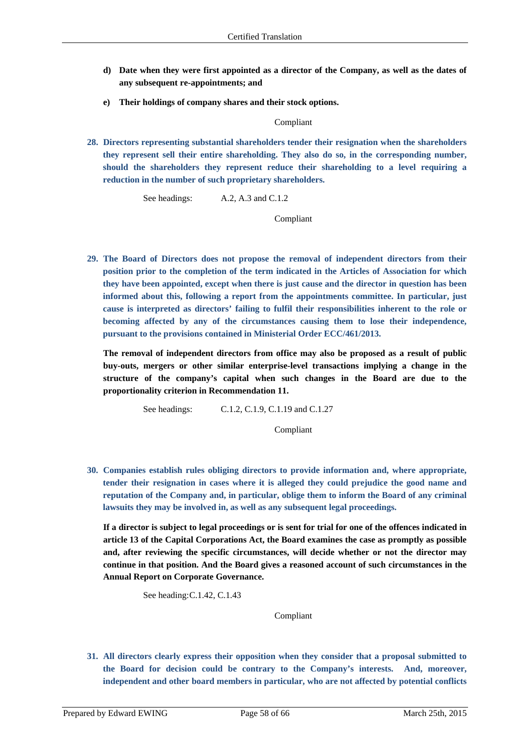d) **Date when they were first appointed as a director of the Company, as well as the dates of any subsequent re-appointments; and**

e) **Their holdings of company shares and their stock options.**

Compliant

28. **Directors representing substantial shareholders tender their resignation when the shareholders they represent sell their entire shareholding. They also do so, in the corresponding number, should the shareholders they represent reduce their shareholding to a level requiring a reduction in the number of such proprietary shareholders.**

See headings: A.2, A.3 and C.1.2

Compliant

29. **The Board of Directors does not propose the removal of independent directors from their position prior to the completion of the term indicated in the Articles of Association for which they have been appointed, except when there is just cause and the director in question has been informed about this, following a report from the appointments committee. In particular, just cause is interpreted as directors' failing to fulfil their responsibilities inherent to the role or becoming affected by any of the circumstances causing them to lose their independence, pursuant to the provisions contained in Ministerial Order ECC/461/2013.**

**The removal of independent directors from office may also be proposed as a result of public buy-outs, mergers or other similar enterprise-level transactions implying a change in the structure of the company's capital when such changes in the Board are due to the proportionality criterion in Recommendation 11.**

See headings: C.1.2, C.1.9, C.1.19 and C.1.27

Compliant

30. **Companies establish rules obliging directors to provide information and, where appropriate, tender their resignation in cases where it is alleged they could prejudice the good name and reputation of the Company and, in particular, oblige them to inform the Board of any criminal lawsuits they may be involved in, as well as any subsequent legal proceedings.**

**If a director is subject to legal proceedings or is sent for trial for one of the offences indicated in article 13 of the Capital Corporations Act, the Board examines the case as promptly as possible and, after reviewing the specific circumstances, will decide whether or not the director may continue in that position. And the Board gives a reasoned account of such circumstances in the Annual Report on Corporate Governance.**

See heading:C.1.42, C.1.43

Compliant

31. **All directors clearly express their opposition when they consider that a proposal submitted to the Board for decision could be contrary to the Company's interests. And, moreover, independent and other board members in particular, who are not affected by potential conflicts**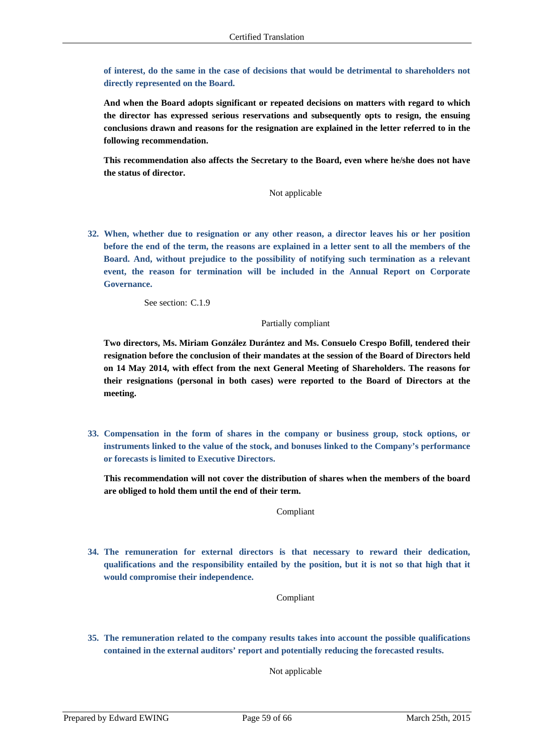**of interest, do the same in the case of decisions that would be detrimental to shareholders not directly represented on the Board.**

**And when the Board adopts significant or repeated decisions on matters with regard to which the director has expressed serious reservations and subsequently opts to resign, the ensuing conclusions drawn and reasons for the resignation are explained in the letter referred to in the following recommendation.**

**This recommendation also affects the Secretary to the Board, even where he/she does not have the status of director.**

Not applicable

**32. When, whether due to resignation or any other reason, a director leaves his or her position before the end of the term, the reasons are explained in a letter sent to all the members of the Board. And, without prejudice to the possibility of notifying such termination as a relevant event, the reason for termination will be included in the Annual Report on Corporate Governance.**

See section: C.1.9

Partially compliant

**Two directors, Ms. Miriam González Durántez and Ms. Consuelo Crespo Bofill, tendered their resignation before the conclusion of their mandates at the session of the Board of Directors held on 14 May 2014, with effect from the next General Meeting of Shareholders. The reasons for their resignations (personal in both cases) were reported to the Board of Directors at the meeting.**

**33. Compensation in the form of shares in the company or business group, stock options, or instruments linked to the value of the stock, and bonuses linked to the Company's performance or forecasts is limited to Executive Directors.**

**This recommendation will not cover the distribution of shares when the members of the board are obliged to hold them until the end of their term.**

Compliant

**34. The remuneration for external directors is that necessary to reward their dedication, qualifications and the responsibility entailed by the position, but it is not so that high that it would compromise their independence.**

Compliant

**35. The remuneration related to the company results takes into account the possible qualifications contained in the external auditors' report and potentially reducing the forecasted results.**

Not applicable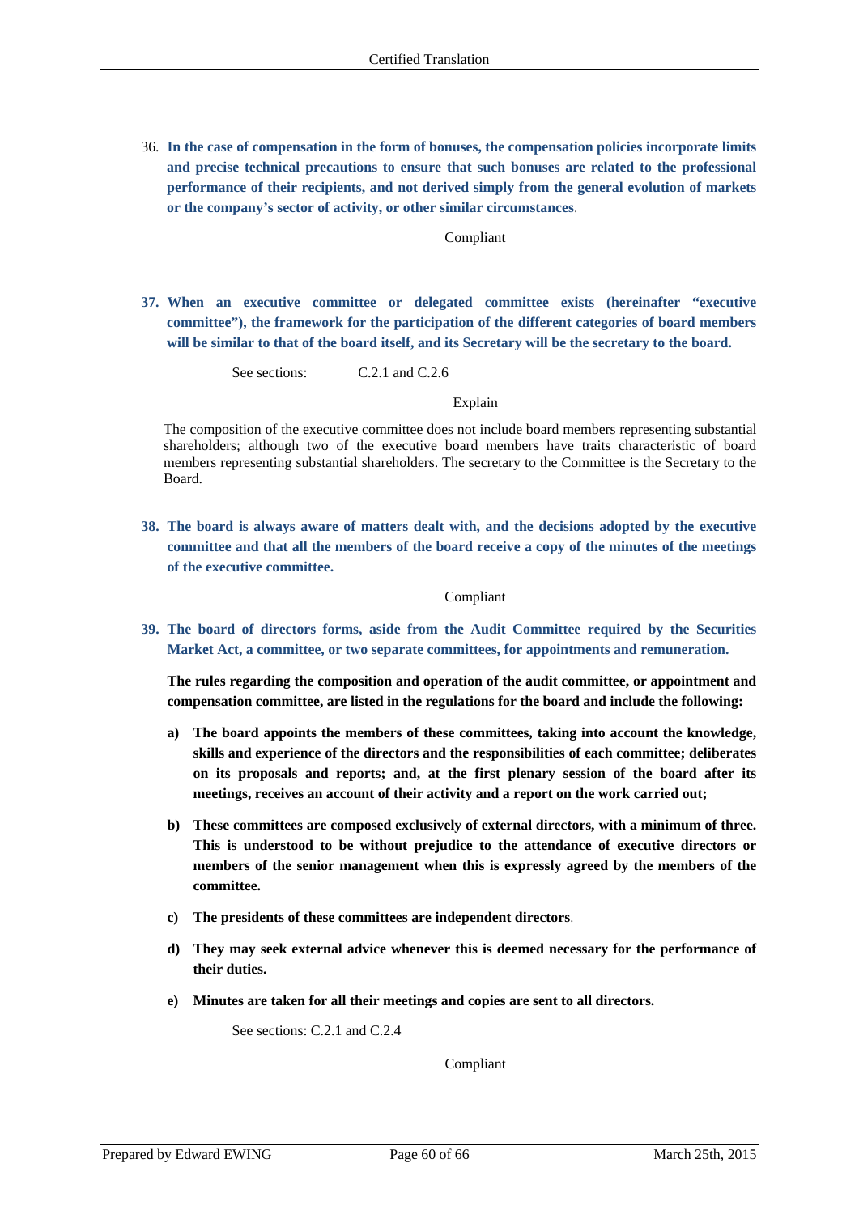36. **In the case of compensation in the form of bonuses, the compensation policies incorporate limits and precise technical precautions to ensure that such bonuses are related to the professional performance of their recipients, and not derived simply from the general evolution of markets or the company's sector of activity, or other similar circumstances**.

Compliant

37. **When an executive committee or delegated committee exists (hereinafter "executive committee"), the framework for the participation of the different categories of board members will be similar to that of the board itself, and its Secretary will be the secretary to the board.**

See sections: C.2.1 and C.2.6

Explain

The composition of the executive committee does not include board members representing substantial shareholders; although two of the executive board members have traits characteristic of board members representing substantial shareholders. The secretary to the Committee is the Secretary to the Board.

38. **The board is always aware of matters dealt with, and the decisions adopted by the executive committee and that all the members of the board receive a copy of the minutes of the meetings of the executive committee.**

Compliant

39. **The board of directors forms, aside from the Audit Committee required by the Securities Market Act, a committee, or two separate committees, for appointments and remuneration.**

**The rules regarding the composition and operation of the audit committee, or appointment and compensation committee, are listed in the regulations for the board and include the following:**

a) **The board appoints the members of these committees, taking into account the knowledge, skills and experience of the directors and the responsibilities of each committee; deliberates on its proposals and reports; and, at the first plenary session of the board after its meetings, receives an account of their activity and a report on the work carried out;**

b) **These committees are composed exclusively of external directors, with a minimum of three. This is understood to be without prejudice to the attendance of executive directors or members of the senior management when this is expressly agreed by the members of the committee.**

c) **The presidents of these committees are independent directors**.

d) **They may seek external advice whenever this is deemed necessary for the performance of their duties.**

e) **Minutes are taken for all their meetings and copies are sent to all directors.**

See sections: C.2.1 and C.2.4

Compliant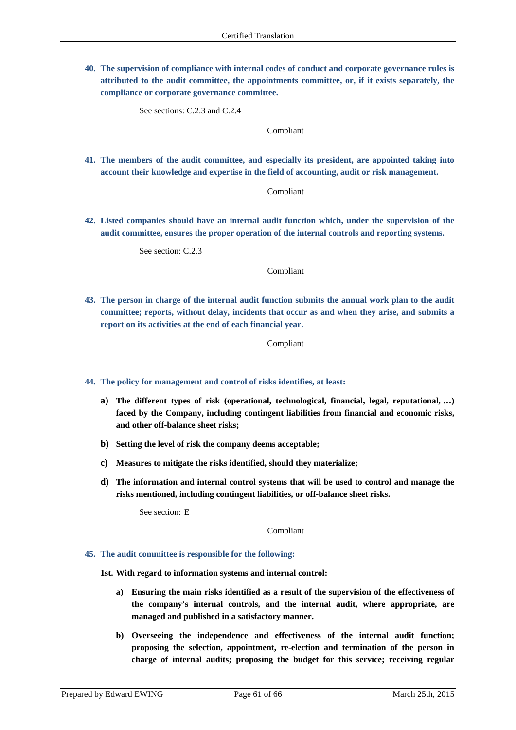**40. The supervision of compliance with internal codes of conduct and corporate governance rules is attributed to the audit committee, the appointments committee, or, if it exists separately, the compliance or corporate governance committee.**

See sections: C.2.3 and C.2.4

Compliant

**41. The members of the audit committee, and especially its president, are appointed taking into account their knowledge and expertise in the field of accounting, audit or risk management.**

Compliant

**42. Listed companies should have an internal audit function which, under the supervision of the audit committee, ensures the proper operation of the internal controls and reporting systems.**

See section: C.2.3

Compliant

**43. The person in charge of the internal audit function submits the annual work plan to the audit committee; reports, without delay, incidents that occur as and when they arise, and submits a report on its activities at the end of each financial year.**

Compliant

**44. The policy for management and control of risks identifies, at least:**

**a) The different types of risk (operational, technological, financial, legal, reputational, …) faced by the Company, including contingent liabilities from financial and economic risks, and other off-balance sheet risks;**

**b) Setting the level of risk the company deems acceptable;**

**c) Measures to mitigate the risks identified, should they materialize;**

**d) The information and internal control systems that will be used to control and manage the risks mentioned, including contingent liabilities, or off-balance sheet risks.**

See section: E

Compliant

**45. The audit committee is responsible for the following:**

**1st. With regard to information systems and internal control:**

**a) Ensuring the main risks identified as a result of the supervision of the effectiveness of the company's internal controls, and the internal audit, where appropriate, are managed and published in a satisfactory manner.**

**b) Overseeing the independence and effectiveness of the internal audit function; proposing the selection, appointment, re-election and termination of the person in charge of internal audits; proposing the budget for this service; receiving regular**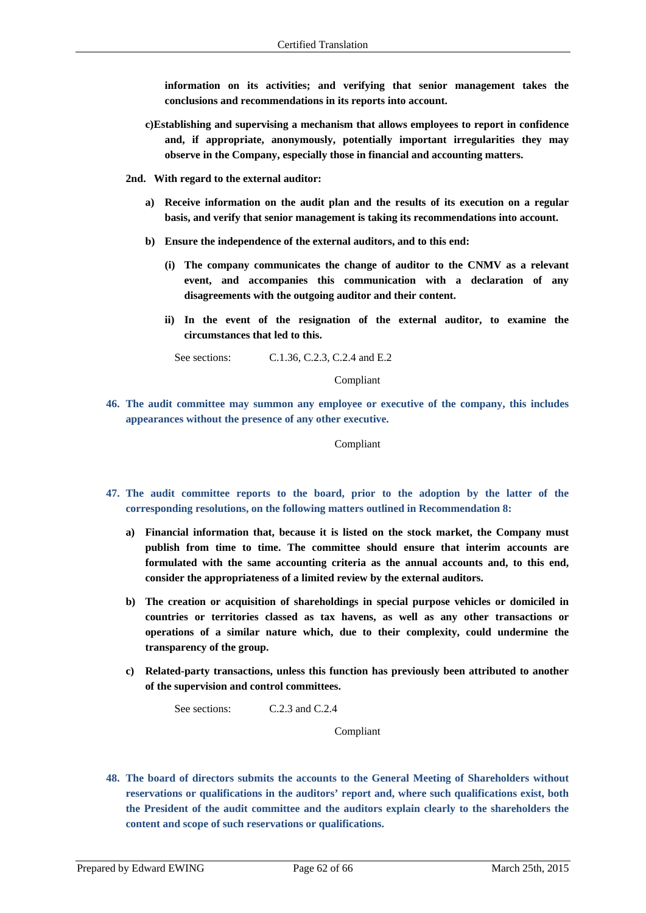**information on its activities; and verifying that senior management takes the conclusions and recommendations in its reports into account.**

**c)Establishing and supervising a mechanism that allows employees to report in confidence and, if appropriate, anonymously, potentially important irregularities they may observe in the Company, especially those in financial and accounting matters.**

**2nd. With regard to the external auditor:**

**a) Receive information on the audit plan and the results of its execution on a regular basis, and verify that senior management is taking its recommendations into account.**

**b) Ensure the independence of the external auditors, and to this end:**

**(i) The company communicates the change of auditor to the CNMV as a relevant event, and accompanies this communication with a declaration of any disagreements with the outgoing auditor and their content.**

**ii) In the event of the resignation of the external auditor, to examine the circumstances that led to this.**

See sections: C.1.36, C.2.3, C.2.4 and E.2

Compliant

**46. The audit committee may summon any employee or executive of the company, this includes appearances without the presence of any other executive.**

Compliant

**47. The audit committee reports to the board, prior to the adoption by the latter of the corresponding resolutions, on the following matters outlined in Recommendation 8:**

**a) Financial information that, because it is listed on the stock market, the Company must publish from time to time. The committee should ensure that interim accounts are formulated with the same accounting criteria as the annual accounts and, to this end, consider the appropriateness of a limited review by the external auditors.**

**b) The creation or acquisition of shareholdings in special purpose vehicles or domiciled in countries or territories classed as tax havens, as well as any other transactions or operations of a similar nature which, due to their complexity, could undermine the transparency of the group.**

**c) Related-party transactions, unless this function has previously been attributed to another of the supervision and control committees.**

See sections: C.2.3 and C.2.4

Compliant

**48. The board of directors submits the accounts to the General Meeting of Shareholders without reservations or qualifications in the auditors' report and, where such qualifications exist, both the President of the audit committee and the auditors explain clearly to the shareholders the content and scope of such reservations or qualifications.**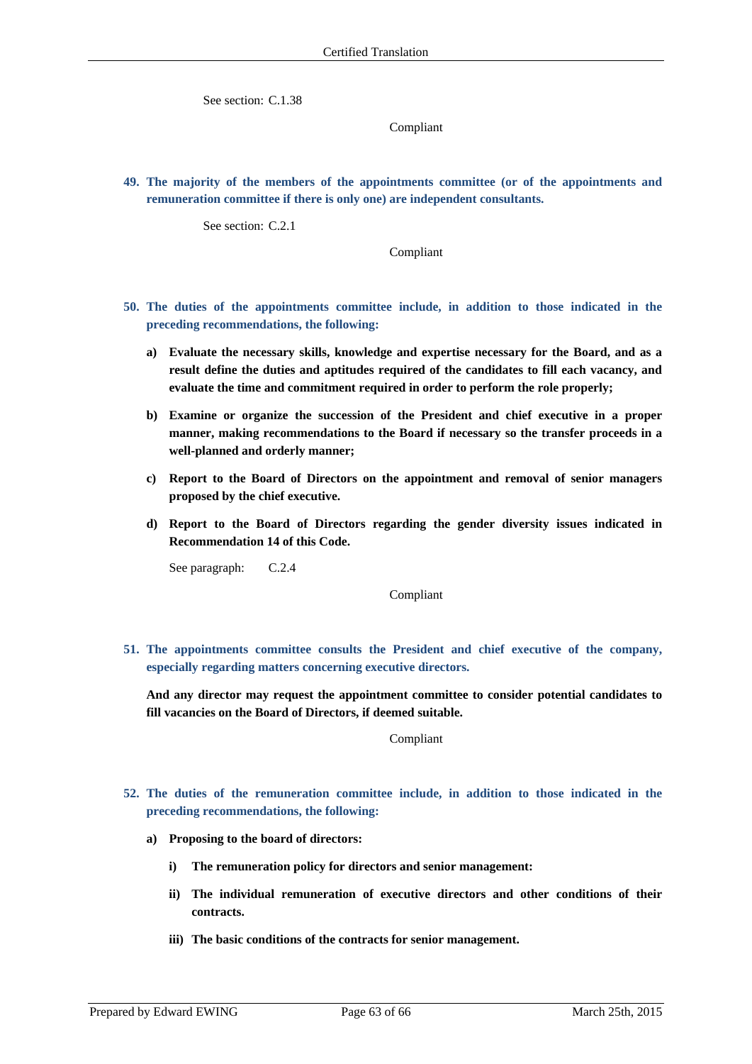See section: C.1.38

Compliant

**49. The majority of the members of the appointments committee (or of the appointments and remuneration committee if there is only one) are independent consultants.**

See section: C.2.1

Compliant

**50. The duties of the appointments committee include, in addition to those indicated in the preceding recommendations, the following:**

**a) Evaluate the necessary skills, knowledge and expertise necessary for the Board, and as a result define the duties and aptitudes required of the candidates to fill each vacancy, and evaluate the time and commitment required in order to perform the role properly;**

**b) Examine or organize the succession of the President and chief executive in a proper manner, making recommendations to the Board if necessary so the transfer proceeds in a well-planned and orderly manner;**

**c) Report to the Board of Directors on the appointment and removal of senior managers proposed by the chief executive.**

**d) Report to the Board of Directors regarding the gender diversity issues indicated in Recommendation 14 of this Code.**

See paragraph: C.2.4

Compliant

**51. The appointments committee consults the President and chief executive of the company, especially regarding matters concerning executive directors.**

**And any director may request the appointment committee to consider potential candidates to fill vacancies on the Board of Directors, if deemed suitable.**

Compliant

**52. The duties of the remuneration committee include, in addition to those indicated in the preceding recommendations, the following:**

**a) Proposing to the board of directors:**

**i) The remuneration policy for directors and senior management:**

**ii) The individual remuneration of executive directors and other conditions of their contracts.**

**iii) The basic conditions of the contracts for senior management.**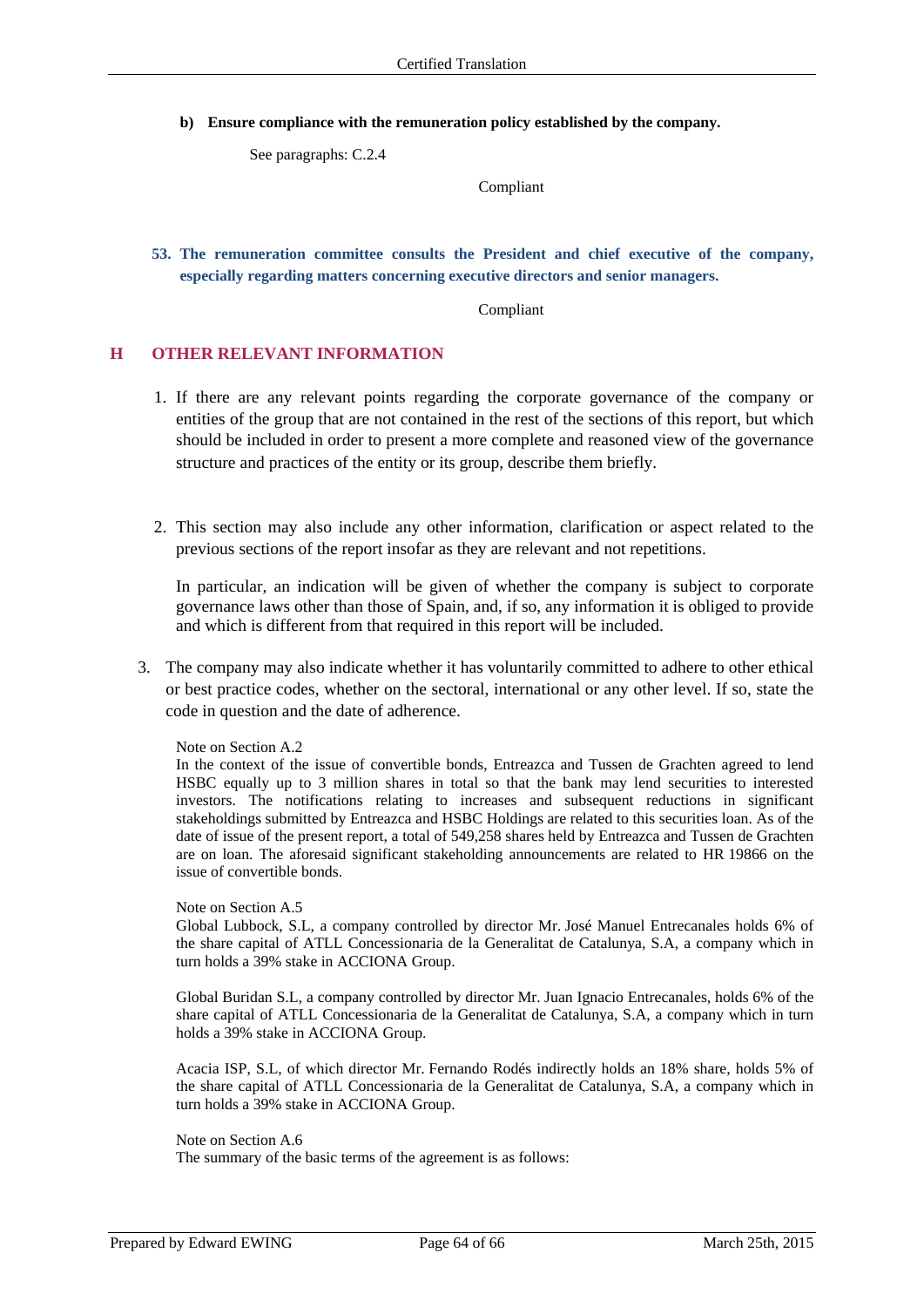**b) Ensure compliance with the remuneration policy established by the company.**

See paragraphs: C.2.4

Compliant

**53. The remuneration committee consults the President and chief executive of the company, especially regarding matters concerning executive directors and senior managers.**

Compliant

## H OTHER RELEVANT INFORMATION

1. If there are any relevant points regarding the corporate governance of the company or entities of the group that are not contained in the rest of the sections of this report, but which should be included in order to present a more complete and reasoned view of the governance structure and practices of the entity or its group, describe them briefly.

2. This section may also include any other information, clarification or aspect related to the previous sections of the report insofar as they are relevant and not repetitions.

   In particular, an indication will be given of whether the company is subject to corporate governance laws other than those of Spain, and, if so, any information it is obliged to provide and which is different from that required in this report will be included.

3. The company may also indicate whether it has voluntarily committed to adhere to other ethical or best practice codes, whether on the sectoral, international or any other level. If so, state the code in question and the date of adherence.

Note on Section A.2
In the context of the issue of convertible bonds, Entreazca and Tussen de Grachten agreed to lend HSBC equally up to 3 million shares in total so that the bank may lend securities to interested investors. The notifications relating to increases and subsequent reductions in significant stakeholdings submitted by Entreazca and HSBC Holdings are related to this securities loan. As of the date of issue of the present report, a total of 549,258 shares held by Entreazca and Tussen de Grachten are on loan. The aforesaid significant stakeholding announcements are related to HR 19866 on the issue of convertible bonds.

Note on Section A.5
Global Lubbock, S.L, a company controlled by director Mr. José Manuel Entrecanales holds 6% of the share capital of ATLL Concessionaria de la Generalitat de Catalunya, S.A, a company which in turn holds a 39% stake in ACCIONA Group.

Global Buridan S.L, a company controlled by director Mr. Juan Ignacio Entrecanales, holds 6% of the share capital of ATLL Concessionaria de la Generalitat de Catalunya, S.A, a company which in turn holds a 39% stake in ACCIONA Group.

Acacia ISP, S.L, of which director Mr. Fernando Rodés indirectly holds an 18% share, holds 5% of the share capital of ATLL Concessionaria de la Generalitat de Catalunya, S.A, a company which in turn holds a 39% stake in ACCIONA Group.

Note on Section A.6
The summary of the basic terms of the agreement is as follows: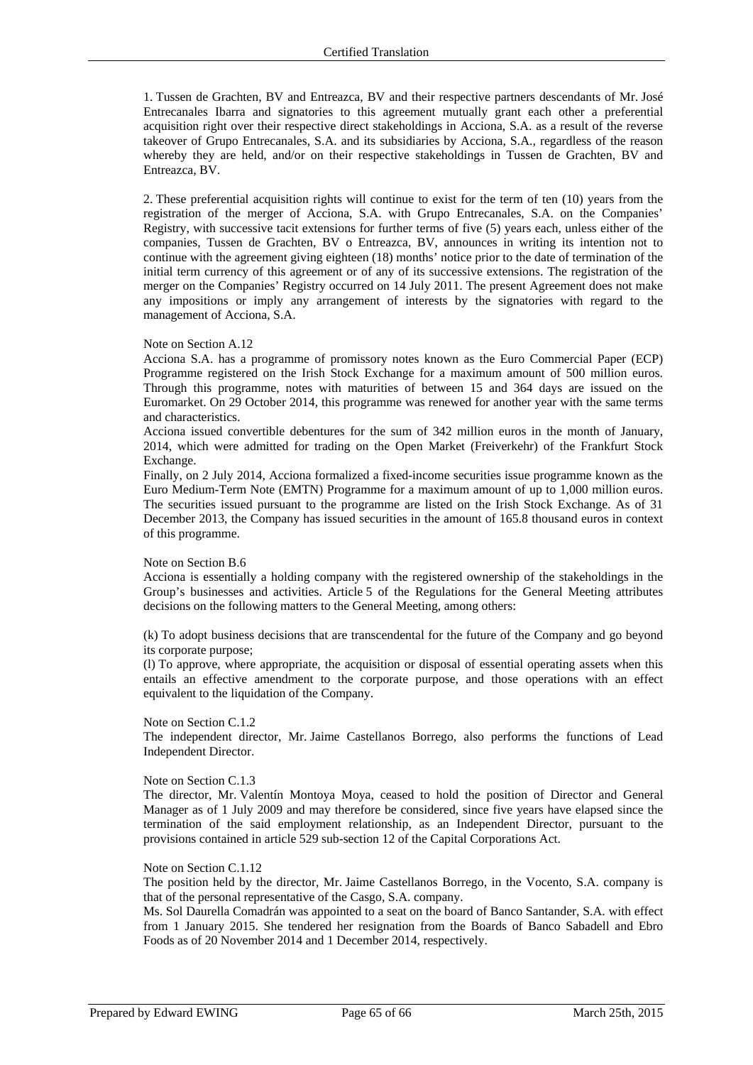1. Tussen de Grachten, BV and Entreazca, BV and their respective partners descendants of Mr. José Entrecanales Ibarra and signatories to this agreement mutually grant each other a preferential acquisition right over their respective direct stakeholdings in Acciona, S.A. as a result of the reverse takeover of Grupo Entrecanales, S.A. and its subsidiaries by Acciona, S.A., regardless of the reason whereby they are held, and/or on their respective stakeholdings in Tussen de Grachten, BV and Entreazca, BV.

2. These preferential acquisition rights will continue to exist for the term of ten (10) years from the registration of the merger of Acciona, S.A. with Grupo Entrecanales, S.A. on the Companies' Registry, with successive tacit extensions for further terms of five (5) years each, unless either of the companies, Tussen de Grachten, BV o Entreazca, BV, announces in writing its intention not to continue with the agreement giving eighteen (18) months' notice prior to the date of termination of the initial term currency of this agreement or of any of its successive extensions. The registration of the merger on the Companies' Registry occurred on 14 July 2011. The present Agreement does not make any impositions or imply any arrangement of interests by the signatories with regard to the management of Acciona, S.A.

Note on Section A.12

Acciona S.A. has a programme of promissory notes known as the Euro Commercial Paper (ECP) Programme registered on the Irish Stock Exchange for a maximum amount of 500 million euros. Through this programme, notes with maturities of between 15 and 364 days are issued on the Euromarket. On 29 October 2014, this programme was renewed for another year with the same terms and characteristics.

Acciona issued convertible debentures for the sum of 342 million euros in the month of January, 2014, which were admitted for trading on the Open Market (Freiverkehr) of the Frankfurt Stock Exchange.

Finally, on 2 July 2014, Acciona formalized a fixed-income securities issue programme known as the Euro Medium-Term Note (EMTN) Programme for a maximum amount of up to 1,000 million euros. The securities issued pursuant to the programme are listed on the Irish Stock Exchange. As of 31 December 2013, the Company has issued securities in the amount of 165.8 thousand euros in context of this programme.

Note on Section B.6

Acciona is essentially a holding company with the registered ownership of the stakeholdings in the Group's businesses and activities. Article 5 of the Regulations for the General Meeting attributes decisions on the following matters to the General Meeting, among others:

(k) To adopt business decisions that are transcendental for the future of the Company and go beyond its corporate purpose;

(l) To approve, where appropriate, the acquisition or disposal of essential operating assets when this entails an effective amendment to the corporate purpose, and those operations with an effect equivalent to the liquidation of the Company.

Note on Section C.1.2

The independent director, Mr. Jaime Castellanos Borrego, also performs the functions of Lead Independent Director.

Note on Section C.1.3

The director, Mr. Valentín Montoya Moya, ceased to hold the position of Director and General Manager as of 1 July 2009 and may therefore be considered, since five years have elapsed since the termination of the said employment relationship, as an Independent Director, pursuant to the provisions contained in article 529 sub-section 12 of the Capital Corporations Act.

Note on Section C.1.12

The position held by the director, Mr. Jaime Castellanos Borrego, in the Vocento, S.A. company is that of the personal representative of the Casgo, S.A. company.

Ms. Sol Daurella Comadrán was appointed to a seat on the board of Banco Santander, S.A. with effect from 1 January 2015. She tendered her resignation from the Boards of Banco Sabadell and Ebro Foods as of 20 November 2014 and 1 December 2014, respectively.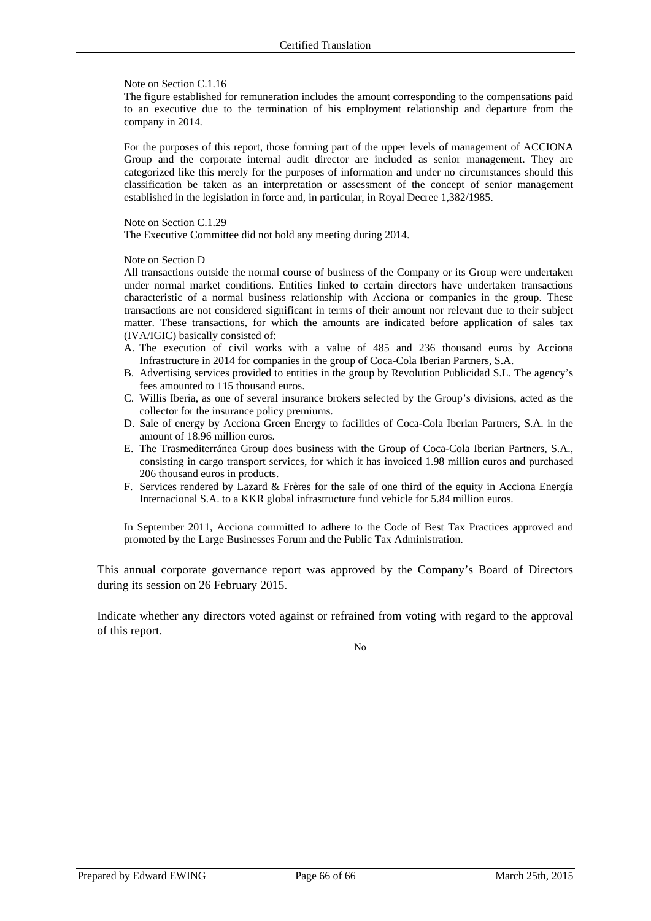Note on Section C.1.16

The figure established for remuneration includes the amount corresponding to the compensations paid to an executive due to the termination of his employment relationship and departure from the company in 2014.

For the purposes of this report, those forming part of the upper levels of management of ACCIONA Group and the corporate internal audit director are included as senior management. They are categorized like this merely for the purposes of information and under no circumstances should this classification be taken as an interpretation or assessment of the concept of senior management established in the legislation in force and, in particular, in Royal Decree 1,382/1985.

Note on Section C.1.29

The Executive Committee did not hold any meeting during 2014.

Note on Section D

All transactions outside the normal course of business of the Company or its Group were undertaken under normal market conditions. Entities linked to certain directors have undertaken transactions characteristic of a normal business relationship with Acciona or companies in the group. These transactions are not considered significant in terms of their amount nor relevant due to their subject matter. These transactions, for which the amounts are indicated before application of sales tax (IVA/IGIC) basically consisted of:

A. The execution of civil works with a value of 485 and 236 thousand euros by Acciona Infrastructure in 2014 for companies in the group of Coca-Cola Iberian Partners, S.A.
B. Advertising services provided to entities in the group by Revolution Publicidad S.L. The agency's fees amounted to 115 thousand euros.
C. Willis Iberia, as one of several insurance brokers selected by the Group's divisions, acted as the collector for the insurance policy premiums.
D. Sale of energy by Acciona Green Energy to facilities of Coca-Cola Iberian Partners, S.A. in the amount of 18.96 million euros.
E. The Trasmediterránea Group does business with the Group of Coca-Cola Iberian Partners, S.A., consisting in cargo transport services, for which it has invoiced 1.98 million euros and purchased 206 thousand euros in products.
F. Services rendered by Lazard & Frères for the sale of one third of the equity in Acciona Energía Internacional S.A. to a KKR global infrastructure fund vehicle for 5.84 million euros.

In September 2011, Acciona committed to adhere to the Code of Best Tax Practices approved and promoted by the Large Businesses Forum and the Public Tax Administration.

This annual corporate governance report was approved by the Company's Board of Directors during its session on 26 February 2015.

Indicate whether any directors voted against or refrained from voting with regard to the approval of this report.

No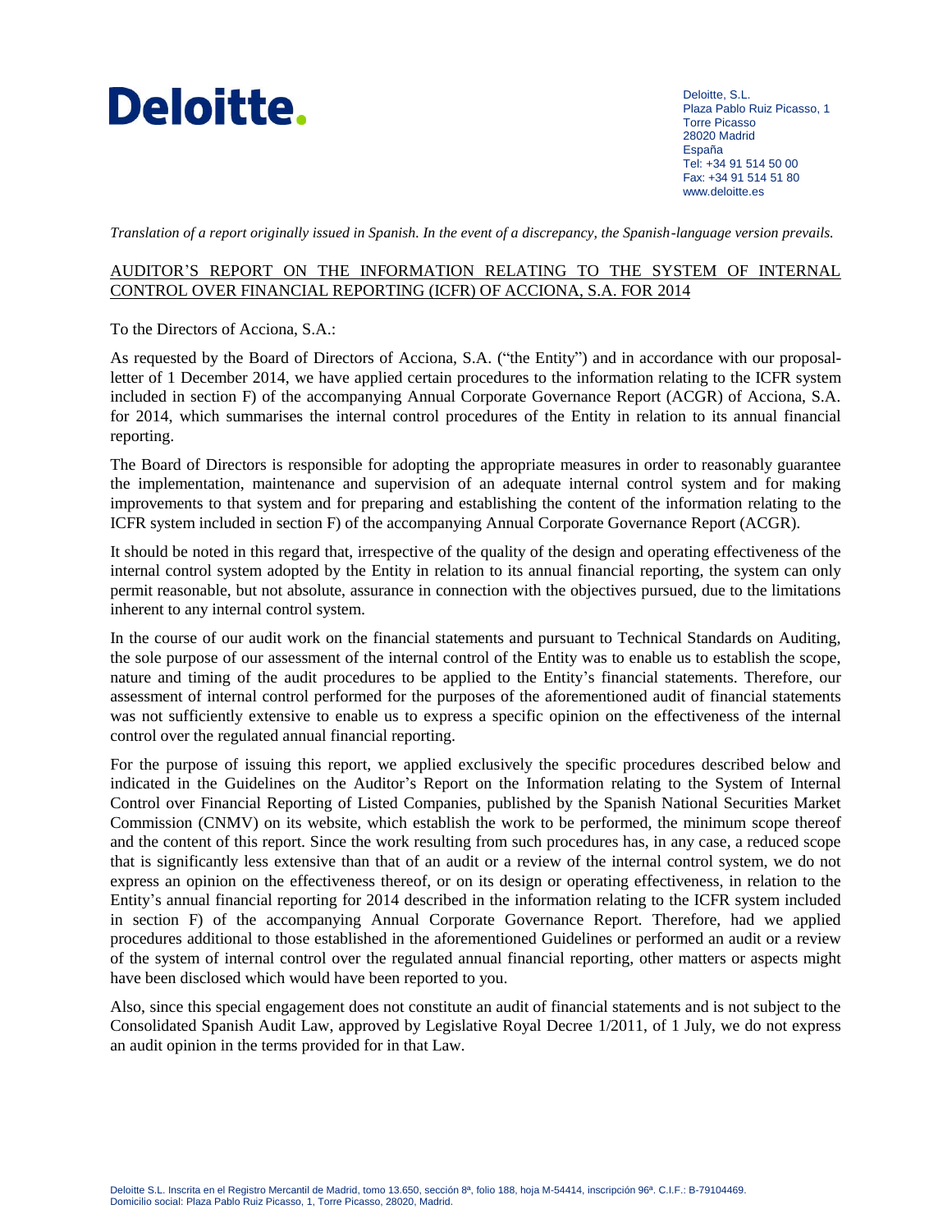Deloitte.

Deloitte, S.L.
Plaza Pablo Ruiz Picasso, 1
Torre Picasso
28020 Madrid
España
Tel: +34 91 514 50 00
Fax: +34 91 514 51 80
www.deloitte.es

*Translation of a report originally issued in Spanish. In the event of a discrepancy, the Spanish-language version prevails.*

AUDITOR'S REPORT ON THE INFORMATION RELATING TO THE SYSTEM OF INTERNAL CONTROL OVER FINANCIAL REPORTING (ICFR) OF ACCIONA, S.A. FOR 2014

To the Directors of Acciona, S.A.:

As requested by the Board of Directors of Acciona, S.A. ("the Entity") and in accordance with our proposal-letter of 1 December 2014, we have applied certain procedures to the information relating to the ICFR system included in section F) of the accompanying Annual Corporate Governance Report (ACGR) of Acciona, S.A. for 2014, which summarises the internal control procedures of the Entity in relation to its annual financial reporting.

The Board of Directors is responsible for adopting the appropriate measures in order to reasonably guarantee the implementation, maintenance and supervision of an adequate internal control system and for making improvements to that system and for preparing and establishing the content of the information relating to the ICFR system included in section F) of the accompanying Annual Corporate Governance Report (ACGR).

It should be noted in this regard that, irrespective of the quality of the design and operating effectiveness of the internal control system adopted by the Entity in relation to its annual financial reporting, the system can only permit reasonable, but not absolute, assurance in connection with the objectives pursued, due to the limitations inherent to any internal control system.

In the course of our audit work on the financial statements and pursuant to Technical Standards on Auditing, the sole purpose of our assessment of the internal control of the Entity was to enable us to establish the scope, nature and timing of the audit procedures to be applied to the Entity's financial statements. Therefore, our assessment of internal control performed for the purposes of the aforementioned audit of financial statements was not sufficiently extensive to enable us to express a specific opinion on the effectiveness of the internal control over the regulated annual financial reporting.

For the purpose of issuing this report, we applied exclusively the specific procedures described below and indicated in the Guidelines on the Auditor's Report on the Information relating to the System of Internal Control over Financial Reporting of Listed Companies, published by the Spanish National Securities Market Commission (CNMV) on its website, which establish the work to be performed, the minimum scope thereof and the content of this report. Since the work resulting from such procedures has, in any case, a reduced scope that is significantly less extensive than that of an audit or a review of the internal control system, we do not express an opinion on the effectiveness thereof, or on its design or operating effectiveness, in relation to the Entity's annual financial reporting for 2014 described in the information relating to the ICFR system included in section F) of the accompanying Annual Corporate Governance Report. Therefore, had we applied procedures additional to those established in the aforementioned Guidelines or performed an audit or a review of the system of internal control over the regulated annual financial reporting, other matters or aspects might have been disclosed which would have been reported to you.

Also, since this special engagement does not constitute an audit of financial statements and is not subject to the Consolidated Spanish Audit Law, approved by Legislative Royal Decree 1/2011, of 1 July, we do not express an audit opinion in the terms provided for in that Law.

Deloitte S.L. Inscrita en el Registro Mercantil de Madrid, tomo 13.650, sección 8ª, folio 188, hoja M-54414, inscripción 96ª. C.I.F.: B-79104469.
Domicilio social: Plaza Pablo Ruiz Picasso, 1, Torre Picasso, 28020, Madrid.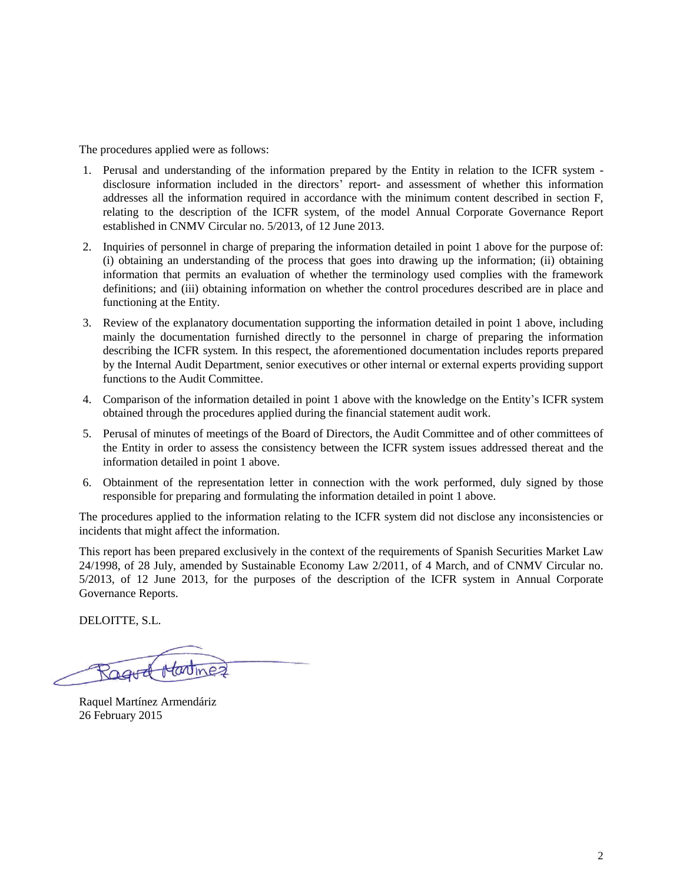The procedures applied were as follows:

1. Perusal and understanding of the information prepared by the Entity in relation to the ICFR system - disclosure information included in the directors' report- and assessment of whether this information addresses all the information required in accordance with the minimum content described in section F, relating to the description of the ICFR system, of the model Annual Corporate Governance Report established in CNMV Circular no. 5/2013, of 12 June 2013.

2. Inquiries of personnel in charge of preparing the information detailed in point 1 above for the purpose of: (i) obtaining an understanding of the process that goes into drawing up the information; (ii) obtaining information that permits an evaluation of whether the terminology used complies with the framework definitions; and (iii) obtaining information on whether the control procedures described are in place and functioning at the Entity.

3. Review of the explanatory documentation supporting the information detailed in point 1 above, including mainly the documentation furnished directly to the personnel in charge of preparing the information describing the ICFR system. In this respect, the aforementioned documentation includes reports prepared by the Internal Audit Department, senior executives or other internal or external experts providing support functions to the Audit Committee.

4. Comparison of the information detailed in point 1 above with the knowledge on the Entity's ICFR system obtained through the procedures applied during the financial statement audit work.

5. Perusal of minutes of meetings of the Board of Directors, the Audit Committee and of other committees of the Entity in order to assess the consistency between the ICFR system issues addressed thereat and the information detailed in point 1 above.

6. Obtainment of the representation letter in connection with the work performed, duly signed by those responsible for preparing and formulating the information detailed in point 1 above.

The procedures applied to the information relating to the ICFR system did not disclose any inconsistencies or incidents that might affect the information.

This report has been prepared exclusively in the context of the requirements of Spanish Securities Market Law 24/1998, of 28 July, amended by Sustainable Economy Law 2/2011, of 4 March, and of CNMV Circular no. 5/2013, of 12 June 2013, for the purposes of the description of the ICFR system in Annual Corporate Governance Reports.

DELOITTE, S.L.

Raquel Martínez Armendáriz
26 February 2015